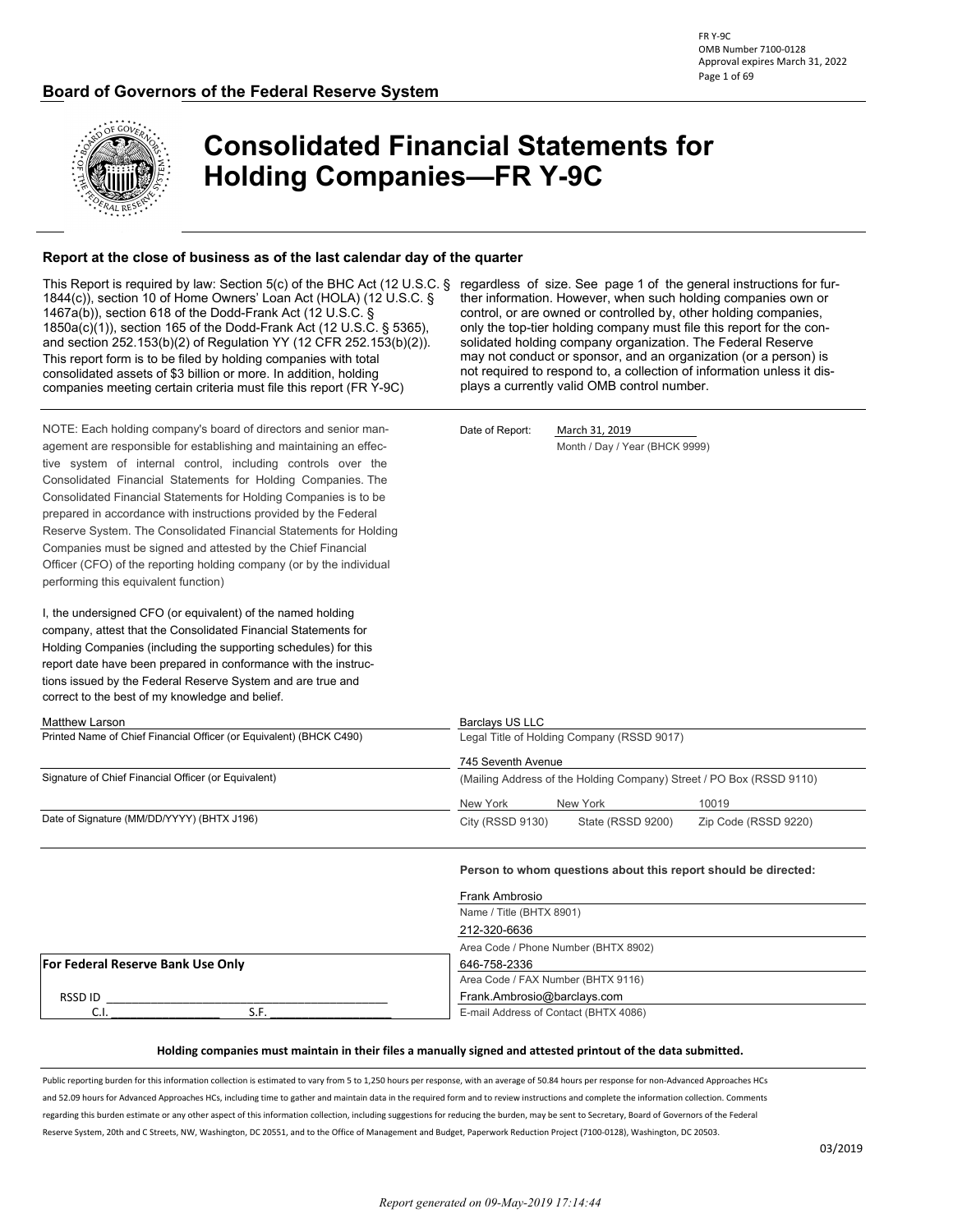FR Y-9C
OMB Number 7100-0128
Approval expires March 31, 2022

## Board of Governors of the Federal Reserve System

# Consolidated Financial Statements for Holding Companies—FR Y-9C

### Report at the close of business as of the last calendar day of the quarter

This Report is required by law: Section 5(c) of the BHC Act (12 U.S.C. § 1844(c)), section 10 of Home Owners' Loan Act (HOLA) (12 U.S.C. § 1467a(b)), section 618 of the Dodd-Frank Act (12 U.S.C. § 1850a(c)(1)), section 165 of the Dodd-Frank Act (12 U.S.C. § 5365), and section 252.153(b)(2) of Regulation YY (12 CFR 252.153(b)(2)). This report form is to be filed by holding companies with total consolidated assets of $3 billion or more. In addition, holding companies meeting certain criteria must file this report (FR Y-9C) regardless of size. See page 1 of the general instructions for further information. However, when such holding companies own or control, or are owned or controlled by, other holding companies, only the top-tier holding company must file this report for the consolidated holding company organization. The Federal Reserve may not conduct or sponsor, and an organization (or a person) is not required to respond to, a collection of information unless it displays a currently valid OMB control number.

NOTE: Each holding company's board of directors and senior management are responsible for establishing and maintaining an effective system of internal control, including controls over the Consolidated Financial Statements for Holding Companies. The Consolidated Financial Statements for Holding Companies is to be prepared in accordance with instructions provided by the Federal Reserve System. The Consolidated Financial Statements for Holding Companies must be signed and attested by the Chief Financial Officer (CFO) of the reporting holding company (or by the individual performing this equivalent function)

I, the undersigned CFO (or equivalent) of the named holding company, attest that the Consolidated Financial Statements for Holding Companies (including the supporting schedules) for this report date have been prepared in conformance with the instructions issued by the Federal Reserve System and are true and correct to the best of my knowledge and belief.

Date of Report: March 31, 2019
Month / Day / Year (BHCK 9999)

Matthew Larson
Printed Name of Chief Financial Officer (or Equivalent) (BHCK C490)

Signature of Chief Financial Officer (or Equivalent)

Date of Signature (MM/DD/YYYY) (BHTX J196)

Barclays US LLC
Legal Title of Holding Company (RSSD 9017)

745 Seventh Avenue
(Mailing Address of the Holding Company) Street / PO Box (RSSD 9110)

New York — City (RSSD 9130)
New York — State (RSSD 9200)
10019 — Zip Code (RSSD 9220)

**Person to whom questions about this report should be directed:**

Frank Ambrosio
Name / Title (BHTX 8901)

212-320-6636
Area Code / Phone Number (BHTX 8902)

646-758-2336
Area Code / FAX Number (BHTX 9116)

Frank.Ambrosio@barclays.com
E-mail Address of Contact (BHTX 4086)

**For Federal Reserve Bank Use Only**

RSSD ID ____________________
C.I. ____________ S.F. ____________

**Holding companies must maintain in their files a manually signed and attested printout of the data submitted.**

Public reporting burden for this information collection is estimated to vary from 5 to 1,250 hours per response, with an average of 50.84 hours per response for non-Advanced Approaches HCs and 52.09 hours for Advanced Approaches HCs, including time to gather and maintain data in the required form and to review instructions and complete the information collection. Comments regarding this burden estimate or any other aspect of this information collection, including suggestions for reducing the burden, may be sent to Secretary, Board of Governors of the Federal Reserve System, 20th and C Streets, NW, Washington, DC 20551, and to the Office of Management and Budget, Paperwork Reduction Project (7100-0128), Washington, DC 20503.

03/2019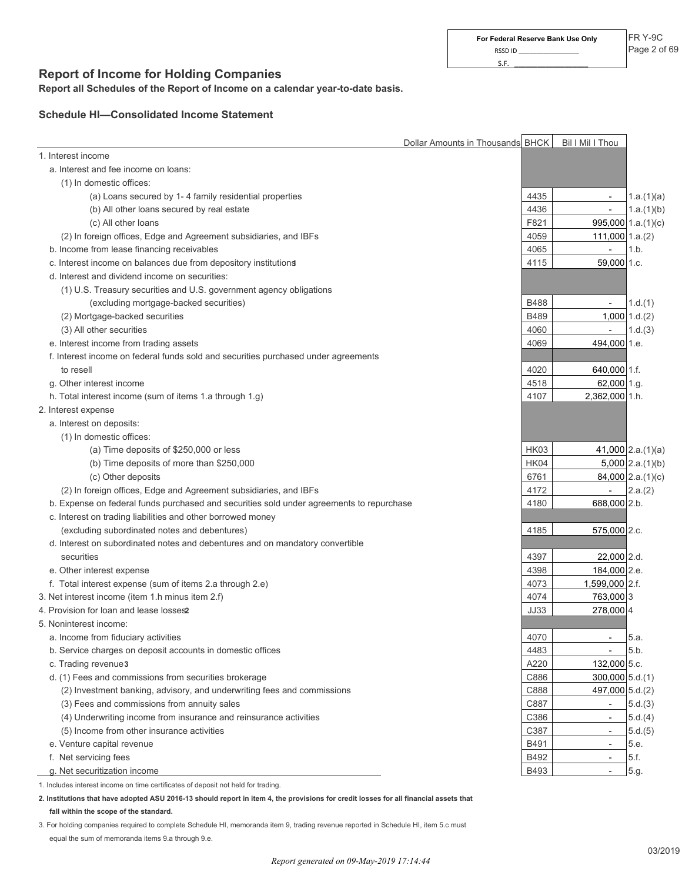For Federal Reserve Bank Use Only
RSSD ID _______________
S.F. _______________

FR Y-9C

## Report of Income for Holding Companies

**Report all Schedules of the Report of Income on a calendar year-to-date basis.**

### Schedule HI—Consolidated Income Statement

| Dollar Amounts in Thousands | BHCK | Bil I Mil I Thou | |
|---|---|---|---|
| 1. Interest income | | | |
| a. Interest and fee income on loans: | | | |
| (1) In domestic offices: | | | |
| (a) Loans secured by 1- 4 family residential properties | 4435 | - | 1.a.(1)(a) |
| (b) All other loans secured by real estate | 4436 | - | 1.a.(1)(b) |
| (c) All other loans | F821 | 995,000 | 1.a.(1)(c) |
| (2) In foreign offices, Edge and Agreement subsidiaries, and IBFs | 4059 | 111,000 | 1.a.(2) |
| b. Income from lease financing receivables | 4065 | - | 1.b. |
| c. Interest income on balances due from depository institutions[1] | 4115 | 59,000 | 1.c. |
| d. Interest and dividend income on securities: | | | |
| (1) U.S. Treasury securities and U.S. government agency obligations (excluding mortgage-backed securities) | B488 | - | 1.d.(1) |
| (2) Mortgage-backed securities | B489 | 1,000 | 1.d.(2) |
| (3) All other securities | 4060 | - | 1.d.(3) |
| e. Interest income from trading assets | 4069 | 494,000 | 1.e. |
| f. Interest income on federal funds sold and securities purchased under agreements to resell | 4020 | 640,000 | 1.f. |
| g. Other interest income | 4518 | 62,000 | 1.g. |
| h. Total interest income (sum of items 1.a through 1.g) | 4107 | 2,362,000 | 1.h. |
| 2. Interest expense | | | |
| a. Interest on deposits: | | | |
| (1) In domestic offices: | | | |
| (a) Time deposits of $250,000 or less | HK03 | 41,000 | 2.a.(1)(a) |
| (b) Time deposits of more than $250,000 | HK04 | 5,000 | 2.a.(1)(b) |
| (c) Other deposits | 6761 | 84,000 | 2.a.(1)(c) |
| (2) In foreign offices, Edge and Agreement subsidiaries, and IBFs | 4172 | - | 2.a.(2) |
| b. Expense on federal funds purchased and securities sold under agreements to repurchase | 4180 | 688,000 | 2.b. |
| c. Interest on trading liabilities and other borrowed money (excluding subordinated notes and debentures) | 4185 | 575,000 | 2.c. |
| d. Interest on subordinated notes and debentures and on mandatory convertible securities | 4397 | 22,000 | 2.d. |
| e. Other interest expense | 4398 | 184,000 | 2.e. |
| f. Total interest expense (sum of items 2.a through 2.e) | 4073 | 1,599,000 | 2.f. |
| 3. Net interest income (item 1.h minus item 2.f) | 4074 | 763,000 | 3 |
| 4. Provision for loan and lease losses[2] | JJ33 | 278,000 | 4 |
| 5. Noninterest income: | | | |
| a. Income from fiduciary activities | 4070 | - | 5.a. |
| b. Service charges on deposit accounts in domestic offices | 4483 | - | 5.b. |
| c. Trading revenue[3] | A220 | 132,000 | 5.c. |
| d. (1) Fees and commissions from securities brokerage | C886 | 300,000 | 5.d.(1) |
| (2) Investment banking, advisory, and underwriting fees and commissions | C888 | 497,000 | 5.d.(2) |
| (3) Fees and commissions from annuity sales | C887 | - | 5.d.(3) |
| (4) Underwriting income from insurance and reinsurance activities | C386 | - | 5.d.(4) |
| (5) Income from other insurance activities | C387 | - | 5.d.(5) |
| e. Venture capital revenue | B491 | - | 5.e. |
| f. Net servicing fees | B492 | - | 5.f. |
| g. Net securitization income | B493 | - | 5.g. |

1. Includes interest income on time certificates of deposit not held for trading.

**2. Institutions that have adopted ASU 2016-13 should report in item 4, the provisions for credit losses for all financial assets that fall within the scope of the standard.**

3. For holding companies required to complete Schedule HI, memoranda item 9, trading revenue reported in Schedule HI, item 5.c must equal the sum of memoranda items 9.a through 9.e.

03/2019

*Report generated on 09-May-2019 17:14:44*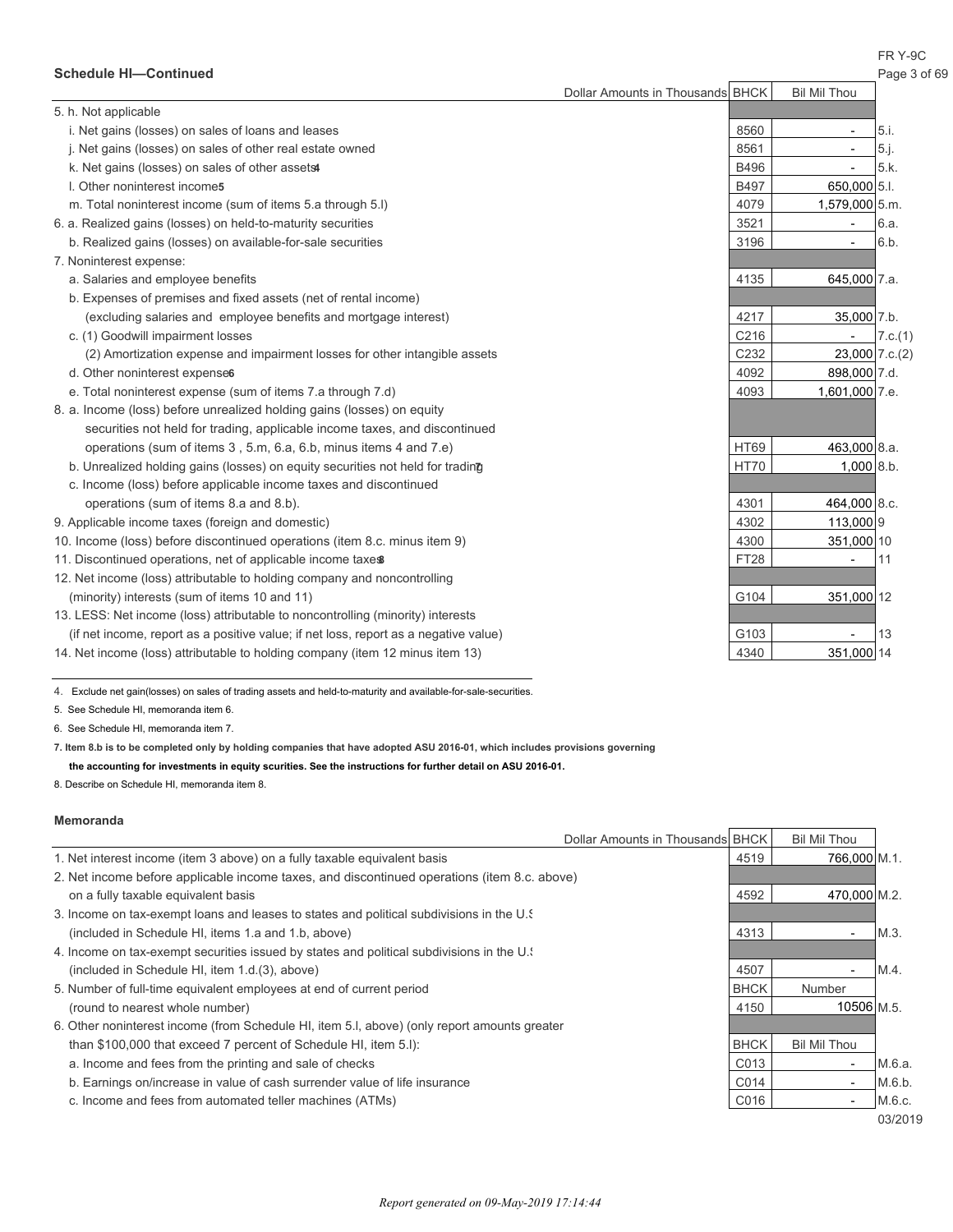## Schedule HI—Continued

| | Dollar Amounts in Thousands BHCK | Bil Mil Thou | |
|---|---|---|---|
| 5. h. Not applicable | | | |
| i. Net gains (losses) on sales of loans and leases | 8560 | - | 5.i. |
| j. Net gains (losses) on sales of other real estate owned | 8561 | - | 5.j. |
| k. Net gains (losses) on sales of other assets[4] | B496 | - | 5.k. |
| l. Other noninterest income[5] | B497 | 650,000 | 5.l. |
| m. Total noninterest income (sum of items 5.a through 5.l) | 4079 | 1,579,000 | 5.m. |
| 6. a. Realized gains (losses) on held-to-maturity securities | 3521 | - | 6.a. |
| b. Realized gains (losses) on available-for-sale securities | 3196 | - | 6.b. |
| 7. Noninterest expense: | | | |
| a. Salaries and employee benefits | 4135 | 645,000 | 7.a. |
| b. Expenses of premises and fixed assets (net of rental income) (excluding salaries and employee benefits and mortgage interest) | 4217 | 35,000 | 7.b. |
| c. (1) Goodwill impairment losses | C216 | - | 7.c.(1) |
| (2) Amortization expense and impairment losses for other intangible assets | C232 | 23,000 | 7.c.(2) |
| d. Other noninterest expense[6] | 4092 | 898,000 | 7.d. |
| e. Total noninterest expense (sum of items 7.a through 7.d) | 4093 | 1,601,000 | 7.e. |
| 8. a. Income (loss) before unrealized holding gains (losses) on equity securities not held for trading, applicable income taxes, and discontinued operations (sum of items 3 , 5.m, 6.a, 6.b, minus items 4 and 7.e) | HT69 | 463,000 | 8.a. |
| b. Unrealized holding gains (losses) on equity securities not held for trading[7] | HT70 | 1,000 | 8.b. |
| c. Income (loss) before applicable income taxes and discontinued operations (sum of items 8.a and 8.b). | 4301 | 464,000 | 8.c. |
| 9. Applicable income taxes (foreign and domestic) | 4302 | 113,000 | 9 |
| 10. Income (loss) before discontinued operations (item 8.c. minus item 9) | 4300 | 351,000 | 10 |
| 11. Discontinued operations, net of applicable income taxes[8] | FT28 | - | 11 |
| 12. Net income (loss) attributable to holding company and noncontrolling (minority) interests (sum of items 10 and 11) | G104 | 351,000 | 12 |
| 13. LESS: Net income (loss) attributable to noncontrolling (minority) interests (if net income, report as a positive value; if net loss, report as a negative value) | G103 | - | 13 |
| 14. Net income (loss) attributable to holding company (item 12 minus item 13) | 4340 | 351,000 | 14 |

4. Exclude net gain(losses) on sales of trading assets and held-to-maturity and available-for-sale-securities.

5. See Schedule HI, memoranda item 6.

6. See Schedule HI, memoranda item 7.

**7. Item 8.b is to be completed only by holding companies that have adopted ASU 2016-01, which includes provisions governing the accounting for investments in equity scurities. See the instructions for further detail on ASU 2016-01.**

8. Describe on Schedule HI, memoranda item 8.

### Memoranda

| | Dollar Amounts in Thousands BHCK | Bil Mil Thou | |
|---|---|---|---|
| 1. Net interest income (item 3 above) on a fully taxable equivalent basis | 4519 | 766,000 | M.1. |
| 2. Net income before applicable income taxes, and discontinued operations (item 8.c. above) on a fully taxable equivalent basis | 4592 | 470,000 | M.2. |
| 3. Income on tax-exempt loans and leases to states and political subdivisions in the U.S (included in Schedule HI, items 1.a and 1.b, above) | 4313 | - | M.3. |
| 4. Income on tax-exempt securities issued by states and political subdivisions in the U.S (included in Schedule HI, item 1.d.(3), above) | 4507 | - | M.4. |
| 5. Number of full-time equivalent employees at end of current period (round to nearest whole number) | BHCK 4150 | Number 10506 | M.5. |
| 6. Other noninterest income (from Schedule HI, item 5.l, above) (only report amounts greater than $100,000 that exceed 7 percent of Schedule HI, item 5.l): | BHCK | Bil Mil Thou | |
| a. Income and fees from the printing and sale of checks | C013 | - | M.6.a. |
| b. Earnings on/increase in value of cash surrender value of life insurance | C014 | - | M.6.b. |
| c. Income and fees from automated teller machines (ATMs) | C016 | - | M.6.c. |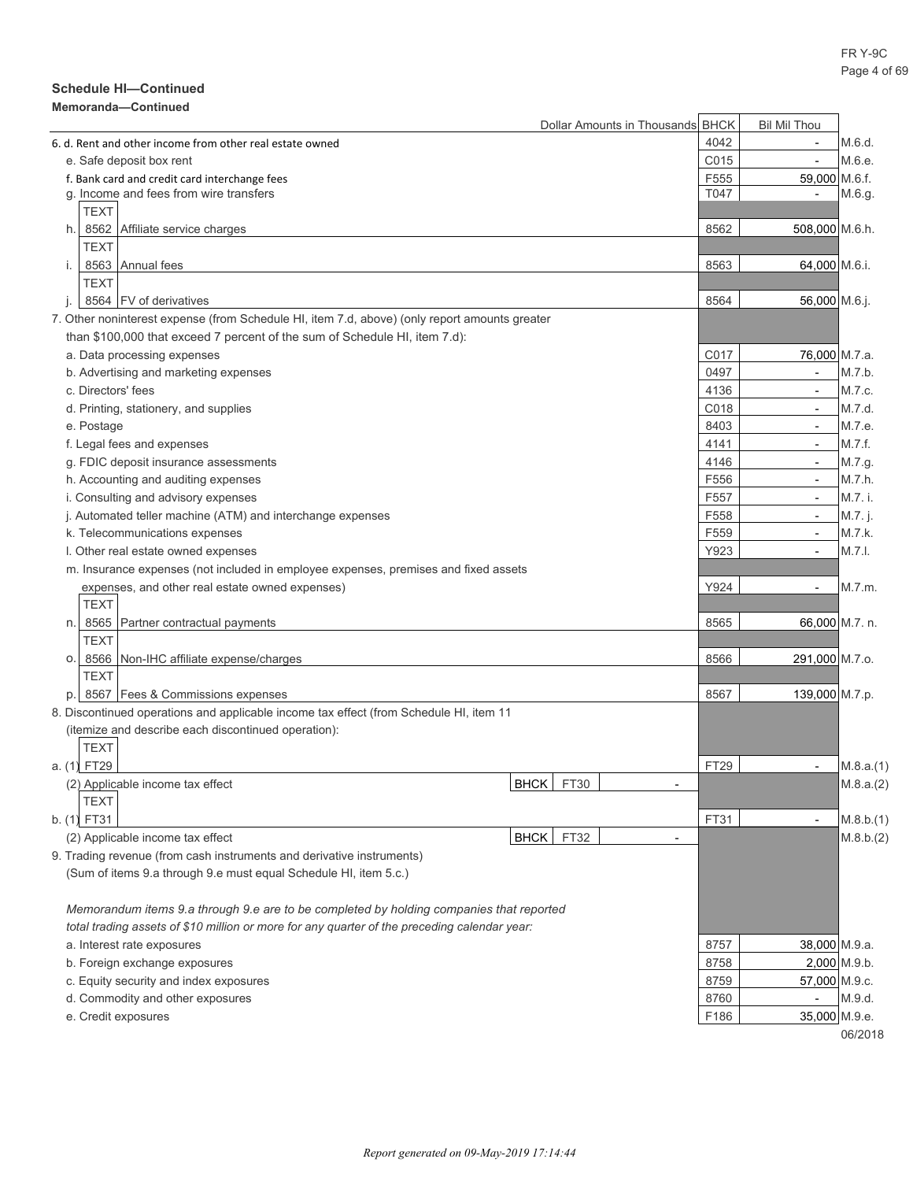## Schedule HI—Continued

**Memoranda—Continued**

| Dollar Amounts in Thousands | | | BHCK | Bil Mil Thou | |
|---|---|---|---|---|---|
| 6. d. Rent and other income from other real estate owned | | | 4042 | - | M.6.d. |
| e. Safe deposit box rent | | | C015 | - | M.6.e. |
| f. Bank card and credit card interchange fees | | | F555 | 59,000 | M.6.f. |
| g. Income and fees from wire transfers | | | T047 | - | M.6.g. |
| TEXT | | | | | |
| h. 8562 Affiliate service charges | | | 8562 | 508,000 | M.6.h. |
| TEXT | | | | | |
| i. 8563 Annual fees | | | 8563 | 64,000 | M.6.i. |
| TEXT | | | | | |
| j. 8564 FV of derivatives | | | 8564 | 56,000 | M.6.j. |
| 7. Other noninterest expense (from Schedule HI, item 7.d, above) (only report amounts greater than $100,000 that exceed 7 percent of the sum of Schedule HI, item 7.d): | | | | | |
| a. Data processing expenses | | | C017 | 76,000 | M.7.a. |
| b. Advertising and marketing expenses | | | 0497 | - | M.7.b. |
| c. Directors' fees | | | 4136 | - | M.7.c. |
| d. Printing, stationery, and supplies | | | C018 | - | M.7.d. |
| e. Postage | | | 8403 | - | M.7.e. |
| f. Legal fees and expenses | | | 4141 | - | M.7.f. |
| g. FDIC deposit insurance assessments | | | 4146 | - | M.7.g. |
| h. Accounting and auditing expenses | | | F556 | - | M.7.h. |
| i. Consulting and advisory expenses | | | F557 | - | M.7. i. |
| j. Automated teller machine (ATM) and interchange expenses | | | F558 | - | M.7. j. |
| k. Telecommunications expenses | | | F559 | - | M.7.k. |
| l. Other real estate owned expenses | | | Y923 | - | M.7.l. |
| m. Insurance expenses (not included in employee expenses, premises and fixed assets expenses, and other real estate owned expenses) | | | Y924 | - | M.7.m. |
| TEXT | | | | | |
| n. 8565 Partner contractual payments | | | 8565 | 66,000 | M.7. n. |
| TEXT | | | | | |
| o. 8566 Non-IHC affiliate expense/charges | | | 8566 | 291,000 | M.7.o. |
| TEXT | | | | | |
| p. 8567 Fees & Commissions expenses | | | 8567 | 139,000 | M.7.p. |
| 8. Discontinued operations and applicable income tax effect (from Schedule HI, item 11 (itemize and describe each discontinued operation): | | | | | |
| TEXT | | | | | |
| a. (1) FT29 | | | FT29 | - | M.8.a.(1) |
| (2) Applicable income tax effect | BHCK FT30 | - | | | M.8.a.(2) |
| TEXT | | | | | |
| b. (1) FT31 | | | FT31 | - | M.8.b.(1) |
| (2) Applicable income tax effect | BHCK FT32 | - | | | M.8.b.(2) |
| 9. Trading revenue (from cash instruments and derivative instruments) (Sum of items 9.a through 9.e must equal Schedule HI, item 5.c.) | | | | | |
| *Memorandum items 9.a through 9.e are to be completed by holding companies that reported total trading assets of $10 million or more for any quarter of the preceding calendar year:* | | | | | |
| a. Interest rate exposures | | | 8757 | 38,000 | M.9.a. |
| b. Foreign exchange exposures | | | 8758 | 2,000 | M.9.b. |
| c. Equity security and index exposures | | | 8759 | 57,000 | M.9.c. |
| d. Commodity and other exposures | | | 8760 | - | M.9.d. |
| e. Credit exposures | | | F186 | 35,000 | M.9.e. |

06/2018

*Report generated on 09-May-2019 17:14:44*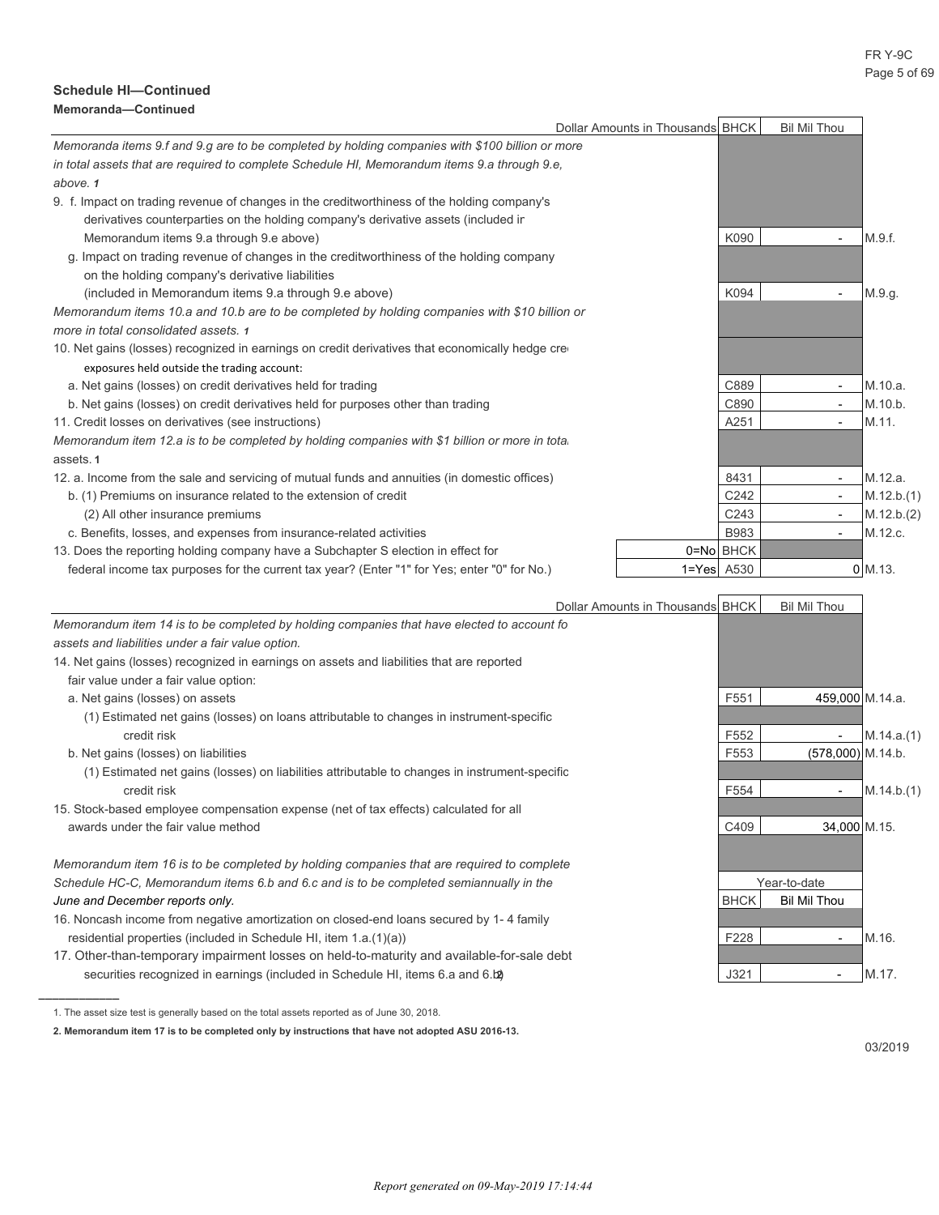## Schedule HI—Continued

**Memoranda—Continued**

| Dollar Amounts in Thousands | | BHCK | Bil Mil Thou | |
|---|---|---|---|---|
| *Memoranda items 9.f and 9.g are to be completed by holding companies with $100 billion or more in total assets that are required to complete Schedule HI, Memorandum items 9.a through 9.e, above.* [1] | | | | |
| 9. f. Impact on trading revenue of changes in the creditworthiness of the holding company's derivatives counterparties on the holding company's derivative assets (included in Memorandum items 9.a through 9.e above) | | K090 | - | M.9.f. |
| g. Impact on trading revenue of changes in the creditworthiness of the holding company on the holding company's derivative liabilities (included in Memorandum items 9.a through 9.e above) | | K094 | - | M.9.g. |
| *Memorandum items 10.a and 10.b are to be completed by holding companies with $10 billion or more in total consolidated assets.* [1] | | | | |
| 10. Net gains (losses) recognized in earnings on credit derivatives that economically hedge credit exposures held outside the trading account: | | | | |
| a. Net gains (losses) on credit derivatives held for trading | | C889 | - | M.10.a. |
| b. Net gains (losses) on credit derivatives held for purposes other than trading | | C890 | - | M.10.b. |
| 11. Credit losses on derivatives (see instructions) | | A251 | - | M.11. |
| *Memorandum item 12.a is to be completed by holding companies with $1 billion or more in total assets.* [1] | | | | |
| 12. a. Income from the sale and servicing of mutual funds and annuities (in domestic offices) | | 8431 | - | M.12.a. |
| b. (1) Premiums on insurance related to the extension of credit | | C242 | - | M.12.b.(1) |
| (2) All other insurance premiums | | C243 | - | M.12.b.(2) |
| c. Benefits, losses, and expenses from insurance-related activities | | B983 | - | M.12.c. |
| 13. Does the reporting holding company have a Subchapter S election in effect for federal income tax purposes for the current tax year? (Enter "1" for Yes; enter "0" for No.) | 0=No<br>1=Yes | BHCK<br>A530 | 0 | M.13. |

| Dollar Amounts in Thousands | BHCK | Bil Mil Thou | |
|---|---|---|---|
| *Memorandum item 14 is to be completed by holding companies that have elected to account for assets and liabilities under a fair value option.* | | | |
| 14. Net gains (losses) recognized in earnings on assets and liabilities that are reported fair value under a fair value option: | | | |
| a. Net gains (losses) on assets | F551 | 459,000 | M.14.a. |
| (1) Estimated net gains (losses) on loans attributable to changes in instrument-specific credit risk | F552 | - | M.14.a.(1) |
| b. Net gains (losses) on liabilities | F553 | (578,000) | M.14.b. |
| (1) Estimated net gains (losses) on liabilities attributable to changes in instrument-specific credit risk | F554 | - | M.14.b.(1) |
| 15. Stock-based employee compensation expense (net of tax effects) calculated for all awards under the fair value method | C409 | 34,000 | M.15. |
| *Memorandum item 16 is to be completed by holding companies that are required to complete Schedule HC-C, Memorandum items 6.b and 6.c and is to be completed semiannually in the June and December reports only.* | | Year-to-date | |
| | BHCK | Bil Mil Thou | |
| 16. Noncash income from negative amortization on closed-end loans secured by 1- 4 family residential properties (included in Schedule HI, item 1.a.(1)(a)) | F228 | - | M.16. |
| 17. Other-than-temporary impairment losses on held-to-maturity and available-for-sale debt securities recognized in earnings (included in Schedule HI, items 6.a and 6.b)[2] | J321 | - | M.17. |

1. The asset size test is generally based on the total assets reported as of June 30, 2018.

**2. Memorandum item 17 is to be completed only by instructions that have not adopted ASU 2016-13.**

03/2019

*Report generated on 09-May-2019 17:14:44*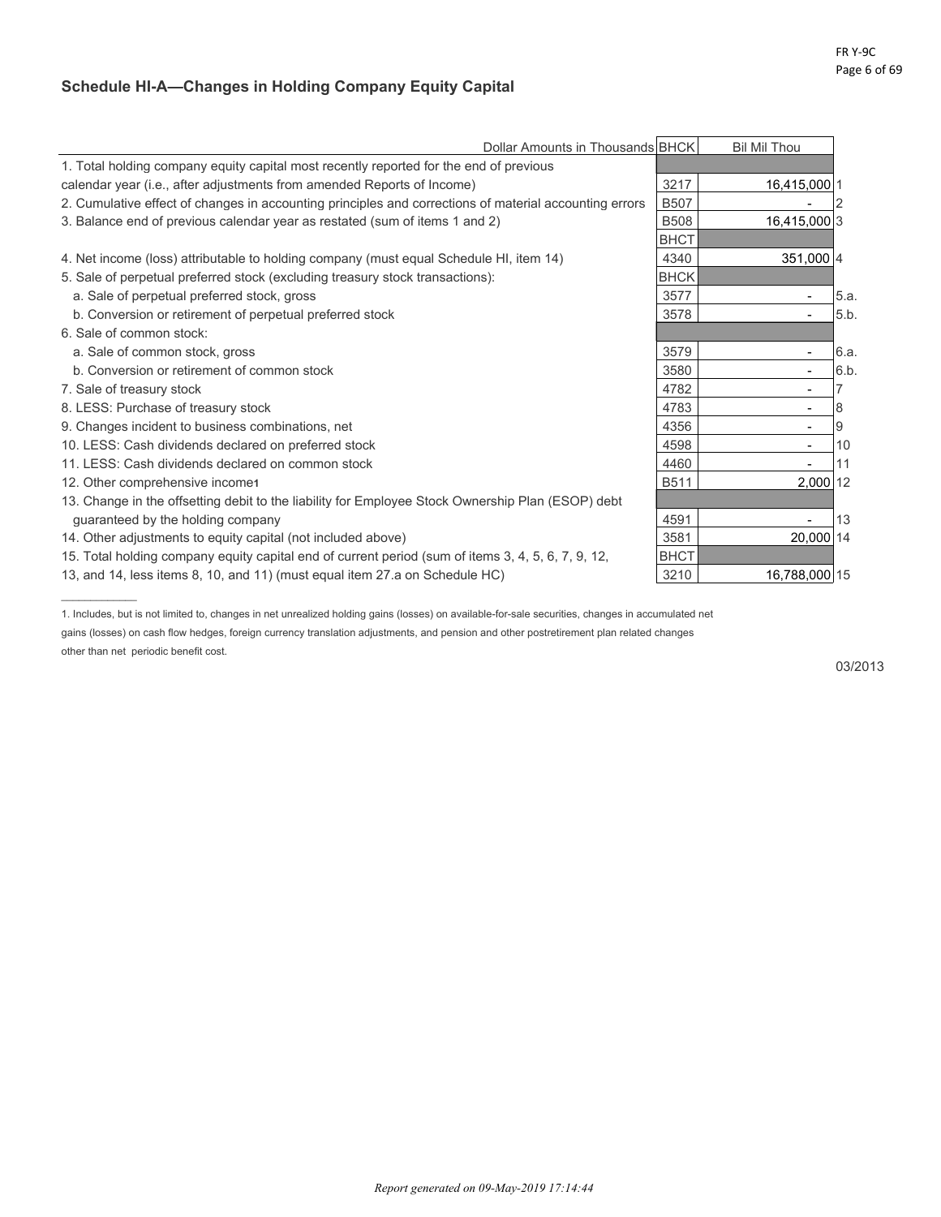## Schedule HI-A—Changes in Holding Company Equity Capital

| Dollar Amounts in Thousands | BHCK | Bil Mil Thou | |
|---|---|---|---|
| 1. Total holding company equity capital most recently reported for the end of previous calendar year (i.e., after adjustments from amended Reports of Income) | 3217 | 16,415,000 | 1 |
| 2. Cumulative effect of changes in accounting principles and corrections of material accounting errors | B507 | - | 2 |
| 3. Balance end of previous calendar year as restated (sum of items 1 and 2) | B508 | 16,415,000 | 3 |
| | BHCT | | |
| 4. Net income (loss) attributable to holding company (must equal Schedule HI, item 14) | 4340 | 351,000 | 4 |
| 5. Sale of perpetual preferred stock (excluding treasury stock transactions): | BHCK | | |
| a. Sale of perpetual preferred stock, gross | 3577 | - | 5.a. |
| b. Conversion or retirement of perpetual preferred stock | 3578 | - | 5.b. |
| 6. Sale of common stock: | | | |
| a. Sale of common stock, gross | 3579 | - | 6.a. |
| b. Conversion or retirement of common stock | 3580 | - | 6.b. |
| 7. Sale of treasury stock | 4782 | - | 7 |
| 8. LESS: Purchase of treasury stock | 4783 | - | 8 |
| 9. Changes incident to business combinations, net | 4356 | - | 9 |
| 10. LESS: Cash dividends declared on preferred stock | 4598 | - | 10 |
| 11. LESS: Cash dividends declared on common stock | 4460 | - | 11 |
| 12. Other comprehensive income[1] | B511 | 2,000 | 12 |
| 13. Change in the offsetting debit to the liability for Employee Stock Ownership Plan (ESOP) debt guaranteed by the holding company | 4591 | - | 13 |
| 14. Other adjustments to equity capital (not included above) | 3581 | 20,000 | 14 |
| 15. Total holding company equity capital end of current period (sum of items 3, 4, 5, 6, 7, 9, 12, 13, and 14, less items 8, 10, and 11) (must equal item 27.a on Schedule HC) | BHCT 3210 | 16,788,000 | 15 |

1. Includes, but is not limited to, changes in net unrealized holding gains (losses) on available-for-sale securities, changes in accumulated net gains (losses) on cash flow hedges, foreign currency translation adjustments, and pension and other postretirement plan related changes other than net periodic benefit cost.

03/2013

*Report generated on 09-May-2019 17:14:44*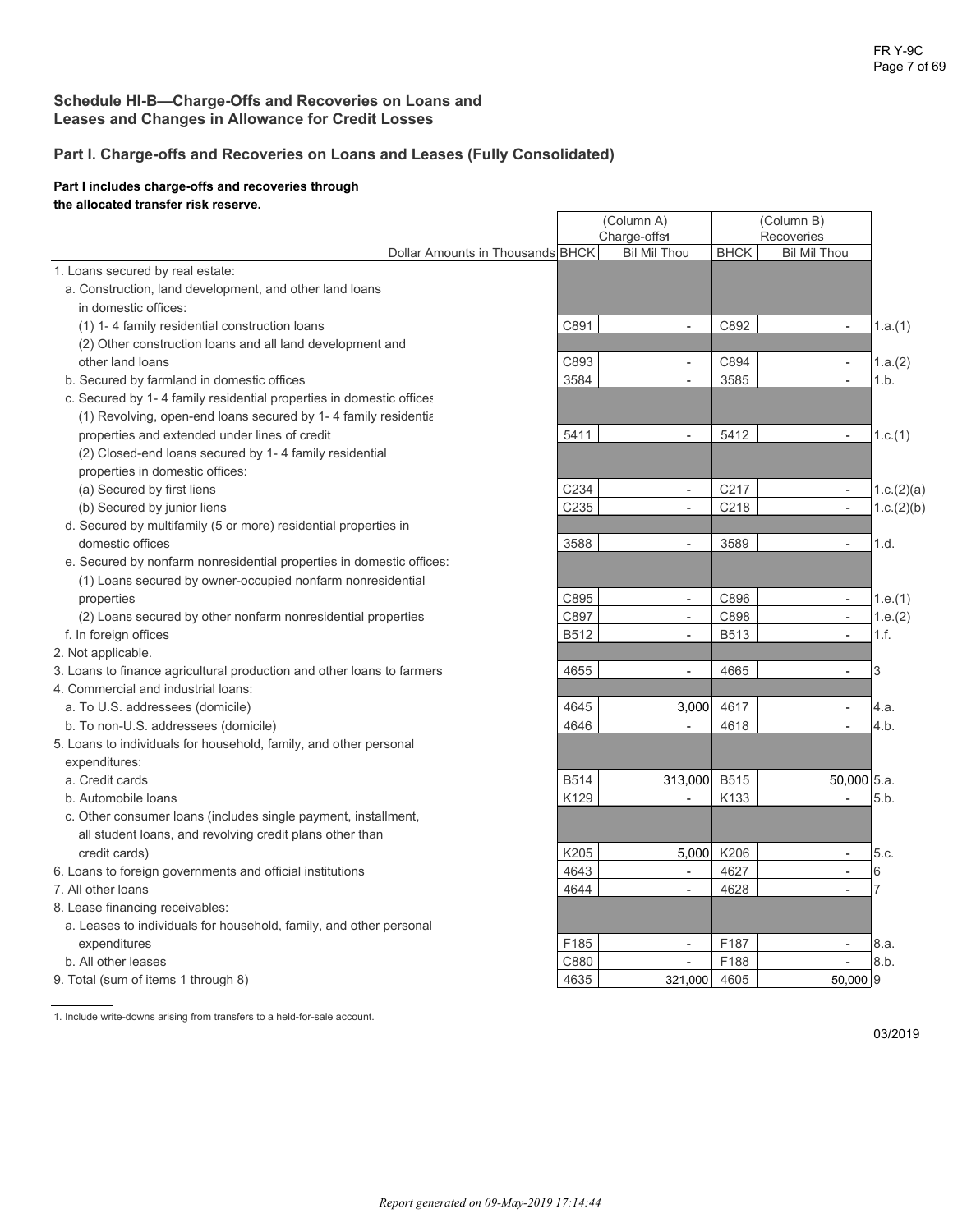## Schedule HI-B—Charge-Offs and Recoveries on Loans and Leases and Changes in Allowance for Credit Losses

### Part I. Charge-offs and Recoveries on Loans and Leases (Fully Consolidated)

**Part I includes charge-offs and recoveries through the allocated transfer risk reserve.**

| Dollar Amounts in Thousands | BHCK | (Column A) Charge-offs[1] Bil Mil Thou | BHCK | (Column B) Recoveries Bil Mil Thou | |
|---|---|---|---|---|---|
| 1. Loans secured by real estate: | | | | | |
| a. Construction, land development, and other land loans in domestic offices: | | | | | |
| (1) 1- 4 family residential construction loans | C891 | - | C892 | - | 1.a.(1) |
| (2) Other construction loans and all land development and other land loans | C893 | - | C894 | - | 1.a.(2) |
| b. Secured by farmland in domestic offices | 3584 | - | 3585 | - | 1.b. |
| c. Secured by 1- 4 family residential properties in domestic offices | | | | | |
| (1) Revolving, open-end loans secured by 1- 4 family residential properties and extended under lines of credit | 5411 | - | 5412 | - | 1.c.(1) |
| (2) Closed-end loans secured by 1- 4 family residential properties in domestic offices: | | | | | |
| (a) Secured by first liens | C234 | - | C217 | - | 1.c.(2)(a) |
| (b) Secured by junior liens | C235 | - | C218 | - | 1.c.(2)(b) |
| d. Secured by multifamily (5 or more) residential properties in domestic offices | 3588 | - | 3589 | - | 1.d. |
| e. Secured by nonfarm nonresidential properties in domestic offices: | | | | | |
| (1) Loans secured by owner-occupied nonfarm nonresidential properties | C895 | - | C896 | - | 1.e.(1) |
| (2) Loans secured by other nonfarm nonresidential properties | C897 | - | C898 | - | 1.e.(2) |
| f. In foreign offices | B512 | - | B513 | - | 1.f. |
| 2. Not applicable. | | | | | |
| 3. Loans to finance agricultural production and other loans to farmers | 4655 | - | 4665 | - | 3 |
| 4. Commercial and industrial loans: | | | | | |
| a. To U.S. addressees (domicile) | 4645 | 3,000 | 4617 | - | 4.a. |
| b. To non-U.S. addressees (domicile) | 4646 | - | 4618 | - | 4.b. |
| 5. Loans to individuals for household, family, and other personal expenditures: | | | | | |
| a. Credit cards | B514 | 313,000 | B515 | 50,000 | 5.a. |
| b. Automobile loans | K129 | - | K133 | - | 5.b. |
| c. Other consumer loans (includes single payment, installment, all student loans, and revolving credit plans other than credit cards) | K205 | 5,000 | K206 | - | 5.c. |
| 6. Loans to foreign governments and official institutions | 4643 | - | 4627 | - | 6 |
| 7. All other loans | 4644 | - | 4628 | - | 7 |
| 8. Lease financing receivables: | | | | | |
| a. Leases to individuals for household, family, and other personal expenditures | F185 | - | F187 | - | 8.a. |
| b. All other leases | C880 | - | F188 | - | 8.b. |
| 9. Total (sum of items 1 through 8) | 4635 | 321,000 | 4605 | 50,000 | 9 |

1. Include write-downs arising from transfers to a held-for-sale account.

03/2019

*Report generated on 09-May-2019 17:14:44*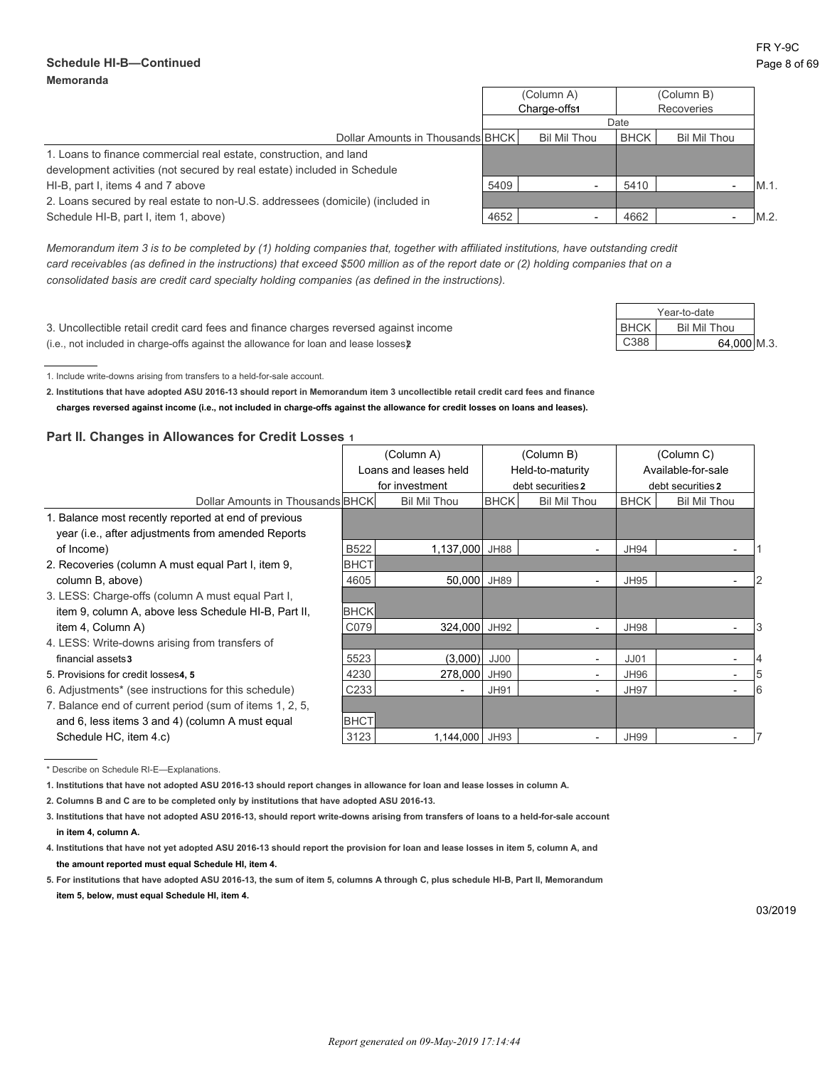## Schedule HI-B—Continued

**Memoranda**

| Dollar Amounts in Thousands | BHCK | (Column A) Charge-offs[1] Bil Mil Thou | BHCK | (Column B) Recoveries Bil Mil Thou | |
|---|---|---|---|---|---|
| | | Date | | | |
| 1. Loans to finance commercial real estate, construction, and land development activities (not secured by real estate) included in Schedule HI-B, part I, items 4 and 7 above | 5409 | - | 5410 | - | M.1. |
| 2. Loans secured by real estate to non-U.S. addressees (domicile) (included in Schedule HI-B, part I, item 1, above) | 4652 | - | 4662 | - | M.2. |

*Memorandum item 3 is to be completed by (1) holding companies that, together with affiliated institutions, have outstanding credit card receivables (as defined in the instructions) that exceed $500 million as of the report date or (2) holding companies that on a consolidated basis are credit card specialty holding companies (as defined in the instructions).*

| | BHCK | Year-to-date Bil Mil Thou | |
|---|---|---|---|
| 3. Uncollectible retail credit card fees and finance charges reversed against income (i.e., not included in charge-offs against the allowance for loan and lease losses)[2] | C388 | 64,000 | M.3. |

1. Include write-downs arising from transfers to a held-for-sale account.

**2. Institutions that have adopted ASU 2016-13 should report in Memorandum item 3 uncollectible retail credit card fees and finance charges reversed against income (i.e., not included in charge-offs against the allowance for credit losses on loans and leases).**

### Part II. Changes in Allowances for Credit Losses [1]

| Dollar Amounts in Thousands | BHCK | (Column A) Loans and leases held for investment Bil Mil Thou | BHCK | (Column B) Held-to-maturity debt securities[2] Bil Mil Thou | BHCK | (Column C) Available-for-sale debt securities[2] Bil Mil Thou | |
|---|---|---|---|---|---|---|---|
| 1. Balance most recently reported at end of previous year (i.e., after adjustments from amended Reports of Income) | B522 | 1,137,000 | JH88 | - | JH94 | - | 1 |
| 2. Recoveries (column A must equal Part I, item 9, column B, above) | BHCT 4605 | 50,000 | JH89 | - | JH95 | - | 2 |
| 3. LESS: Charge-offs (column A must equal Part I, item 9, column A, above less Schedule HI-B, Part II, item 4, Column A) | BHCK C079 | 324,000 | JH92 | - | JH98 | - | 3 |
| 4. LESS: Write-downs arising from transfers of financial assets[3] | 5523 | (3,000) | JJ00 | - | JJ01 | - | 4 |
| 5. Provisions for credit losses[4, 5] | 4230 | 278,000 | JH90 | - | JH96 | - | 5 |
| 6. Adjustments* (see instructions for this schedule) | C233 | - | JH91 | - | JH97 | - | 6 |
| 7. Balance end of current period (sum of items 1, 2, 5, and 6, less items 3 and 4) (column A must equal Schedule HC, item 4.c) | BHCT 3123 | 1,144,000 | JH93 | - | JH99 | - | 7 |

\* Describe on Schedule RI-E—Explanations.

**1. Institutions that have not adopted ASU 2016-13 should report changes in allowance for loan and lease losses in column A.**

**2. Columns B and C are to be completed only by institutions that have adopted ASU 2016-13.**

**3. Institutions that have not adopted ASU 2016-13, should report write-downs arising from transfers of loans to a held-for-sale account in item 4, column A.**

**4. Institutions that have not yet adopted ASU 2016-13 should report the provision for loan and lease losses in item 5, column A, and the amount reported must equal Schedule HI, item 4.**

**5. For institutions that have adopted ASU 2016-13, the sum of item 5, columns A through C, plus schedule HI-B, Part II, Memorandum item 5, below, must equal Schedule HI, item 4.**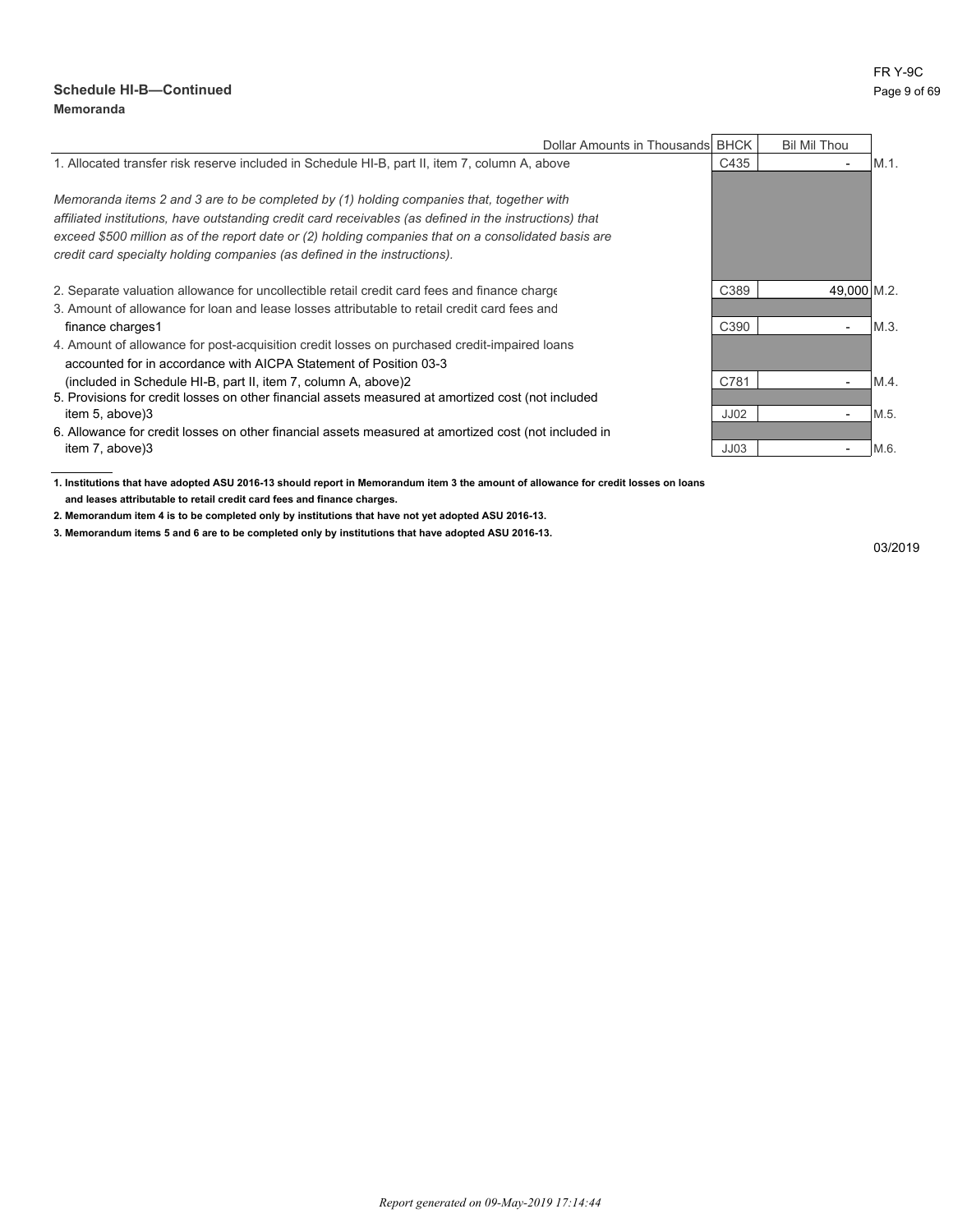## Schedule HI-B—Continued

**Memoranda**

| Dollar Amounts in Thousands | BHCK | Bil Mil Thou | |
|---|---|---|---|
| 1. Allocated transfer risk reserve included in Schedule HI-B, part II, item 7, column A, above | C435 | - | M.1. |
| *Memoranda items 2 and 3 are to be completed by (1) holding companies that, together with affiliated institutions, have outstanding credit card receivables (as defined in the instructions) that exceed $500 million as of the report date or (2) holding companies that on a consolidated basis are credit card specialty holding companies (as defined in the instructions).* | | | |
| 2. Separate valuation allowance for uncollectible retail credit card fees and finance charge | C389 | 49,000 | M.2. |
| 3. Amount of allowance for loan and lease losses attributable to retail credit card fees and finance charges[1] | C390 | - | M.3. |
| 4. Amount of allowance for post-acquisition credit losses on purchased credit-impaired loans accounted for in accordance with AICPA Statement of Position 03-3 (included in Schedule HI-B, part II, item 7, column A, above)[2] | C781 | - | M.4. |
| 5. Provisions for credit losses on other financial assets measured at amortized cost (not included item 5, above)[3] | JJ02 | - | M.5. |
| 6. Allowance for credit losses on other financial assets measured at amortized cost (not included in item 7, above)[3] | JJ03 | - | M.6. |

**1. Institutions that have adopted ASU 2016-13 should report in Memorandum item 3 the amount of allowance for credit losses on loans and leases attributable to retail credit card fees and finance charges.**

**2. Memorandum item 4 is to be completed only by institutions that have not yet adopted ASU 2016-13.**

**3. Memorandum items 5 and 6 are to be completed only by institutions that have adopted ASU 2016-13.**

03/2019

*Report generated on 09-May-2019 17:14:44*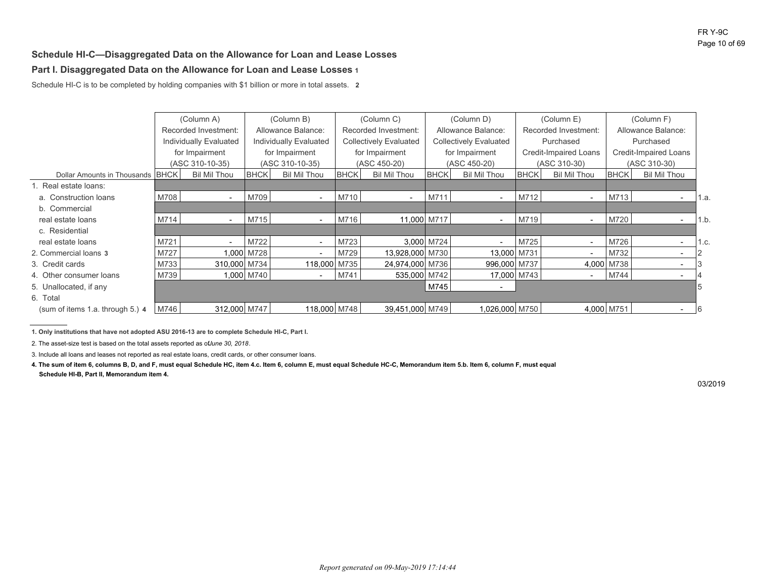## Schedule HI-C—Disaggregated Data on the Allowance for Loan and Lease Losses

### Part I. Disaggregated Data on the Allowance for Loan and Lease Losses 1

Schedule HI-C is to be completed by holding companies with $1 billion or more in total assets. 2

| Dollar Amounts in Thousands | BHCK | (Column A) Recorded Investment: Individually Evaluated for Impairment (ASC 310-10-35) Bil Mil Thou | BHCK | (Column B) Allowance Balance: Individually Evaluated for Impairment (ASC 310-10-35) Bil Mil Thou | BHCK | (Column C) Recorded Investment: Collectively Evaluated for Impairment (ASC 450-20) Bil Mil Thou | BHCK | (Column D) Allowance Balance: Collectively Evaluated for Impairment (ASC 450-20) Bil Mil Thou | BHCK | (Column E) Recorded Investment: Purchased Credit-Impaired Loans (ASC 310-30) Bil Mil Thou | BHCK | (Column F) Allowance Balance: Purchased Credit-Impaired Loans (ASC 310-30) Bil Mil Thou | |
|---|---|---|---|---|---|---|---|---|---|---|---|---|---|
| 1. Real estate loans: | | | | | | | | | | | | | |
| a. Construction loans | M708 | - | M709 | - | M710 | - | M711 | - | M712 | - | M713 | - | 1.a. |
| b. Commercial real estate loans | M714 | - | M715 | - | M716 | 11,000 | M717 | - | M719 | - | M720 | - | 1.b. |
| c. Residential real estate loans | M721 | - | M722 | - | M723 | 3,000 | M724 | - | M725 | - | M726 | - | 1.c. |
| 2. Commercial loans 3 | M727 | 1,000 | M728 | - | M729 | 13,928,000 | M730 | 13,000 | M731 | - | M732 | - | 2 |
| 3. Credit cards | M733 | 310,000 | M734 | 118,000 | M735 | 24,974,000 | M736 | 996,000 | M737 | 4,000 | M738 | - | 3 |
| 4. Other consumer loans | M739 | 1,000 | M740 | - | M741 | 535,000 | M742 | 17,000 | M743 | - | M744 | - | 4 |
| 5. Unallocated, if any | | | | | | | M745 | - | | | | | 5 |
| 6. Total (sum of items 1.a. through 5.) 4 | M746 | 312,000 | M747 | 118,000 | M748 | 39,451,000 | M749 | 1,026,000 | M750 | 4,000 | M751 | - | 6 |

**1. Only institutions that have not adopted ASU 2016-13 are to complete Schedule HI-C, Part I.**

2. The asset-size test is based on the total assets reported as of *June 30, 2018*.

3. Include all loans and leases not reported as real estate loans, credit cards, or other consumer loans.

**4. The sum of item 6, columns B, D, and F, must equal Schedule HC, item 4.c. Item 6, column E, must equal Schedule HC-C, Memorandum item 5.b. Item 6, column F, must equal Schedule HI-B, Part II, Memorandum item 4.**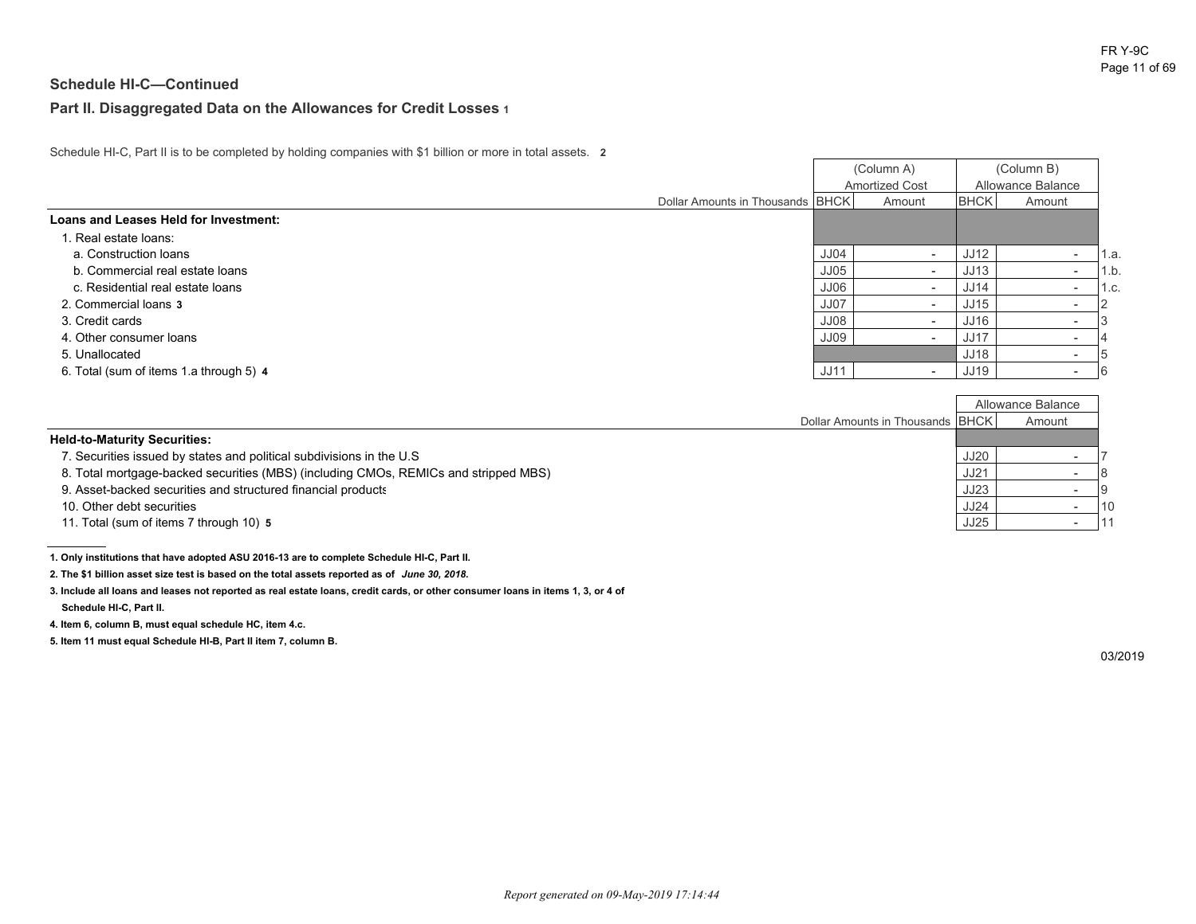## Schedule HI-C—Continued

### Part II. Disaggregated Data on the Allowances for Credit Losses [1]

Schedule HI-C, Part II is to be completed by holding companies with $1 billion or more in total assets. [2]

| Dollar Amounts in Thousands | (Column A) Amortized Cost BHCK | Amount | (Column B) Allowance Balance BHCK | Amount | |
|---|---|---|---|---|---|
| **Loans and Leases Held for Investment:** | | | | | |
| 1. Real estate loans: | | | | | |
| a. Construction loans | JJ04 | - | JJ12 | - | 1.a. |
| b. Commercial real estate loans | JJ05 | - | JJ13 | - | 1.b. |
| c. Residential real estate loans | JJ06 | - | JJ14 | - | 1.c. |
| 2. Commercial loans [3] | JJ07 | - | JJ15 | - | 2 |
| 3. Credit cards | JJ08 | - | JJ16 | - | 3 |
| 4. Other consumer loans | JJ09 | - | JJ17 | - | 4 |
| 5. Unallocated | | | JJ18 | - | 5 |
| 6. Total (sum of items 1.a through 5) [4] | JJ11 | - | JJ19 | - | 6 |

| Dollar Amounts in Thousands | Allowance Balance BHCK | Amount | |
|---|---|---|---|
| **Held-to-Maturity Securities:** | | | |
| 7. Securities issued by states and political subdivisions in the U.S | JJ20 | - | 7 |
| 8. Total mortgage-backed securities (MBS) (including CMOs, REMICs and stripped MBS) | JJ21 | - | 8 |
| 9. Asset-backed securities and structured financial products | JJ23 | - | 9 |
| 10. Other debt securities | JJ24 | - | 10 |
| 11. Total (sum of items 7 through 10) [5] | JJ25 | - | 11 |

**1. Only institutions that have adopted ASU 2016-13 are to complete Schedule HI-C, Part II.**

**2. The $1 billion asset size test is based on the total assets reported as of *June 30, 2018*.**

**3. Include all loans and leases not reported as real estate loans, credit cards, or other consumer loans in items 1, 3, or 4 of Schedule HI-C, Part II.**

**4. Item 6, column B, must equal schedule HC, item 4.c.**

**5. Item 11 must equal Schedule HI-B, Part II item 7, column B.**

03/2019

*Report generated on 09-May-2019 17:14:44*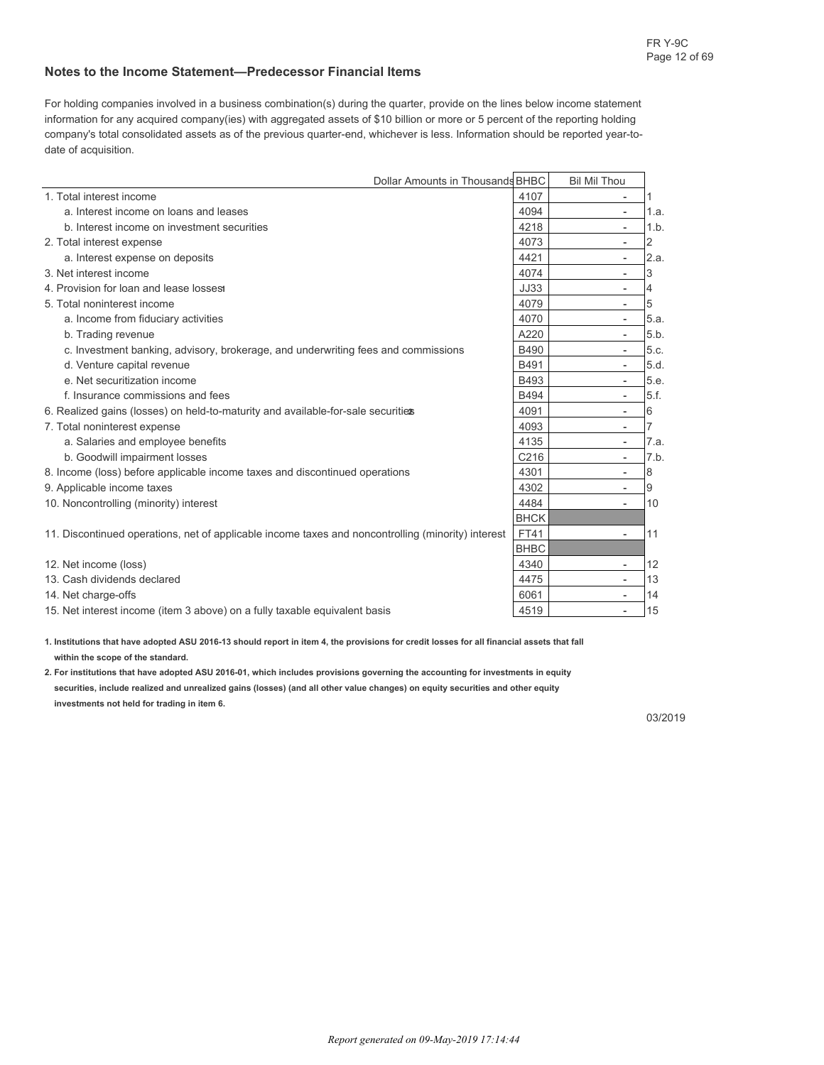## Notes to the Income Statement—Predecessor Financial Items

For holding companies involved in a business combination(s) during the quarter, provide on the lines below income statement information for any acquired company(ies) with aggregated assets of $10 billion or more or 5 percent of the reporting holding company's total consolidated assets as of the previous quarter-end, whichever is less. Information should be reported year-to-date of acquisition.

| Dollar Amounts in Thousands | BHBC | Bil Mil Thou | |
|---|---|---|---|
| 1. Total interest income | 4107 | - | 1 |
| a. Interest income on loans and leases | 4094 | - | 1.a. |
| b. Interest income on investment securities | 4218 | - | 1.b. |
| 2. Total interest expense | 4073 | - | 2 |
| a. Interest expense on deposits | 4421 | - | 2.a. |
| 3. Net interest income | 4074 | - | 3 |
| 4. Provision for loan and lease losses[1] | JJ33 | - | 4 |
| 5. Total noninterest income | 4079 | - | 5 |
| a. Income from fiduciary activities | 4070 | - | 5.a. |
| b. Trading revenue | A220 | - | 5.b. |
| c. Investment banking, advisory, brokerage, and underwriting fees and commissions | B490 | - | 5.c. |
| d. Venture capital revenue | B491 | - | 5.d. |
| e. Net securitization income | B493 | - | 5.e. |
| f. Insurance commissions and fees | B494 | - | 5.f. |
| 6. Realized gains (losses) on held-to-maturity and available-for-sale securities[2] | 4091 | - | 6 |
| 7. Total noninterest expense | 4093 | - | 7 |
| a. Salaries and employee benefits | 4135 | - | 7.a. |
| b. Goodwill impairment losses | C216 | - | 7.b. |
| 8. Income (loss) before applicable income taxes and discontinued operations | 4301 | - | 8 |
| 9. Applicable income taxes | 4302 | - | 9 |
| 10. Noncontrolling (minority) interest | 4484 | - | 10 |
| | BHCK | | |
| 11. Discontinued operations, net of applicable income taxes and noncontrolling (minority) interest | FT41 | - | 11 |
| | BHBC | | |
| 12. Net income (loss) | 4340 | - | 12 |
| 13. Cash dividends declared | 4475 | - | 13 |
| 14. Net charge-offs | 6061 | - | 14 |
| 15. Net interest income (item 3 above) on a fully taxable equivalent basis | 4519 | - | 15 |

**1. Institutions that have adopted ASU 2016-13 should report in item 4, the provisions for credit losses for all financial assets that fall within the scope of the standard.**

**2. For institutions that have adopted ASU 2016-01, which includes provisions governing the accounting for investments in equity securities, include realized and unrealized gains (losses) (and all other value changes) on equity securities and other equity investments not held for trading in item 6.**

03/2019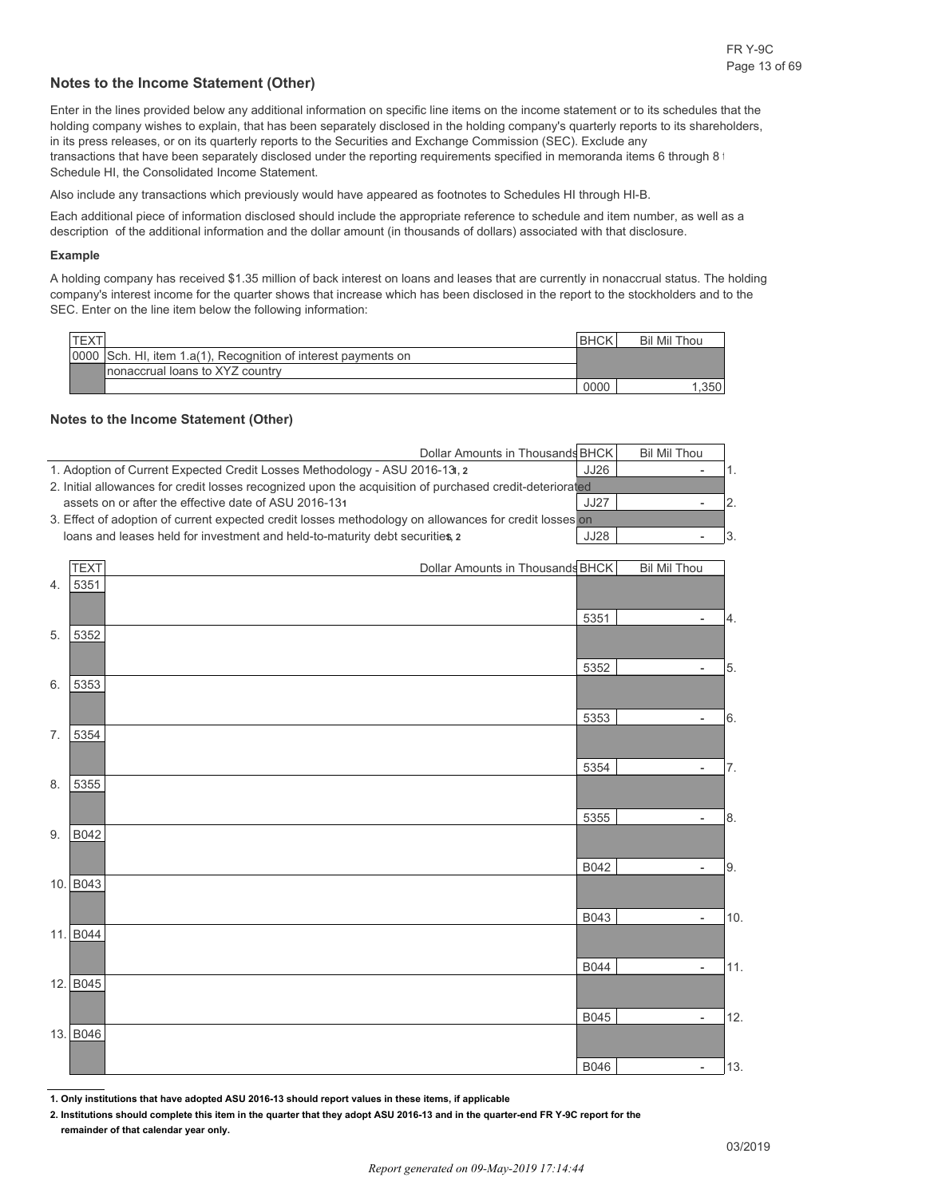## Notes to the Income Statement (Other)

Enter in the lines provided below any additional information on specific line items on the income statement or to its schedules that the holding company wishes to explain, that has been separately disclosed in the holding company's quarterly reports to its shareholders, in its press releases, or on its quarterly reports to the Securities and Exchange Commission (SEC). Exclude any transactions that have been separately disclosed under the reporting requirements specified in memoranda items 6 through 8 t Schedule HI, the Consolidated Income Statement.

Also include any transactions which previously would have appeared as footnotes to Schedules HI through HI-B.

Each additional piece of information disclosed should include the appropriate reference to schedule and item number, as well as a description of the additional information and the dollar amount (in thousands of dollars) associated with that disclosure.

**Example**

A holding company has received $1.35 million of back interest on loans and leases that are currently in nonaccrual status. The holding company's interest income for the quarter shows that increase which has been disclosed in the report to the stockholders and to the SEC. Enter on the line item below the following information:

| TEXT | | BHCK | Bil Mil Thou |
|---|---|---|---|
| 0000 | Sch. HI, item 1.a(1), Recognition of interest payments on | | |
| | nonaccrual loans to XYZ country | | |
| | | 0000 | 1,350 |

## Notes to the Income Statement (Other)

| Dollar Amounts in Thousands | BHCK | Bil Mil Thou | |
|---|---|---|---|
| 1. Adoption of Current Expected Credit Losses Methodology - ASU 2016-13[1, 2] | JJ26 | - | 1. |
| 2. Initial allowances for credit losses recognized upon the acquisition of purchased credit-deteriorated assets on or after the effective date of ASU 2016-13[1] | JJ27 | - | 2. |
| 3. Effect of adoption of current expected credit losses methodology on allowances for credit losses on loans and leases held for investment and held-to-maturity debt securities[1, 2] | JJ28 | - | 3. |

| | TEXT | Dollar Amounts in Thousands | BHCK | Bil Mil Thou | |
|---|---|---|---|---|---|
| 4. | 5351 | | 5351 | - | 4. |
| 5. | 5352 | | 5352 | - | 5. |
| 6. | 5353 | | 5353 | - | 6. |
| 7. | 5354 | | 5354 | - | 7. |
| 8. | 5355 | | 5355 | - | 8. |
| 9. | B042 | | B042 | - | 9. |
| 10. | B043 | | B043 | - | 10. |
| 11. | B044 | | B044 | - | 11. |
| 12. | B045 | | B045 | - | 12. |
| 13. | B046 | | B046 | - | 13. |

**1. Only institutions that have adopted ASU 2016-13 should report values in these items, if applicable**

**2. Institutions should complete this item in the quarter that they adopt ASU 2016-13 and in the quarter-end FR Y-9C report for the remainder of that calendar year only.**

03/2019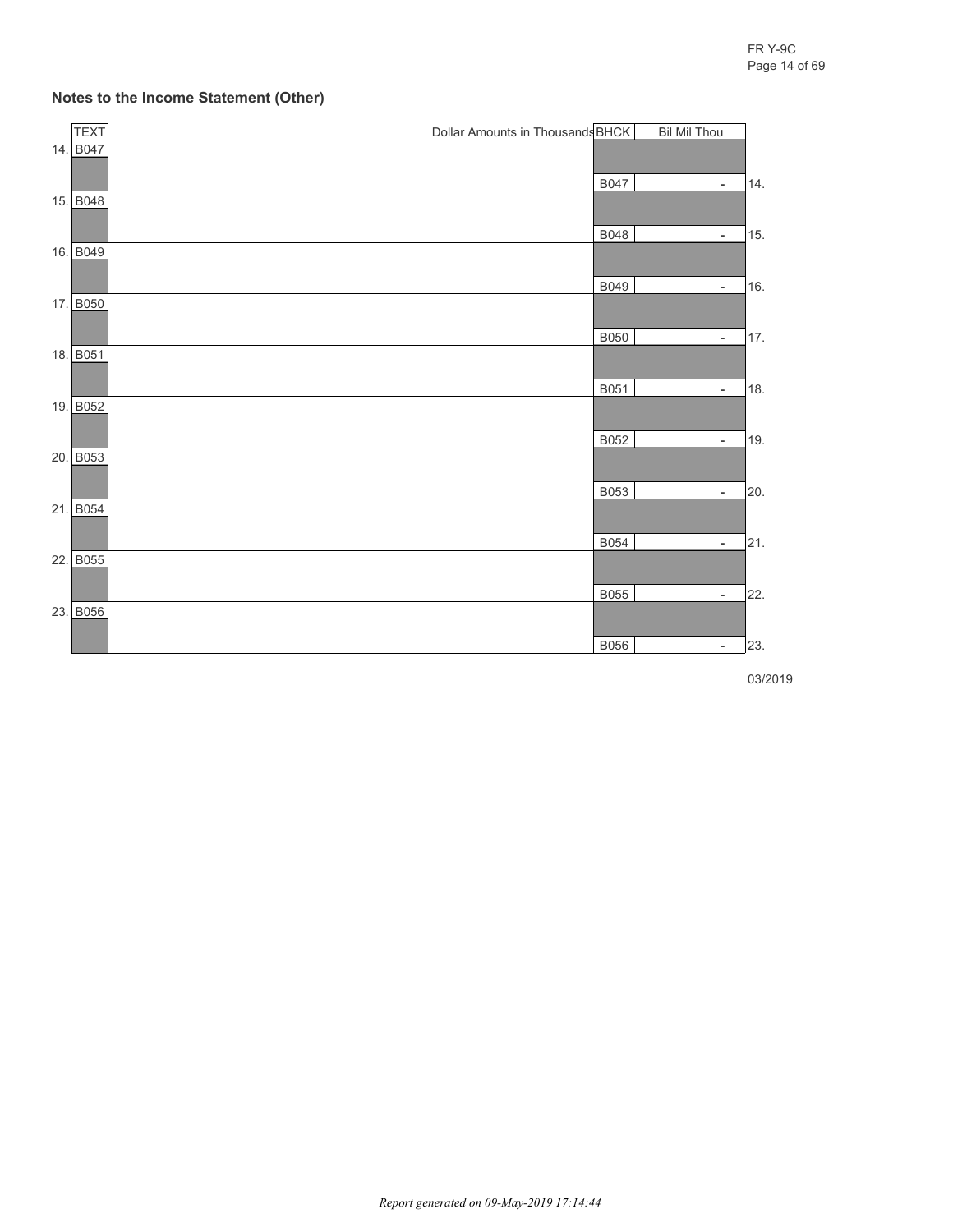## Notes to the Income Statement (Other)

| TEXT | Dollar Amounts in Thousands | BHCK | Bil Mil Thou | |
|---|---|---|---|---|
| 14. B047 | | B047 | - | 14. |
| 15. B048 | | B048 | - | 15. |
| 16. B049 | | B049 | - | 16. |
| 17. B050 | | B050 | - | 17. |
| 18. B051 | | B051 | - | 18. |
| 19. B052 | | B052 | - | 19. |
| 20. B053 | | B053 | - | 20. |
| 21. B054 | | B054 | - | 21. |
| 22. B055 | | B055 | - | 22. |
| 23. B056 | | B056 | - | 23. |

03/2019

*Report generated on 09-May-2019 17:14:44*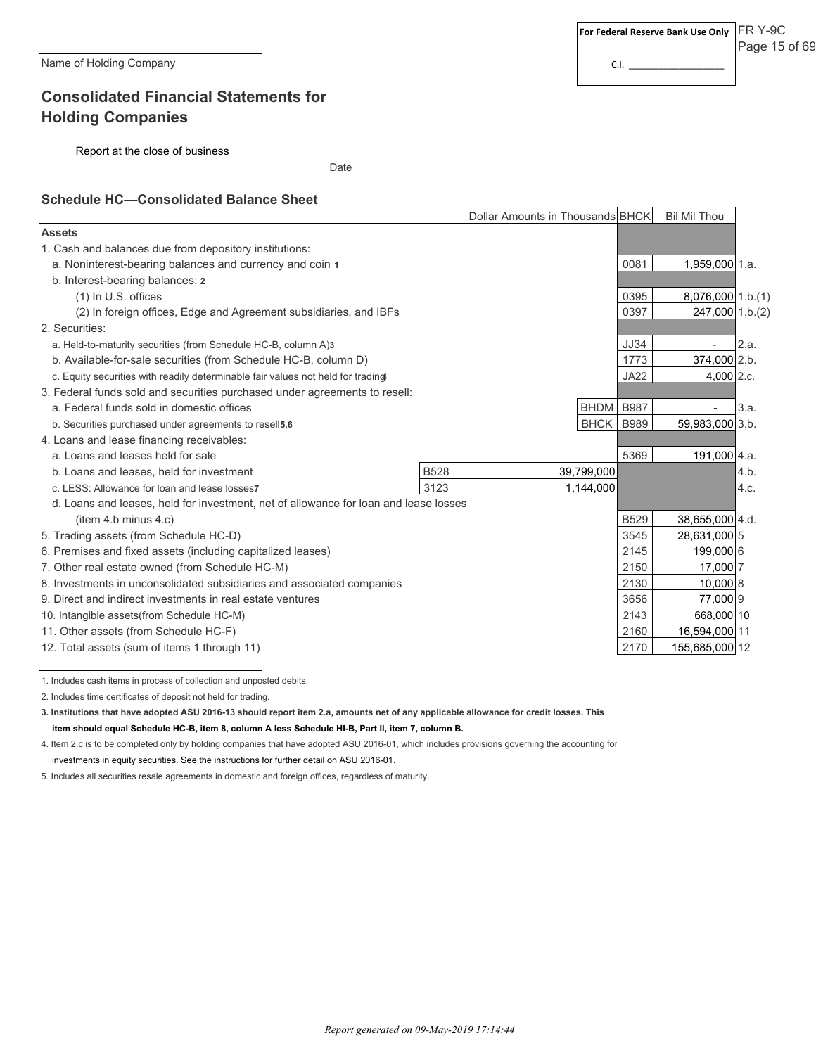Name of Holding Company

For Federal Reserve Bank Use Only

C.I. ________________

FR Y-9C

# Consolidated Financial Statements for Holding Companies

Report at the close of business ____________________ Date

## Schedule HC—Consolidated Balance Sheet

| Dollar Amounts in Thousands | | | BHCK | Bil Mil Thou | |
|---|---|---|---|---|---|
| **Assets** | | | | | |
| 1. Cash and balances due from depository institutions: | | | | | |
| a. Noninterest-bearing balances and currency and coin [1] | | | 0081 | 1,959,000 | 1.a. |
| b. Interest-bearing balances: [2] | | | | | |
| (1) In U.S. offices | | | 0395 | 8,076,000 | 1.b.(1) |
| (2) In foreign offices, Edge and Agreement subsidiaries, and IBFs | | | 0397 | 247,000 | 1.b.(2) |
| 2. Securities: | | | | | |
| a. Held-to-maturity securities (from Schedule HC-B, column A)[3] | | | JJ34 | - | 2.a. |
| b. Available-for-sale securities (from Schedule HC-B, column D) | | | 1773 | 374,000 | 2.b. |
| c. Equity securities with readily determinable fair values not held for trading[4] | | | JA22 | 4,000 | 2.c. |
| 3. Federal funds sold and securities purchased under agreements to resell: | | | | | |
| a. Federal funds sold in domestic offices | | BHDM | B987 | - | 3.a. |
| b. Securities purchased under agreements to resell[5,6] | | BHCK | B989 | 59,983,000 | 3.b. |
| 4. Loans and lease financing receivables: | | | | | |
| a. Loans and leases held for sale | | | 5369 | 191,000 | 4.a. |
| b. Loans and leases, held for investment | B528 | 39,799,000 | | | 4.b. |
| c. LESS: Allowance for loan and lease losses[7] | 3123 | 1,144,000 | | | 4.c. |
| d. Loans and leases, held for investment, net of allowance for loan and lease losses (item 4.b minus 4.c) | | | B529 | 38,655,000 | 4.d. |
| 5. Trading assets (from Schedule HC-D) | | | 3545 | 28,631,000 | 5 |
| 6. Premises and fixed assets (including capitalized leases) | | | 2145 | 199,000 | 6 |
| 7. Other real estate owned (from Schedule HC-M) | | | 2150 | 17,000 | 7 |
| 8. Investments in unconsolidated subsidiaries and associated companies | | | 2130 | 10,000 | 8 |
| 9. Direct and indirect investments in real estate ventures | | | 3656 | 77,000 | 9 |
| 10. Intangible assets(from Schedule HC-M) | | | 2143 | 668,000 | 10 |
| 11. Other assets (from Schedule HC-F) | | | 2160 | 16,594,000 | 11 |
| 12. Total assets (sum of items 1 through 11) | | | 2170 | 155,685,000 | 12 |

1. Includes cash items in process of collection and unposted debits.

2. Includes time certificates of deposit not held for trading.

**3. Institutions that have adopted ASU 2016-13 should report item 2.a, amounts net of any applicable allowance for credit losses. This item should equal Schedule HC-B, item 8, column A less Schedule HI-B, Part II, item 7, column B.**

4. Item 2.c is to be completed only by holding companies that have adopted ASU 2016-01, which includes provisions governing the accounting for investments in equity securities. See the instructions for further detail on ASU 2016-01.

5. Includes all securities resale agreements in domestic and foreign offices, regardless of maturity.

*Report generated on 09-May-2019 17:14:44*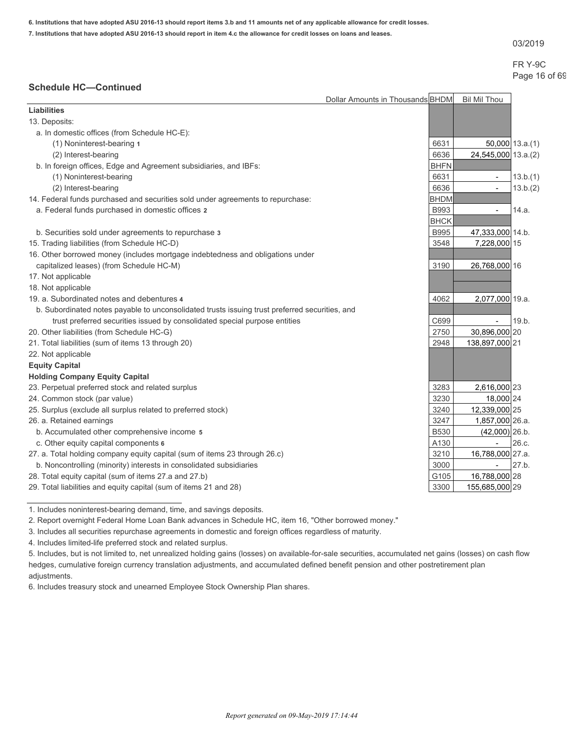**6. Institutions that have adopted ASU 2016-13 should report items 3.b and 11 amounts net of any applicable allowance for credit losses.**

**7. Institutions that have adopted ASU 2016-13 should report in item 4.c the allowance for credit losses on loans and leases.**

03/2019

FR Y-9C

## Schedule HC—Continued

| Dollar Amounts in Thousands | BHDM | Bil Mil Thou | |
|---|---|---|---|
| **Liabilities** | | | |
| 13. Deposits: | | | |
| a. In domestic offices (from Schedule HC-E): | | | |
| (1) Noninterest-bearing [1] | 6631 | 50,000 | 13.a.(1) |
| (2) Interest-bearing | 6636 | 24,545,000 | 13.a.(2) |
| b. In foreign offices, Edge and Agreement subsidiaries, and IBFs: | BHFN | | |
| (1) Noninterest-bearing | 6631 | - | 13.b.(1) |
| (2) Interest-bearing | 6636 | - | 13.b.(2) |
| 14. Federal funds purchased and securities sold under agreements to repurchase: | BHDM | | |
| a. Federal funds purchased in domestic offices [2] | B993 | - | 14.a. |
| | BHCK | | |
| b. Securities sold under agreements to repurchase [3] | B995 | 47,333,000 | 14.b. |
| 15. Trading liabilities (from Schedule HC-D) | 3548 | 7,228,000 | 15 |
| 16. Other borrowed money (includes mortgage indebtedness and obligations under capitalized leases) (from Schedule HC-M) | 3190 | 26,768,000 | 16 |
| 17. Not applicable | | | |
| 18. Not applicable | | | |
| 19. a. Subordinated notes and debentures [4] | 4062 | 2,077,000 | 19.a. |
| b. Subordinated notes payable to unconsolidated trusts issuing trust preferred securities, and trust preferred securities issued by consolidated special purpose entities | C699 | - | 19.b. |
| 20. Other liabilities (from Schedule HC-G) | 2750 | 30,896,000 | 20 |
| 21. Total liabilities (sum of items 13 through 20) | 2948 | 138,897,000 | 21 |
| 22. Not applicable | | | |
| **Equity Capital** | | | |
| **Holding Company Equity Capital** | | | |
| 23. Perpetual preferred stock and related surplus | 3283 | 2,616,000 | 23 |
| 24. Common stock (par value) | 3230 | 18,000 | 24 |
| 25. Surplus (exclude all surplus related to preferred stock) | 3240 | 12,339,000 | 25 |
| 26. a. Retained earnings | 3247 | 1,857,000 | 26.a. |
| b. Accumulated other comprehensive income [5] | B530 | (42,000) | 26.b. |
| c. Other equity capital components [6] | A130 | - | 26.c. |
| 27. a. Total holding company equity capital (sum of items 23 through 26.c) | 3210 | 16,788,000 | 27.a. |
| b. Noncontrolling (minority) interests in consolidated subsidiaries | 3000 | - | 27.b. |
| 28. Total equity capital (sum of items 27.a and 27.b) | G105 | 16,788,000 | 28 |
| 29. Total liabilities and equity capital (sum of items 21 and 28) | 3300 | 155,685,000 | 29 |

1. Includes noninterest-bearing demand, time, and savings deposits.
2. Report overnight Federal Home Loan Bank advances in Schedule HC, item 16, "Other borrowed money."
3. Includes all securities repurchase agreements in domestic and foreign offices regardless of maturity.
4. Includes limited-life preferred stock and related surplus.
5. Includes, but is not limited to, net unrealized holding gains (losses) on available-for-sale securities, accumulated net gains (losses) on cash flow hedges, cumulative foreign currency translation adjustments, and accumulated defined benefit pension and other postretirement plan adjustments.
6. Includes treasury stock and unearned Employee Stock Ownership Plan shares.

*Report generated on 09-May-2019 17:14:44*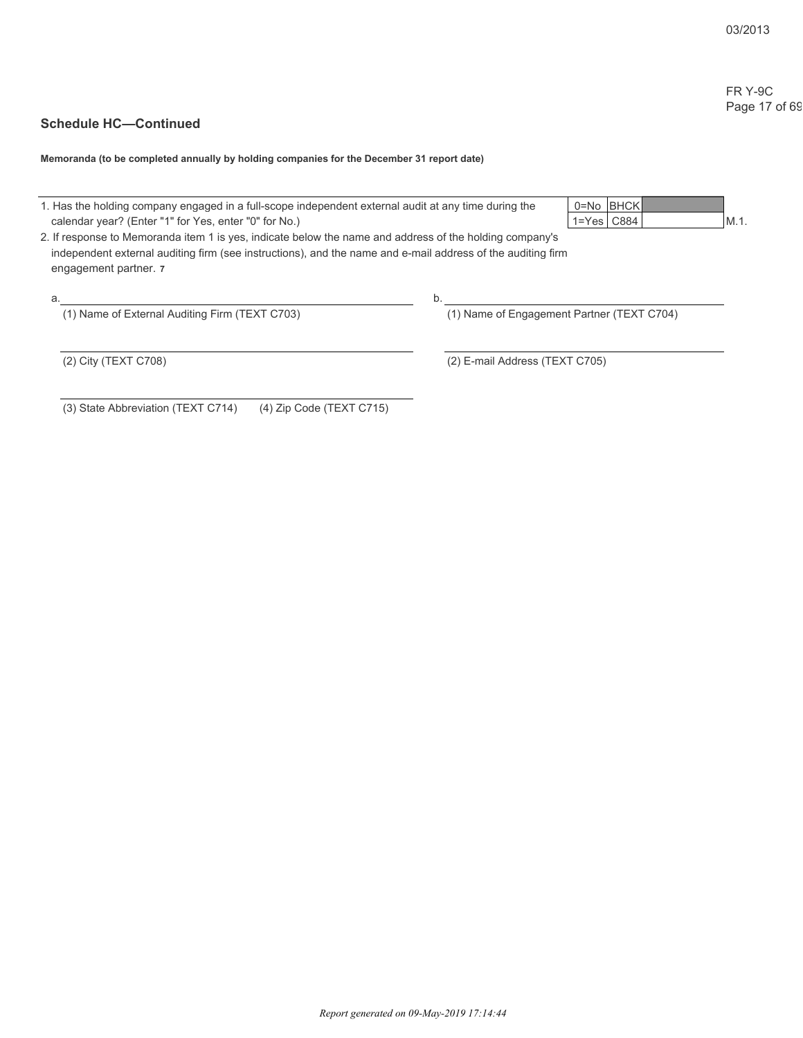## Schedule HC—Continued

**Memoranda (to be completed annually by holding companies for the December 31 report date)**

| | | | | |
|---|---|---|---|---|
| 1. Has the holding company engaged in a full-scope independent external audit at any time during the calendar year? (Enter "1" for Yes, enter "0" for No.) | 0=No<br>1=Yes | BHCK<br>C884 | | M.1. |

2. If response to Memoranda item 1 is yes, indicate below the name and address of the holding company's independent external auditing firm (see instructions), and the name and e-mail address of the auditing firm engagement partner. [7]

a. ______________________________
(1) Name of External Auditing Firm (TEXT C703)

______________________________
(2) City (TEXT C708)

______________________________
(3) State Abbreviation (TEXT C714) (4) Zip Code (TEXT C715)

b. ______________________________
(1) Name of Engagement Partner (TEXT C704)

______________________________
(2) E-mail Address (TEXT C705)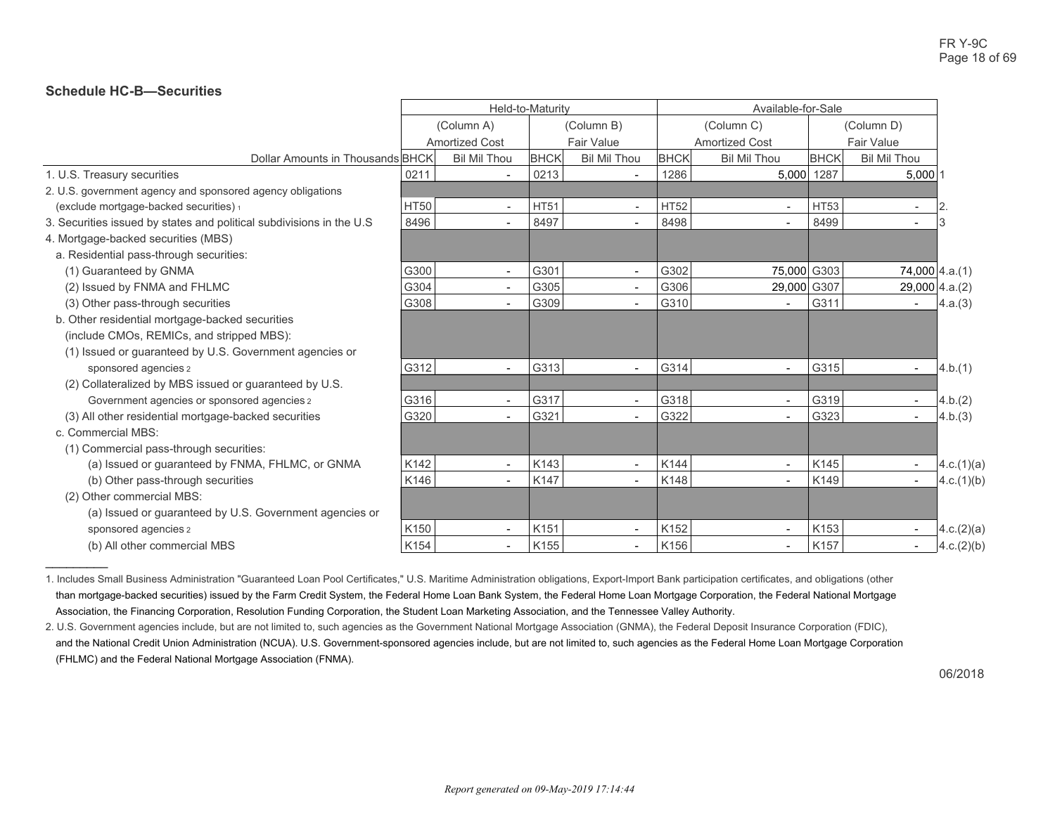## Schedule HC-B—Securities

| | Held-to-Maturity | | | | Available-for-Sale | | | | |
|---|---|---|---|---|---|---|---|---|---|
| | (Column A) Amortized Cost | | (Column B) Fair Value | | (Column C) Amortized Cost | | (Column D) Fair Value | | |
| Dollar Amounts in Thousands | BHCK | Bil Mil Thou | BHCK | Bil Mil Thou | BHCK | Bil Mil Thou | BHCK | Bil Mil Thou | |
| 1. U.S. Treasury securities | 0211 | - | 0213 | - | 1286 | 5,000 | 1287 | 5,000 | 1 |
| 2. U.S. government agency and sponsored agency obligations (exclude mortgage-backed securities) [1] | HT50 | - | HT51 | - | HT52 | - | HT53 | - | 2. |
| 3. Securities issued by states and political subdivisions in the U.S | 8496 | - | 8497 | - | 8498 | - | 8499 | - | 3 |
| 4. Mortgage-backed securities (MBS) | | | | | | | | | |
| a. Residential pass-through securities: | | | | | | | | | |
| (1) Guaranteed by GNMA | G300 | - | G301 | - | G302 | 75,000 | G303 | 74,000 | 4.a.(1) |
| (2) Issued by FNMA and FHLMC | G304 | - | G305 | - | G306 | 29,000 | G307 | 29,000 | 4.a.(2) |
| (3) Other pass-through securities | G308 | - | G309 | - | G310 | - | G311 | - | 4.a.(3) |
| b. Other residential mortgage-backed securities (include CMOs, REMICs, and stripped MBS): | | | | | | | | | |
| (1) Issued or guaranteed by U.S. Government agencies or sponsored agencies [2] | G312 | - | G313 | - | G314 | - | G315 | - | 4.b.(1) |
| (2) Collateralized by MBS issued or guaranteed by U.S. Government agencies or sponsored agencies [2] | G316 | - | G317 | - | G318 | - | G319 | - | 4.b.(2) |
| (3) All other residential mortgage-backed securities | G320 | - | G321 | - | G322 | - | G323 | - | 4.b.(3) |
| c. Commercial MBS: | | | | | | | | | |
| (1) Commercial pass-through securities: | | | | | | | | | |
| (a) Issued or guaranteed by FNMA, FHLMC, or GNMA | K142 | - | K143 | - | K144 | - | K145 | - | 4.c.(1)(a) |
| (b) Other pass-through securities | K146 | - | K147 | - | K148 | - | K149 | - | 4.c.(1)(b) |
| (2) Other commercial MBS: | | | | | | | | | |
| (a) Issued or guaranteed by U.S. Government agencies or sponsored agencies [2] | K150 | - | K151 | - | K152 | - | K153 | - | 4.c.(2)(a) |
| (b) All other commercial MBS | K154 | - | K155 | - | K156 | - | K157 | - | 4.c.(2)(b) |

1. Includes Small Business Administration "Guaranteed Loan Pool Certificates," U.S. Maritime Administration obligations, Export-Import Bank participation certificates, and obligations (other than mortgage-backed securities) issued by the Farm Credit System, the Federal Home Loan Bank System, the Federal Home Loan Mortgage Corporation, the Federal National Mortgage Association, the Financing Corporation, Resolution Funding Corporation, the Student Loan Marketing Association, and the Tennessee Valley Authority.
2. U.S. Government agencies include, but are not limited to, such agencies as the Government National Mortgage Association (GNMA), the Federal Deposit Insurance Corporation (FDIC), and the National Credit Union Administration (NCUA). U.S. Government-sponsored agencies include, but are not limited to, such agencies as the Federal Home Loan Mortgage Corporation (FHLMC) and the Federal National Mortgage Association (FNMA).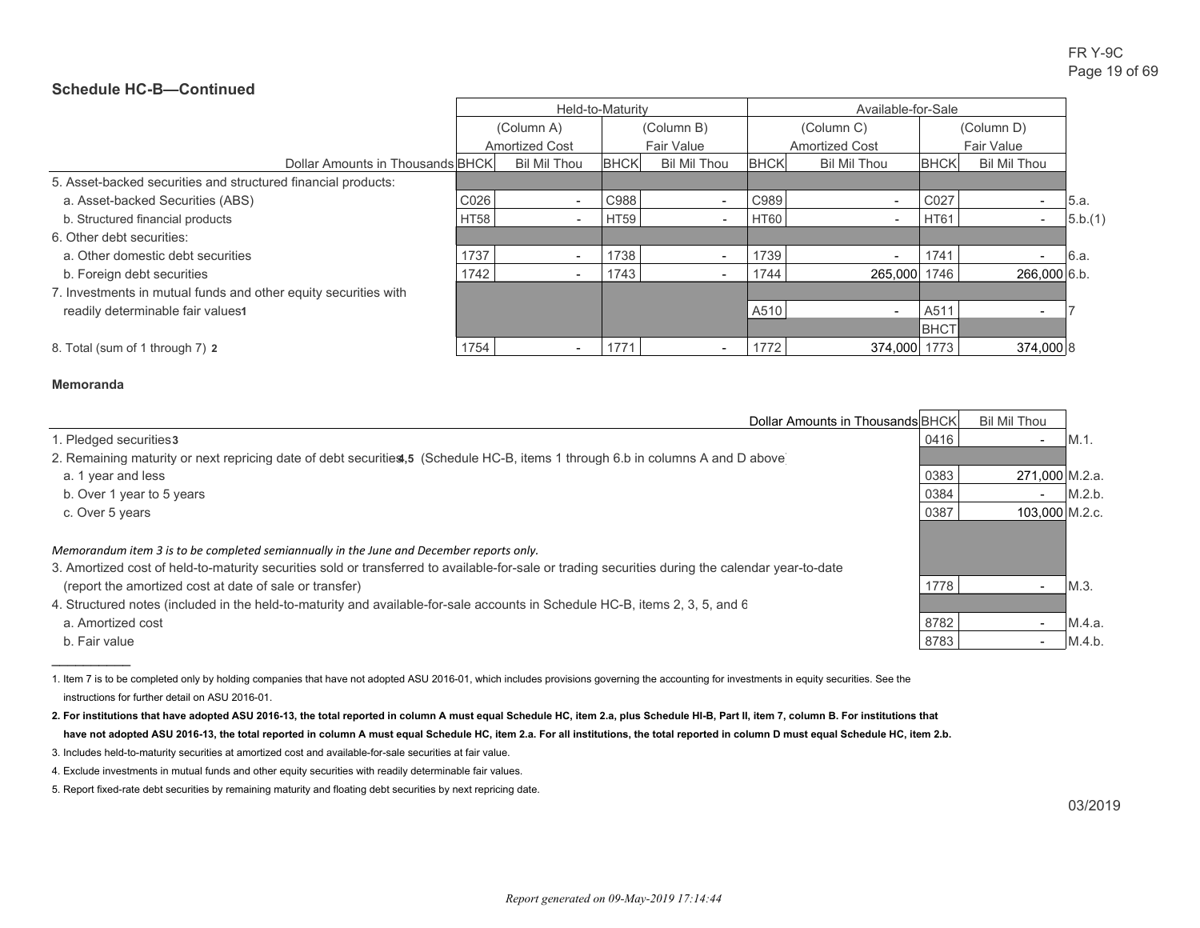FR Y-9C

## Schedule HC-B—Continued

| Dollar Amounts in Thousands | Held-to-Maturity | | | | Available-for-Sale | | | | |
|---|---|---|---|---|---|---|---|---|---|
| | (Column A) Amortized Cost | | (Column B) Fair Value | | (Column C) Amortized Cost | | (Column D) Fair Value | | |
| | BHCK | Bil Mil Thou | BHCK | Bil Mil Thou | BHCK | Bil Mil Thou | BHCK | Bil Mil Thou | |
| 5. Asset-backed securities and structured financial products: | | | | | | | | | |
| a. Asset-backed Securities (ABS) | C026 | - | C988 | - | C989 | - | C027 | - | 5.a. |
| b. Structured financial products | HT58 | - | HT59 | - | HT60 | - | HT61 | - | 5.b.(1) |
| 6. Other debt securities: | | | | | | | | | |
| a. Other domestic debt securities | 1737 | - | 1738 | - | 1739 | - | 1741 | - | 6.a. |
| b. Foreign debt securities | 1742 | - | 1743 | - | 1744 | 265,000 | 1746 | 266,000 | 6.b. |
| 7. Investments in mutual funds and other equity securities with readily determinable fair values[1] | | | | | A510 | - | A511 | - | 7 |
| | | | | | | | BHCT | | |
| 8. Total (sum of 1 through 7) [2] | 1754 | - | 1771 | - | 1772 | 374,000 | 1773 | 374,000 | 8 |

### Memoranda

| Dollar Amounts in Thousands | BHCK | Bil Mil Thou | |
|---|---|---|---|
| 1. Pledged securities[3] | 0416 | - | M.1. |
| 2. Remaining maturity or next repricing date of debt securities[4,5] (Schedule HC-B, items 1 through 6.b in columns A and D above): | | | |
| a. 1 year and less | 0383 | 271,000 | M.2.a. |
| b. Over 1 year to 5 years | 0384 | - | M.2.b. |
| c. Over 5 years | 0387 | 103,000 | M.2.c. |
| *Memorandum item 3 is to be completed semiannually in the June and December reports only.* | | | |
| 3. Amortized cost of held-to-maturity securities sold or transferred to available-for-sale or trading securities during the calendar year-to-date (report the amortized cost at date of sale or transfer) | 1778 | - | M.3. |
| 4. Structured notes (included in the held-to-maturity and available-for-sale accounts in Schedule HC-B, items 2, 3, 5, and 6): | | | |
| a. Amortized cost | 8782 | - | M.4.a. |
| b. Fair value | 8783 | - | M.4.b. |

---

1. Item 7 is to be completed only by holding companies that have not adopted ASU 2016-01, which includes provisions governing the accounting for investments in equity securities. See the instructions for further detail on ASU 2016-01.

**2. For institutions that have adopted ASU 2016-13, the total reported in column A must equal Schedule HC, item 2.a, plus Schedule HI-B, Part II, item 7, column B. For institutions that have not adopted ASU 2016-13, the total reported in column A must equal Schedule HC, item 2.a. For all institutions, the total reported in column D must equal Schedule HC, item 2.b.**

3. Includes held-to-maturity securities at amortized cost and available-for-sale securities at fair value.

4. Exclude investments in mutual funds and other equity securities with readily determinable fair values.

5. Report fixed-rate debt securities by remaining maturity and floating debt securities by next repricing date.

03/2019

*Report generated on 09-May-2019 17:14:44*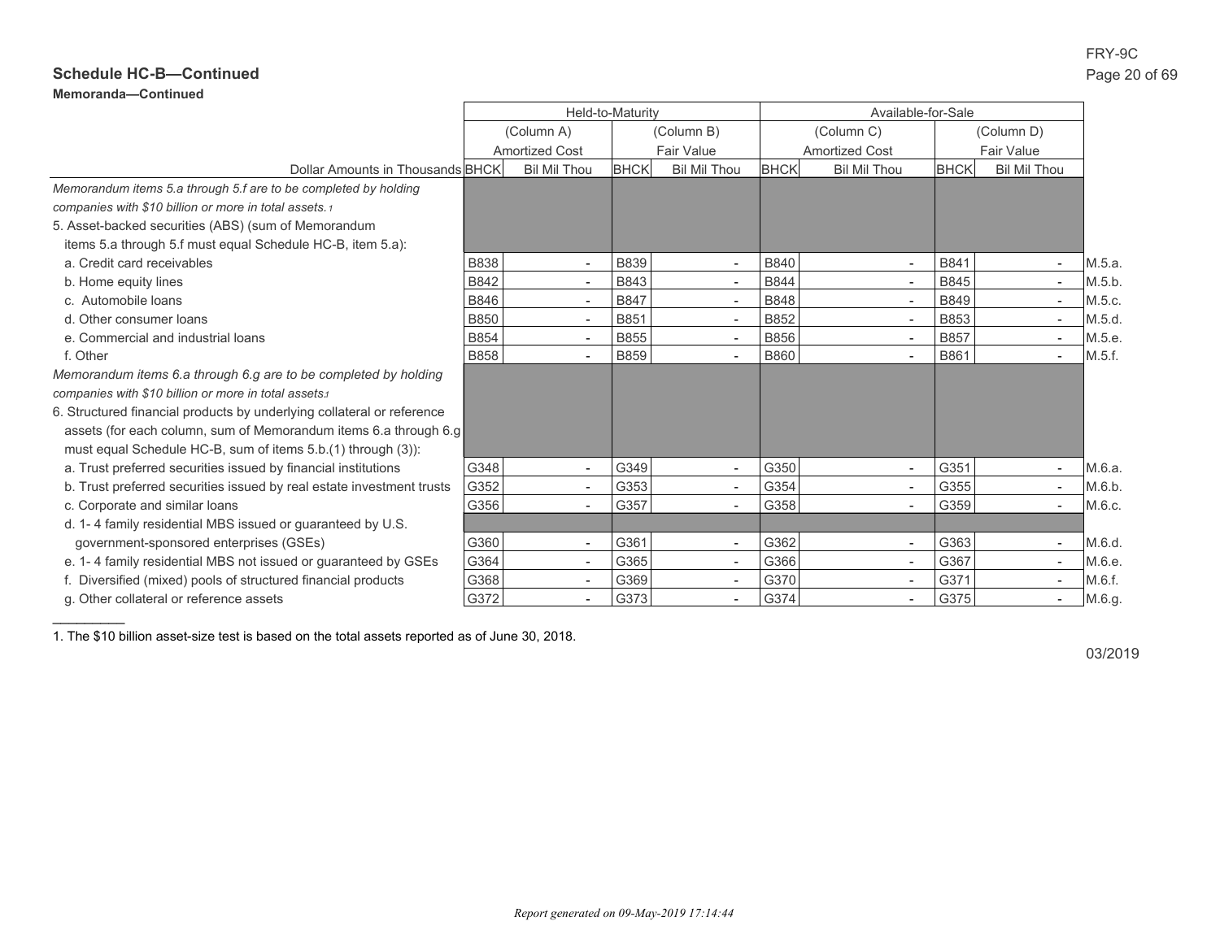## Schedule HC-B—Continued

**Memoranda—Continued**

| | Held-to-Maturity | | | | Available-for-Sale | | | | |
|---|---|---|---|---|---|---|---|---|---|
| | (Column A) Amortized Cost | | (Column B) Fair Value | | (Column C) Amortized Cost | | (Column D) Fair Value | | |
| Dollar Amounts in Thousands | BHCK | Bil Mil Thou | BHCK | Bil Mil Thou | BHCK | Bil Mil Thou | BHCK | Bil Mil Thou | |
| *Memorandum items 5.a through 5.f are to be completed by holding companies with $10 billion or more in total assets.* [1] | | | | | | | | | |
| 5. Asset-backed securities (ABS) (sum of Memorandum items 5.a through 5.f must equal Schedule HC-B, item 5.a): | | | | | | | | | |
| a. Credit card receivables | B838 | - | B839 | - | B840 | - | B841 | - | M.5.a. |
| b. Home equity lines | B842 | - | B843 | - | B844 | - | B845 | - | M.5.b. |
| c. Automobile loans | B846 | - | B847 | - | B848 | - | B849 | - | M.5.c. |
| d. Other consumer loans | B850 | - | B851 | - | B852 | - | B853 | - | M.5.d. |
| e. Commercial and industrial loans | B854 | - | B855 | - | B856 | - | B857 | - | M.5.e. |
| f. Other | B858 | - | B859 | - | B860 | - | B861 | - | M.5.f. |
| *Memorandum items 6.a through 6.g are to be completed by holding companies with $10 billion or more in total assets.* [1] | | | | | | | | | |
| 6. Structured financial products by underlying collateral or reference assets (for each column, sum of Memorandum items 6.a through 6.g must equal Schedule HC-B, sum of items 5.b.(1) through (3)): | | | | | | | | | |
| a. Trust preferred securities issued by financial institutions | G348 | - | G349 | - | G350 | - | G351 | - | M.6.a. |
| b. Trust preferred securities issued by real estate investment trusts | G352 | - | G353 | - | G354 | - | G355 | - | M.6.b. |
| c. Corporate and similar loans | G356 | - | G357 | - | G358 | - | G359 | - | M.6.c. |
| d. 1- 4 family residential MBS issued or guaranteed by U.S. government-sponsored enterprises (GSEs) | G360 | - | G361 | - | G362 | - | G363 | - | M.6.d. |
| e. 1- 4 family residential MBS not issued or guaranteed by GSEs | G364 | - | G365 | - | G366 | - | G367 | - | M.6.e. |
| f. Diversified (mixed) pools of structured financial products | G368 | - | G369 | - | G370 | - | G371 | - | M.6.f. |
| g. Other collateral or reference assets | G372 | - | G373 | - | G374 | - | G375 | - | M.6.g. |

1. The $10 billion asset-size test is based on the total assets reported as of June 30, 2018.

03/2019

*Report generated on 09-May-2019 17:14:44*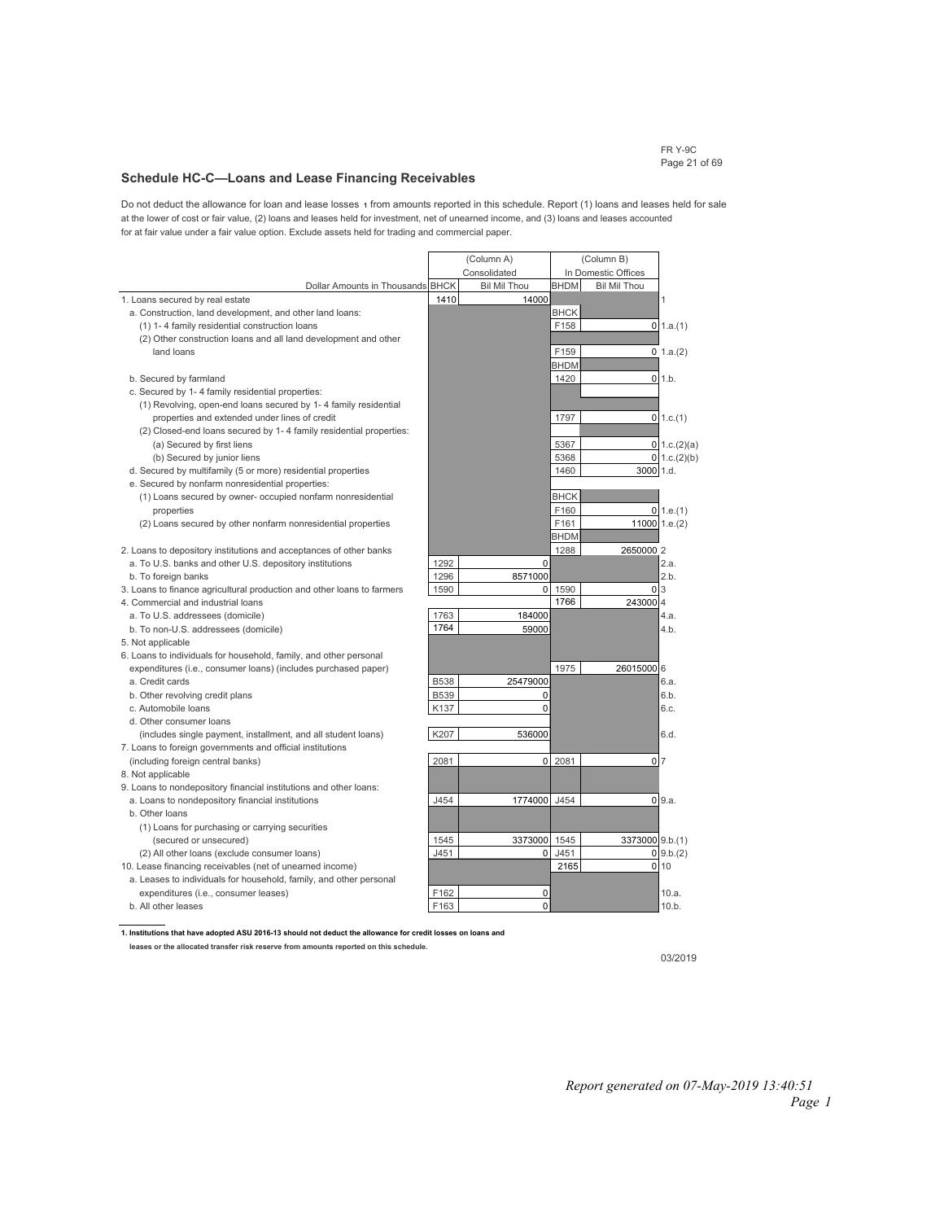## Schedule HC-C—Loans and Lease Financing Receivables

Do not deduct the allowance for loan and lease losses [1] from amounts reported in this schedule. Report (1) loans and leases held for sale at the lower of cost or fair value, (2) loans and leases held for investment, net of unearned income, and (3) loans and leases accounted for at fair value under a fair value option. Exclude assets held for trading and commercial paper.

| Dollar Amounts in Thousands | BHCK | (Column A) Consolidated Bil Mil Thou | BHDM | (Column B) In Domestic Offices Bil Mil Thou | |
|---|---|---|---|---|---|
| 1. Loans secured by real estate | 1410 | 14000 | | | 1 |
| a. Construction, land development, and other land loans: | | | BHCK | | |
| (1) 1- 4 family residential construction loans | | | F158 | 0 | 1.a.(1) |
| (2) Other construction loans and all land development and other land loans | | | F159 | 0 | 1.a.(2) |
| | | | BHDM | | |
| b. Secured by farmland | | | 1420 | 0 | 1.b. |
| c. Secured by 1- 4 family residential properties: | | | | | |
| (1) Revolving, open-end loans secured by 1- 4 family residential properties and extended under lines of credit | | | 1797 | 0 | 1.c.(1) |
| (2) Closed-end loans secured by 1- 4 family residential properties: | | | | | |
| (a) Secured by first liens | | | 5367 | 0 | 1.c.(2)(a) |
| (b) Secured by junior liens | | | 5368 | 0 | 1.c.(2)(b) |
| d. Secured by multifamily (5 or more) residential properties | | | 1460 | 3000 | 1.d. |
| e. Secured by nonfarm nonresidential properties: | | | | | |
| (1) Loans secured by owner- occupied nonfarm nonresidential properties | | | BHCK F160 | 0 | 1.e.(1) |
| (2) Loans secured by other nonfarm nonresidential properties | | | F161 | 11000 | 1.e.(2) |
| | | | BHDM | | |
| 2. Loans to depository institutions and acceptances of other banks | | | 1288 | 2650000 | 2 |
| a. To U.S. banks and other U.S. depository institutions | 1292 | 0 | | | 2.a. |
| b. To foreign banks | 1296 | 8571000 | | | 2.b. |
| 3. Loans to finance agricultural production and other loans to farmers | 1590 | 0 | 1590 | 0 | 3 |
| 4. Commercial and industrial loans | | | 1766 | 243000 | 4 |
| a. To U.S. addressees (domicile) | 1763 | 184000 | | | 4.a. |
| b. To non-U.S. addressees (domicile) | 1764 | 59000 | | | 4.b. |
| 5. Not applicable | | | | | |
| 6. Loans to individuals for household, family, and other personal expenditures (i.e., consumer loans) (includes purchased paper) | | | 1975 | 26015000 | 6 |
| a. Credit cards | B538 | 25479000 | | | 6.a. |
| b. Other revolving credit plans | B539 | 0 | | | 6.b. |
| c. Automobile loans | K137 | 0 | | | 6.c. |
| d. Other consumer loans (includes single payment, installment, and all student loans) | K207 | 536000 | | | 6.d. |
| 7. Loans to foreign governments and official institutions (including foreign central banks) | 2081 | 0 | 2081 | 0 | 7 |
| 8. Not applicable | | | | | |
| 9. Loans to nondepository financial institutions and other loans: | | | | | |
| a. Loans to nondepository financial institutions | J454 | 1774000 | J454 | 0 | 9.a. |
| b. Other loans | | | | | |
| (1) Loans for purchasing or carrying securities (secured or unsecured) | 1545 | 3373000 | 1545 | 3373000 | 9.b.(1) |
| (2) All other loans (exclude consumer loans) | J451 | 0 | J451 | 0 | 9.b.(2) |
| 10. Lease financing receivables (net of unearned income) | | | 2165 | 0 | 10 |
| a. Leases to individuals for household, family, and other personal expenditures (i.e., consumer leases) | F162 | 0 | | | 10.a. |
| b. All other leases | F163 | 0 | | | 10.b. |

**1. Institutions that have adopted ASU 2016-13 should not deduct the allowance for credit losses on loans and leases or the allocated transfer risk reserve from amounts reported on this schedule.**

03/2019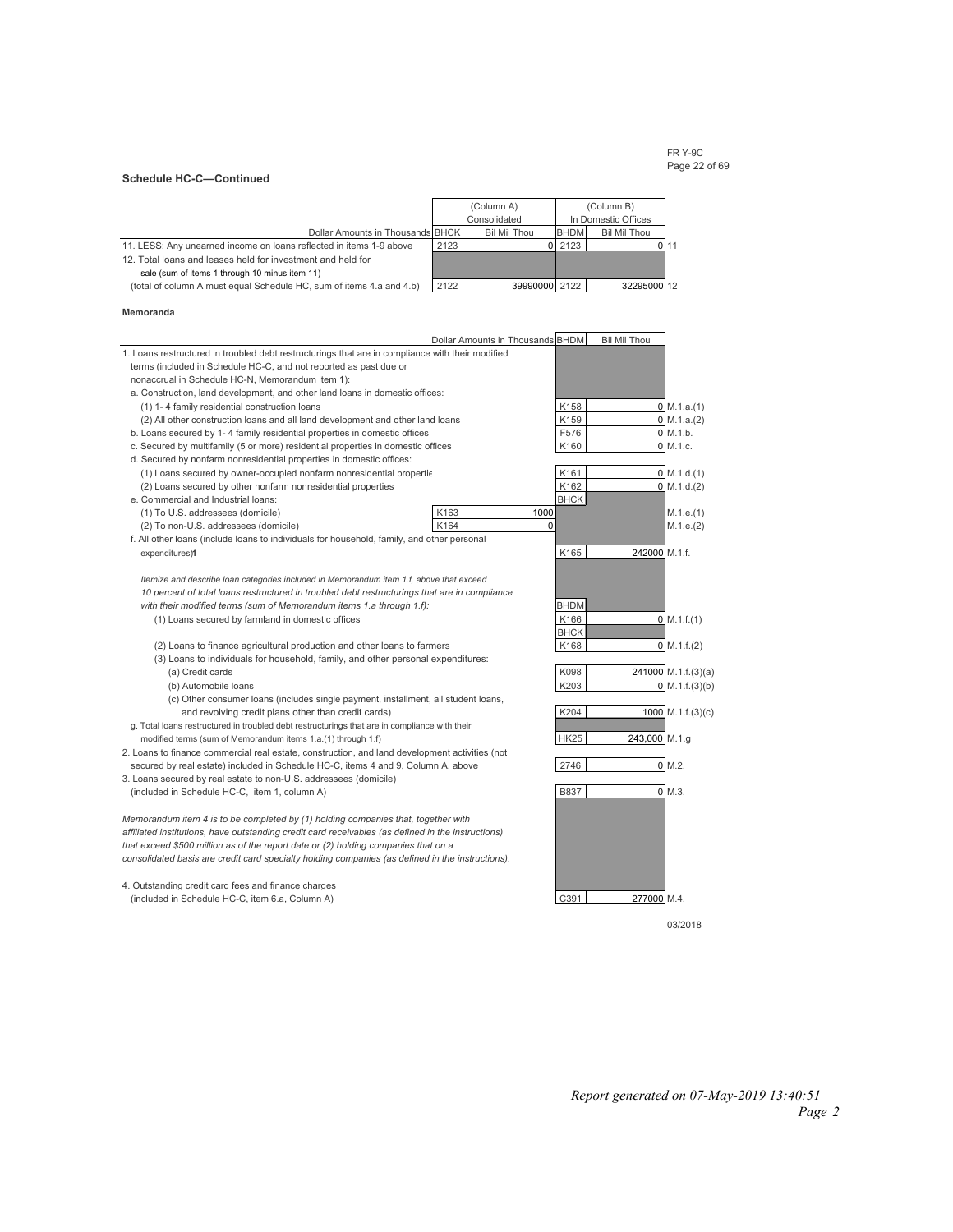## Schedule HC-C—Continued

| | (Column A) Consolidated | | (Column B) In Domestic Offices | | |
|---|---|---|---|---|---|
| Dollar Amounts in Thousands | BHCK | Bil Mil Thou | BHDM | Bil Mil Thou | |
| 11. LESS: Any unearned income on loans reflected in items 1-9 above | 2123 | 0 | 2123 | 0 | 11 |
| 12. Total loans and leases held for investment and held for sale (sum of items 1 through 10 minus item 11) (total of column A must equal Schedule HC, sum of items 4.a and 4.b) | 2122 | 39990000 | 2122 | 32295000 | 12 |

**Memoranda**

| Dollar Amounts in Thousands | | | BHDM | Bil Mil Thou | |
|---|---|---|---|---|---|
| 1. Loans restructured in troubled debt restructurings that are in compliance with their modified terms (included in Schedule HC-C, and not reported as past due or nonaccrual in Schedule HC-N, Memorandum item 1): | | | | | |
| a. Construction, land development, and other land loans in domestic offices: | | | | | |
| (1) 1- 4 family residential construction loans | | | K158 | 0 | M.1.a.(1) |
| (2) All other construction loans and all land development and other land loans | | | K159 | 0 | M.1.a.(2) |
| b. Loans secured by 1- 4 family residential properties in domestic offices | | | F576 | 0 | M.1.b. |
| c. Secured by multifamily (5 or more) residential properties in domestic offices | | | K160 | 0 | M.1.c. |
| d. Secured by nonfarm nonresidential properties in domestic offices: | | | | | |
| (1) Loans secured by owner-occupied nonfarm nonresidential propertie | | | K161 | 0 | M.1.d.(1) |
| (2) Loans secured by other nonfarm nonresidential properties | | | K162 | 0 | M.1.d.(2) |
| e. Commercial and Industrial loans: | | | BHCK | | |
| (1) To U.S. addressees (domicile) | K163 | 1000 | | | M.1.e.(1) |
| (2) To non-U.S. addressees (domicile) | K164 | 0 | | | M.1.e.(2) |
| f. All other loans (include loans to individuals for household, family, and other personal expenditures)1 | | | K165 | 242000 | M.1.f. |
| *Itemize and describe loan categories included in Memorandum item 1.f, above that exceed 10 percent of total loans restructured in troubled debt restructurings that are in compliance with their modified terms (sum of Memorandum items 1.a through 1.f):* | | | BHDM | | |
| (1) Loans secured by farmland in domestic offices | | | K166 | 0 | M.1.f.(1) |
| | | | BHCK | | |
| (2) Loans to finance agricultural production and other loans to farmers | | | K168 | 0 | M.1.f.(2) |
| (3) Loans to individuals for household, family, and other personal expenditures: | | | | | |
| (a) Credit cards | | | K098 | 241000 | M.1.f.(3)(a) |
| (b) Automobile loans | | | K203 | 0 | M.1.f.(3)(b) |
| (c) Other consumer loans (includes single payment, installment, all student loans, and revolving credit plans other than credit cards) | | | K204 | 1000 | M.1.f.(3)(c) |
| g. Total loans restructured in troubled debt restructurings that are in compliance with their modified terms (sum of Memorandum items 1.a.(1) through 1.f) | | | HK25 | 243,000 | M.1.g |
| 2. Loans to finance commercial real estate, construction, and land development activities (not secured by real estate) included in Schedule HC-C, items 4 and 9, Column A, above | | | 2746 | 0 | M.2. |
| 3. Loans secured by real estate to non-U.S. addressees (domicile) (included in Schedule HC-C, item 1, column A) | | | B837 | 0 | M.3. |
| *Memorandum item 4 is to be completed by (1) holding companies that, together with affiliated institutions, have outstanding credit card receivables (as defined in the instructions) that exceed $500 million as of the report date or (2) holding companies that on a consolidated basis are credit card specialty holding companies (as defined in the instructions).* | | | | | |
| 4. Outstanding credit card fees and finance charges (included in Schedule HC-C, item 6.a, Column A) | | | C391 | 277000 | M.4. |

03/2018

*Report generated on 07-May-2019 13:40:51*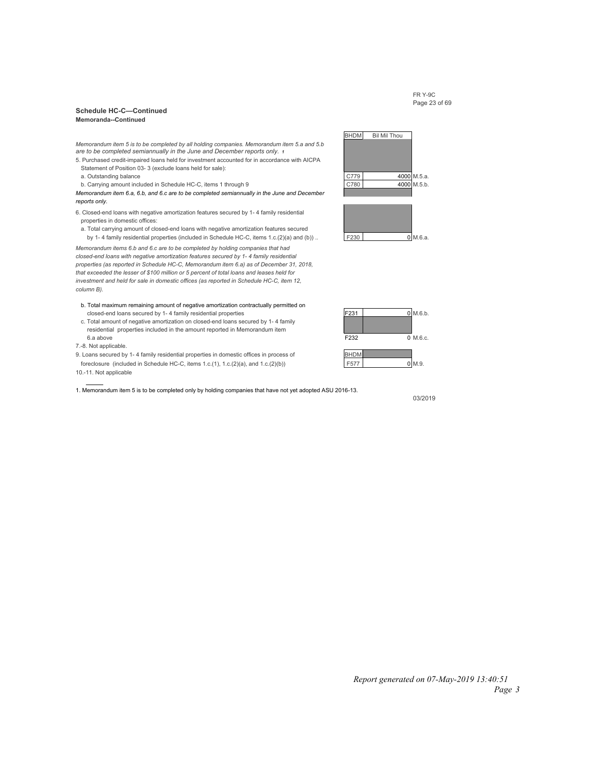## Schedule HC-C—Continued

**Memoranda--Continued**

| | BHDM | Bil Mil Thou | |
|---|---|---|---|
| *Memorandum item 5 is to be completed by all holding companies. Memorandum item 5.a and 5.b are to be completed semiannually in the June and December reports only.* [1] | | | |
| 5. Purchased credit-impaired loans held for investment accounted for in accordance with AICPA Statement of Position 03- 3 (exclude loans held for sale): | | | |
| a. Outstanding balance | C779 | 4000 | M.5.a. |
| b. Carrying amount included in Schedule HC-C, items 1 through 9 | C780 | 4000 | M.5.b. |
| *Memorandum item 6.a, 6.b, and 6.c are to be completed semiannually in the June and December reports only.* | | | |
| 6. Closed-end loans with negative amortization features secured by 1- 4 family residential properties in domestic offices: | | | |
| a. Total carrying amount of closed-end loans with negative amortization features secured by 1- 4 family residential properties (included in Schedule HC-C, items 1.c.(2)(a) and (b)) .. | F230 | 0 | M.6.a. |
| *Memorandum items 6.b and 6.c are to be completed by holding companies that had closed-end loans with negative amortization features secured by 1- 4 family residential properties (as reported in Schedule HC-C, Memorandum item 6.a) as of December 31, 2018, that exceeded the lesser of $100 million or 5 percent of total loans and leases held for investment and held for sale in domestic offices (as reported in Schedule HC-C, item 12, column B).* | | | |
| b. Total maximum remaining amount of negative amortization contractually permitted on closed-end loans secured by 1- 4 family residential properties | F231 | 0 | M.6.b. |
| c. Total amount of negative amortization on closed-end loans secured by 1- 4 family residential properties included in the amount reported in Memorandum item 6.a above | F232 | 0 | M.6.c. |
| 7.-8. Not applicable. | | | |
| 9. Loans secured by 1- 4 family residential properties in domestic offices in process of foreclosure (included in Schedule HC-C, items 1.c.(1), 1.c.(2)(a), and 1.c.(2)(b)) | F577 | 0 | M.9. |
| 10.-11. Not applicable | | | |

1. Memorandum item 5 is to be completed only by holding companies that have not yet adopted ASU 2016-13.

03/2019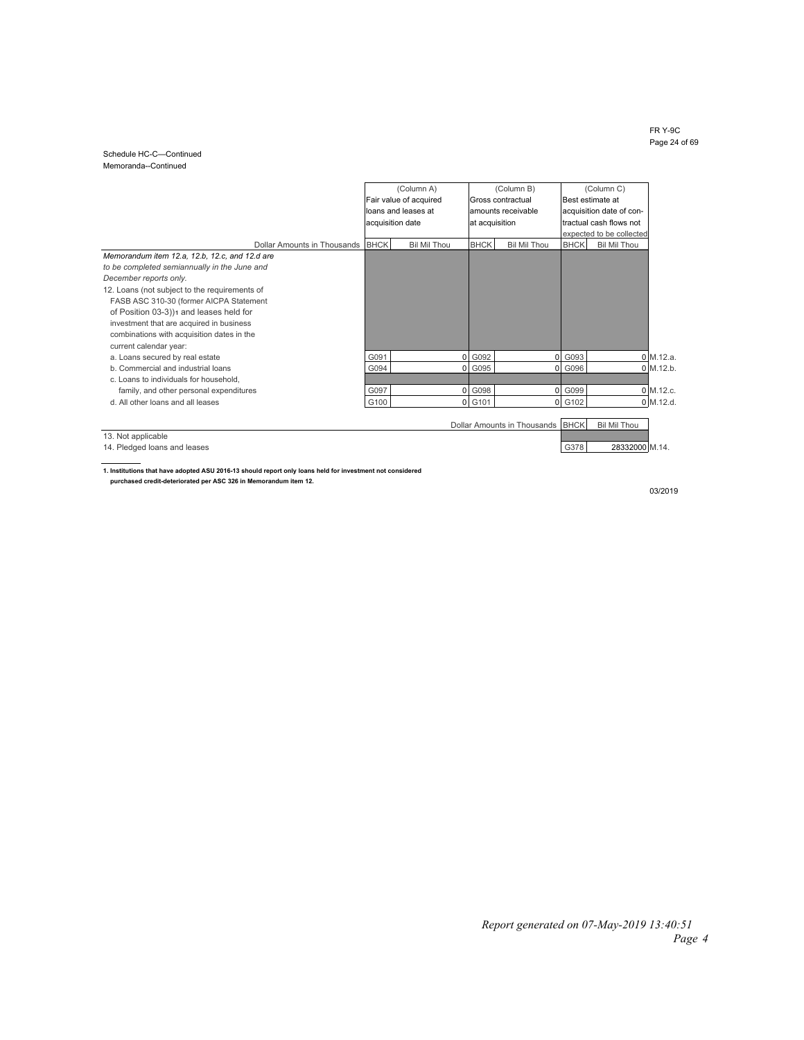Schedule HC-C—Continued
Memoranda--Continued

| Dollar Amounts in Thousands | (Column A) Fair value of acquired loans and leases at acquisition date | | (Column B) Gross contractual amounts receivable at acquisition | | (Column C) Best estimate at acquisition date of contractual cash flows not expected to be collected | | |
|---|---|---|---|---|---|---|---|
| | BHCK | Bil Mil Thou | BHCK | Bil Mil Thou | BHCK | Bil Mil Thou | |
| *Memorandum item 12.a, 12.b, 12.c, and 12.d are to be completed semiannually in the June and December reports only.* | | | | | | | |
| 12. Loans (not subject to the requirements of FASB ASC 310-30 (former AICPA Statement of Position 03-3))[1] and leases held for investment that are acquired in business combinations with acquisition dates in the current calendar year: | | | | | | | |
| a. Loans secured by real estate | G091 | 0 | G092 | 0 | G093 | 0 | M.12.a. |
| b. Commercial and industrial loans | G094 | 0 | G095 | 0 | G096 | 0 | M.12.b. |
| c. Loans to individuals for household, family, and other personal expenditures | G097 | 0 | G098 | 0 | G099 | 0 | M.12.c. |
| d. All other loans and all leases | G100 | 0 | G101 | 0 | G102 | 0 | M.12.d. |

| Dollar Amounts in Thousands | BHCK | Bil Mil Thou | |
|---|---|---|---|
| 13. Not applicable | | | |
| 14. Pledged loans and leases | G378 | 28332000 | M.14. |

**1. Institutions that have adopted ASU 2016-13 should report only loans held for investment not considered purchased credit-deteriorated per ASC 326 in Memorandum item 12.**

03/2019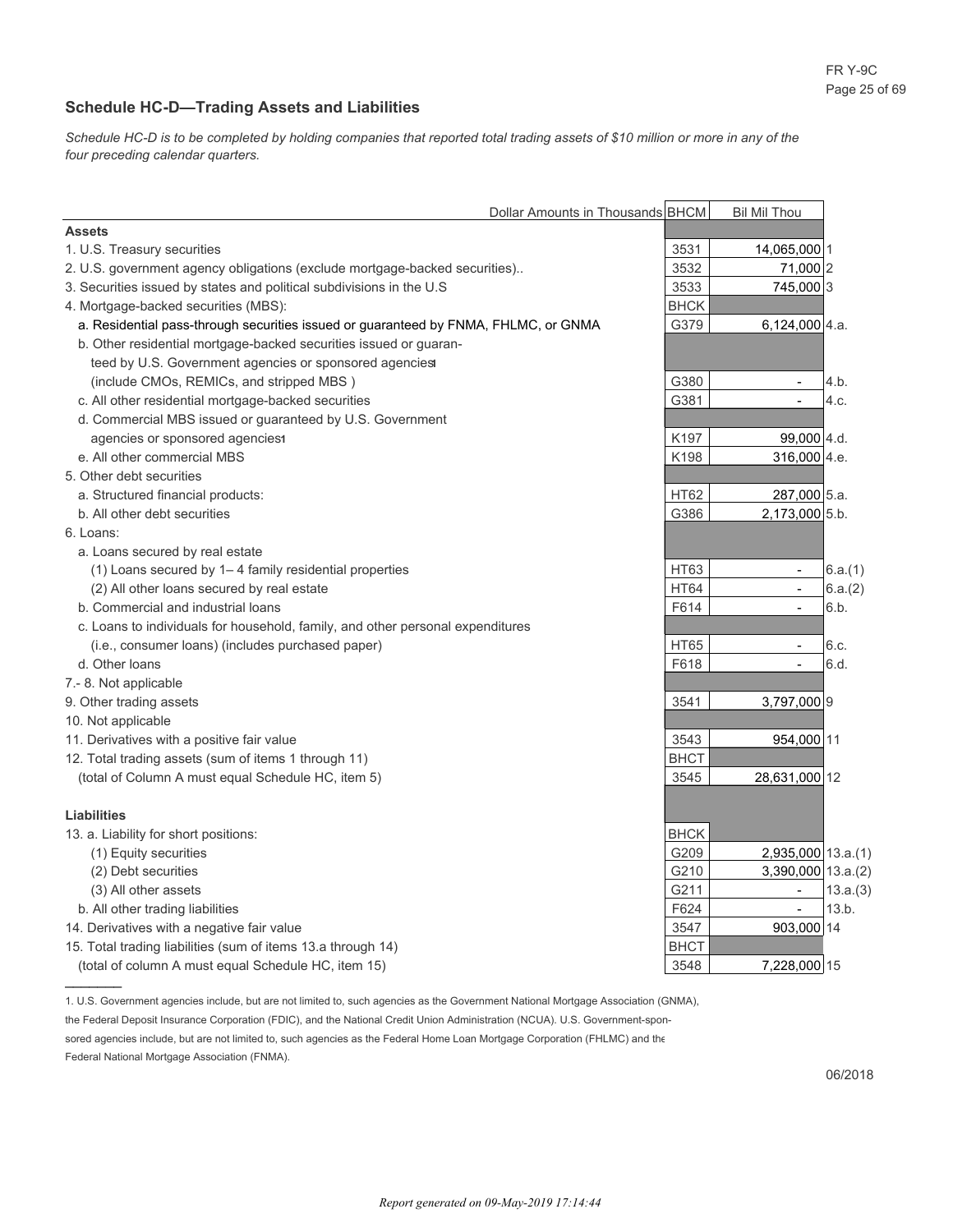## Schedule HC-D—Trading Assets and Liabilities

*Schedule HC-D is to be completed by holding companies that reported total trading assets of $10 million or more in any of the four preceding calendar quarters.*

| Dollar Amounts in Thousands | BHCM | Bil Mil Thou | |
|---|---|---|---|
| **Assets** | | | |
| 1. U.S. Treasury securities | 3531 | 14,065,000 | 1 |
| 2. U.S. government agency obligations (exclude mortgage-backed securities).. | 3532 | 71,000 | 2 |
| 3. Securities issued by states and political subdivisions in the U.S | 3533 | 745,000 | 3 |
| 4. Mortgage-backed securities (MBS): | BHCK | | |
| a. Residential pass-through securities issued or guaranteed by FNMA, FHLMC, or GNMA | G379 | 6,124,000 | 4.a. |
| b. Other residential mortgage-backed securities issued or guaranteed by U.S. Government agencies or sponsored agencies[1] (include CMOs, REMICs, and stripped MBS ) | G380 | - | 4.b. |
| c. All other residential mortgage-backed securities | G381 | - | 4.c. |
| d. Commercial MBS issued or guaranteed by U.S. Government agencies or sponsored agencies[1] | K197 | 99,000 | 4.d. |
| e. All other commercial MBS | K198 | 316,000 | 4.e. |
| 5. Other debt securities | | | |
| a. Structured financial products: | HT62 | 287,000 | 5.a. |
| b. All other debt securities | G386 | 2,173,000 | 5.b. |
| 6. Loans: | | | |
| a. Loans secured by real estate | | | |
| (1) Loans secured by 1– 4 family residential properties | HT63 | - | 6.a.(1) |
| (2) All other loans secured by real estate | HT64 | - | 6.a.(2) |
| b. Commercial and industrial loans | F614 | - | 6.b. |
| c. Loans to individuals for household, family, and other personal expenditures (i.e., consumer loans) (includes purchased paper) | HT65 | - | 6.c. |
| d. Other loans | F618 | - | 6.d. |
| 7.- 8. Not applicable | | | |
| 9. Other trading assets | 3541 | 3,797,000 | 9 |
| 10. Not applicable | | | |
| 11. Derivatives with a positive fair value | 3543 | 954,000 | 11 |
| 12. Total trading assets (sum of items 1 through 11) (total of Column A must equal Schedule HC, item 5) | BHCT 3545 | 28,631,000 | 12 |
| **Liabilities** | | | |
| 13. a. Liability for short positions: | BHCK | | |
| (1) Equity securities | G209 | 2,935,000 | 13.a.(1) |
| (2) Debt securities | G210 | 3,390,000 | 13.a.(2) |
| (3) All other assets | G211 | - | 13.a.(3) |
| b. All other trading liabilities | F624 | - | 13.b. |
| 14. Derivatives with a negative fair value | 3547 | 903,000 | 14 |
| 15. Total trading liabilities (sum of items 13.a through 14) (total of column A must equal Schedule HC, item 15) | BHCT 3548 | 7,228,000 | 15 |

1. U.S. Government agencies include, but are not limited to, such agencies as the Government National Mortgage Association (GNMA), the Federal Deposit Insurance Corporation (FDIC), and the National Credit Union Administration (NCUA). U.S. Government-sponsored agencies include, but are not limited to, such agencies as the Federal Home Loan Mortgage Corporation (FHLMC) and the Federal National Mortgage Association (FNMA).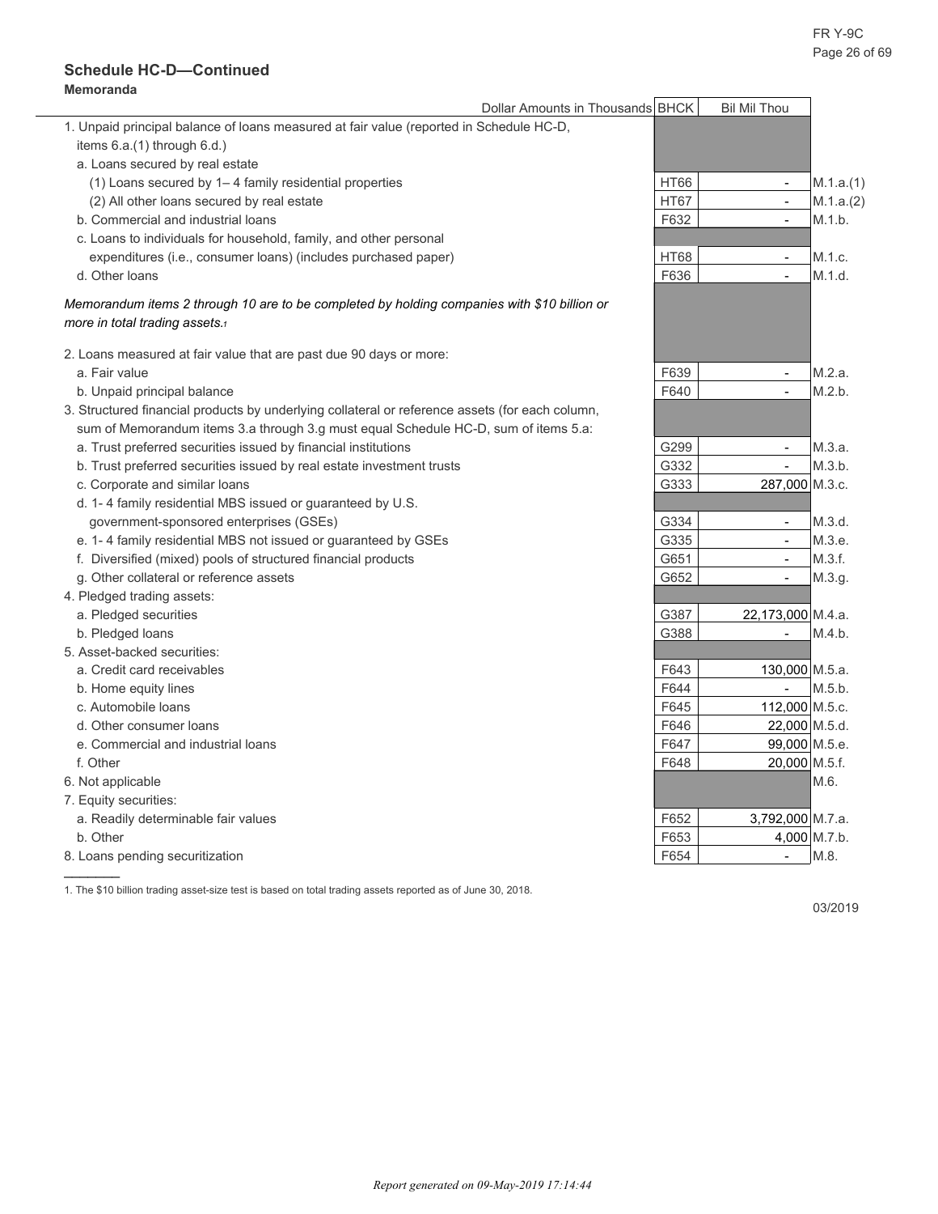## Schedule HC-D—Continued

**Memoranda**

| Dollar Amounts in Thousands | BHCK | Bil Mil Thou | |
|---|---|---|---|
| 1. Unpaid principal balance of loans measured at fair value (reported in Schedule HC-D, items 6.a.(1) through 6.d.) | | | |
| a. Loans secured by real estate | | | |
| (1) Loans secured by 1– 4 family residential properties | HT66 | - | M.1.a.(1) |
| (2) All other loans secured by real estate | HT67 | - | M.1.a.(2) |
| b. Commercial and industrial loans | F632 | - | M.1.b. |
| c. Loans to individuals for household, family, and other personal expenditures (i.e., consumer loans) (includes purchased paper) | HT68 | - | M.1.c. |
| d. Other loans | F636 | - | M.1.d. |
| *Memorandum items 2 through 10 are to be completed by holding companies with $10 billion or more in total trading assets.*[1] | | | |
| 2. Loans measured at fair value that are past due 90 days or more: | | | |
| a. Fair value | F639 | - | M.2.a. |
| b. Unpaid principal balance | F640 | - | M.2.b. |
| 3. Structured financial products by underlying collateral or reference assets (for each column, sum of Memorandum items 3.a through 3.g must equal Schedule HC-D, sum of items 5.a: | | | |
| a. Trust preferred securities issued by financial institutions | G299 | - | M.3.a. |
| b. Trust preferred securities issued by real estate investment trusts | G332 | - | M.3.b. |
| c. Corporate and similar loans | G333 | 287,000 | M.3.c. |
| d. 1- 4 family residential MBS issued or guaranteed by U.S. government-sponsored enterprises (GSEs) | G334 | - | M.3.d. |
| e. 1- 4 family residential MBS not issued or guaranteed by GSEs | G335 | - | M.3.e. |
| f. Diversified (mixed) pools of structured financial products | G651 | - | M.3.f. |
| g. Other collateral or reference assets | G652 | - | M.3.g. |
| 4. Pledged trading assets: | | | |
| a. Pledged securities | G387 | 22,173,000 | M.4.a. |
| b. Pledged loans | G388 | - | M.4.b. |
| 5. Asset-backed securities: | | | |
| a. Credit card receivables | F643 | 130,000 | M.5.a. |
| b. Home equity lines | F644 | - | M.5.b. |
| c. Automobile loans | F645 | 112,000 | M.5.c. |
| d. Other consumer loans | F646 | 22,000 | M.5.d. |
| e. Commercial and industrial loans | F647 | 99,000 | M.5.e. |
| f. Other | F648 | 20,000 | M.5.f. |
| 6. Not applicable | | | M.6. |
| 7. Equity securities: | | | |
| a. Readily determinable fair values | F652 | 3,792,000 | M.7.a. |
| b. Other | F653 | 4,000 | M.7.b. |
| 8. Loans pending securitization | F654 | - | M.8. |

1. The $10 billion trading asset-size test is based on total trading assets reported as of June 30, 2018.

03/2019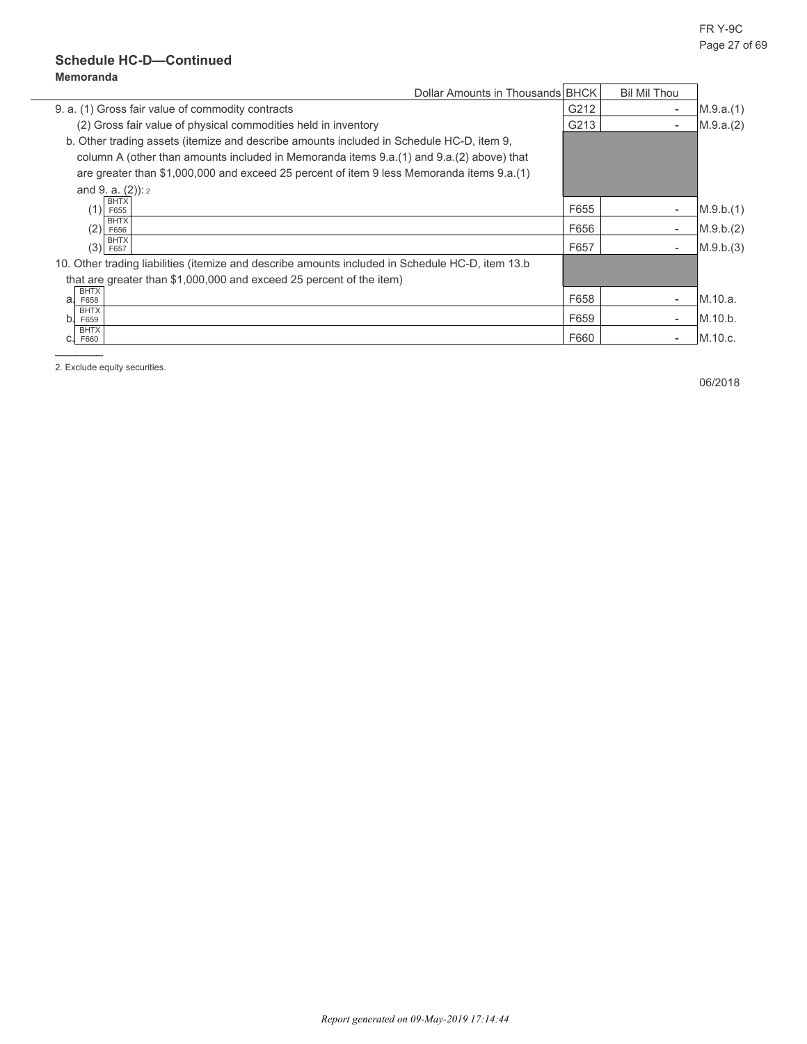## Schedule HC-D—Continued

**Memoranda**

| | Dollar Amounts in Thousands | BHCK | Bil Mil Thou | |
|---|---|---|---|---|
| 9. a. (1) Gross fair value of commodity contracts | | G212 | - | M.9.a.(1) |
| (2) Gross fair value of physical commodities held in inventory | | G213 | - | M.9.a.(2) |
| b. Other trading assets (itemize and describe amounts included in Schedule HC-D, item 9, column A (other than amounts included in Memoranda items 9.a.(1) and 9.a.(2) above) that are greater than $1,000,000 and exceed 25 percent of item 9 less Memoranda items 9.a.(1) and 9. a. (2)):[2] | | | | |
| (1) BHTX F655 | | F655 | - | M.9.b.(1) |
| (2) BHTX F656 | | F656 | - | M.9.b.(2) |
| (3) BHTX F657 | | F657 | - | M.9.b.(3) |
| 10. Other trading liabilities (itemize and describe amounts included in Schedule HC-D, item 13.b that are greater than $1,000,000 and exceed 25 percent of the item) | | | | |
| a. BHTX F658 | | F658 | - | M.10.a. |
| b. BHTX F659 | | F659 | - | M.10.b. |
| c. BHTX F660 | | F660 | - | M.10.c. |

2. Exclude equity securities.

06/2018

*Report generated on 09-May-2019 17:14:44*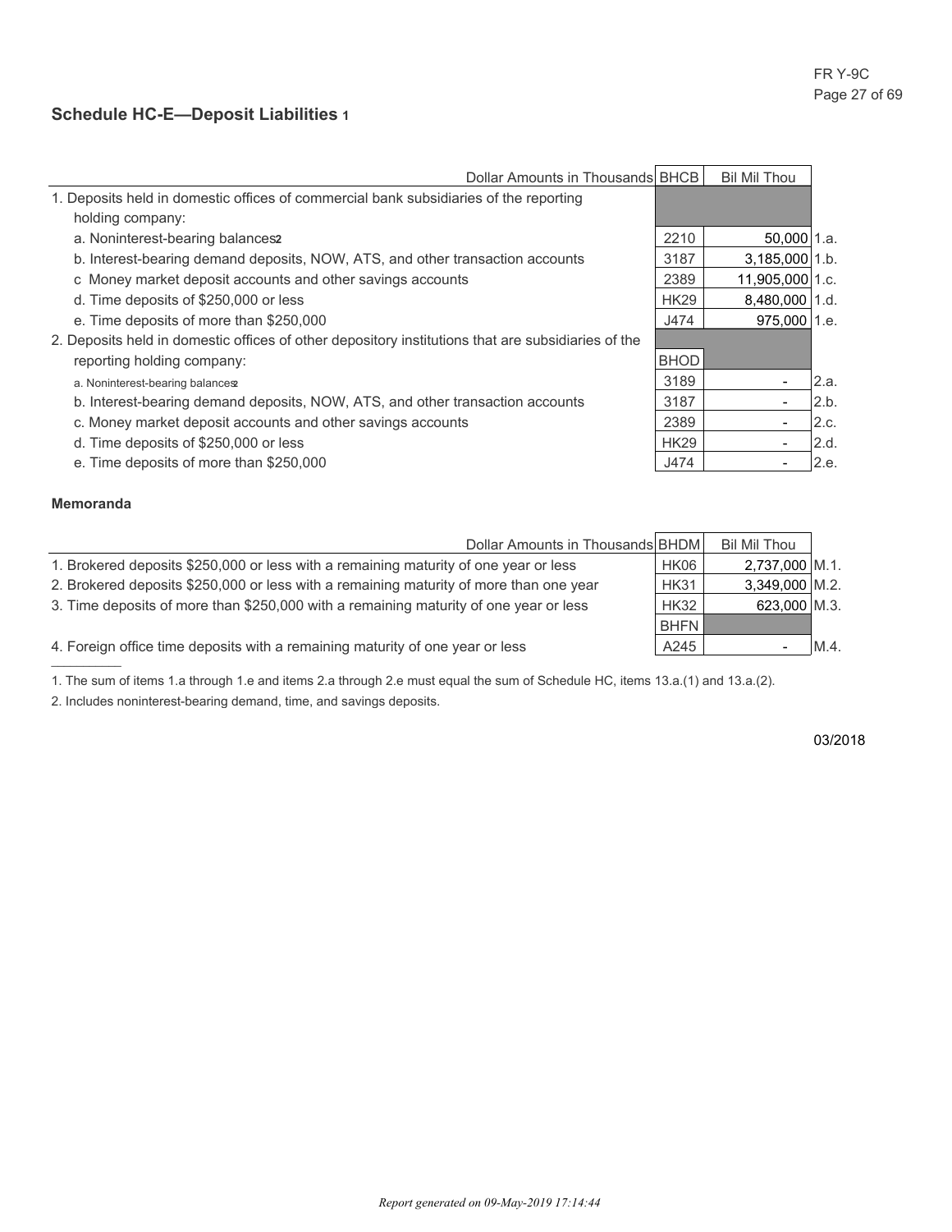## Schedule HC-E—Deposit Liabilities [1]

| Dollar Amounts in Thousands | BHCB | Bil Mil Thou | |
|---|---|---|---|
| 1. Deposits held in domestic offices of commercial bank subsidiaries of the reporting holding company: | | | |
| a. Noninterest-bearing balances[2] | 2210 | 50,000 | 1.a. |
| b. Interest-bearing demand deposits, NOW, ATS, and other transaction accounts | 3187 | 3,185,000 | 1.b. |
| c Money market deposit accounts and other savings accounts | 2389 | 11,905,000 | 1.c. |
| d. Time deposits of $250,000 or less | HK29 | 8,480,000 | 1.d. |
| e. Time deposits of more than $250,000 | J474 | 975,000 | 1.e. |
| 2. Deposits held in domestic offices of other depository institutions that are subsidiaries of the reporting holding company: | BHOD | | |
| a. Noninterest-bearing balances[2] | 3189 | - | 2.a. |
| b. Interest-bearing demand deposits, NOW, ATS, and other transaction accounts | 3187 | - | 2.b. |
| c. Money market deposit accounts and other savings accounts | 2389 | - | 2.c. |
| d. Time deposits of $250,000 or less | HK29 | - | 2.d. |
| e. Time deposits of more than $250,000 | J474 | - | 2.e. |

### Memoranda

| Dollar Amounts in Thousands | BHDM | Bil Mil Thou | |
|---|---|---|---|
| 1. Brokered deposits $250,000 or less with a remaining maturity of one year or less | HK06 | 2,737,000 | M.1. |
| 2. Brokered deposits $250,000 or less with a remaining maturity of more than one year | HK31 | 3,349,000 | M.2. |
| 3. Time deposits of more than $250,000 with a remaining maturity of one year or less | HK32 | 623,000 | M.3. |
| | BHFN | | |
| 4. Foreign office time deposits with a remaining maturity of one year or less | A245 | - | M.4. |

1. The sum of items 1.a through 1.e and items 2.a through 2.e must equal the sum of Schedule HC, items 13.a.(1) and 13.a.(2).

2. Includes noninterest-bearing demand, time, and savings deposits.

03/2018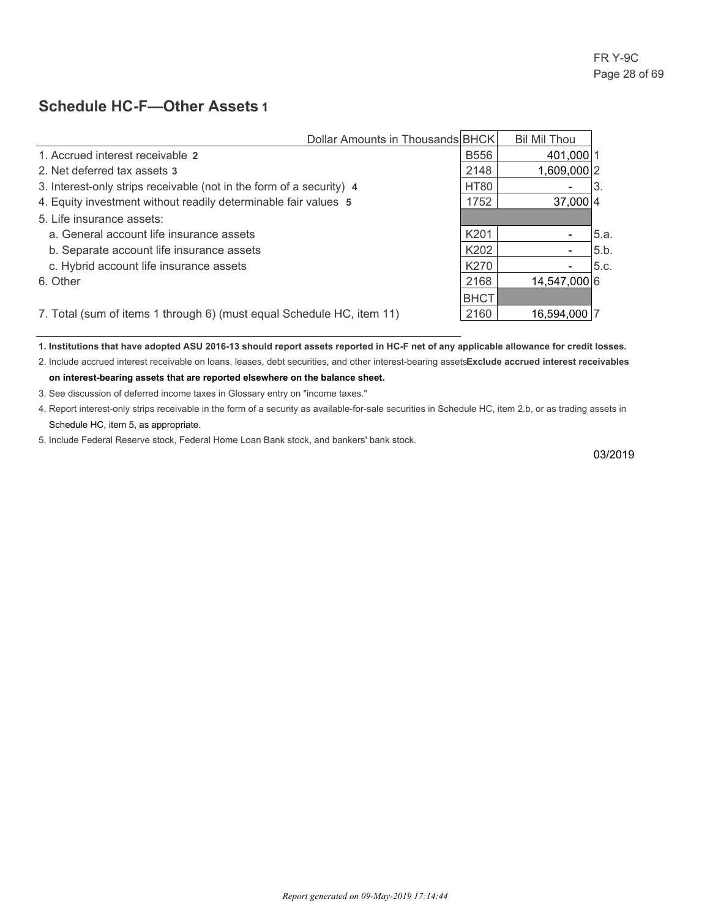## Schedule HC-F—Other Assets [1]

| Dollar Amounts in Thousands | BHCK | Bil Mil Thou | |
|---|---|---|---|
| 1. Accrued interest receivable [2] | B556 | 401,000 | 1 |
| 2. Net deferred tax assets [3] | 2148 | 1,609,000 | 2 |
| 3. Interest-only strips receivable (not in the form of a security) [4] | HT80 | - | 3. |
| 4. Equity investment without readily determinable fair values [5] | 1752 | 37,000 | 4 |
| 5. Life insurance assets: | | | |
| a. General account life insurance assets | K201 | - | 5.a. |
| b. Separate account life insurance assets | K202 | - | 5.b. |
| c. Hybrid account life insurance assets | K270 | - | 5.c. |
| 6. Other | 2168 | 14,547,000 | 6 |
| | BHCT | | |
| 7. Total (sum of items 1 through 6) (must equal Schedule HC, item 11) | 2160 | 16,594,000 | 7 |

**1. Institutions that have adopted ASU 2016-13 should report assets reported in HC-F net of any applicable allowance for credit losses.**

2. Include accrued interest receivable on loans, leases, debt securities, and other interest-bearing assets**Exclude accrued interest receivables on interest-bearing assets that are reported elsewhere on the balance sheet.**

3. See discussion of deferred income taxes in Glossary entry on "income taxes."

4. Report interest-only strips receivable in the form of a security as available-for-sale securities in Schedule HC, item 2.b, or as trading assets in Schedule HC, item 5, as appropriate.

5. Include Federal Reserve stock, Federal Home Loan Bank stock, and bankers' bank stock.

03/2019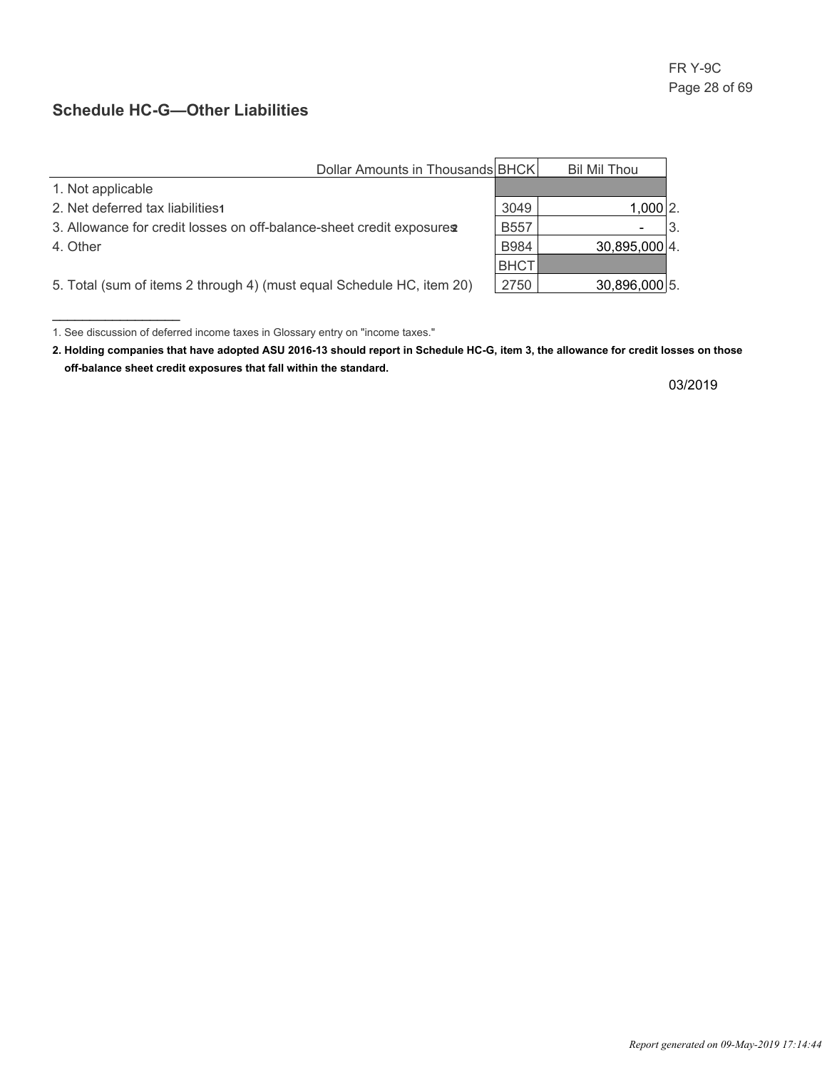## Schedule HC-G—Other Liabilities

| Dollar Amounts in Thousands | BHCK | Bil Mil Thou | |
|---|---|---|---|
| 1. Not applicable | | | |
| 2. Net deferred tax liabilities[1] | 3049 | 1,000 | 2. |
| 3. Allowance for credit losses on off-balance-sheet credit exposures[2] | B557 | - | 3. |
| 4. Other | B984 | 30,895,000 | 4. |
| | BHCT | | |
| 5. Total (sum of items 2 through 4) (must equal Schedule HC, item 20) | 2750 | 30,896,000 | 5. |

1. See discussion of deferred income taxes in Glossary entry on "income taxes."

**2. Holding companies that have adopted ASU 2016-13 should report in Schedule HC-G, item 3, the allowance for credit losses on those off-balance sheet credit exposures that fall within the standard.**

03/2019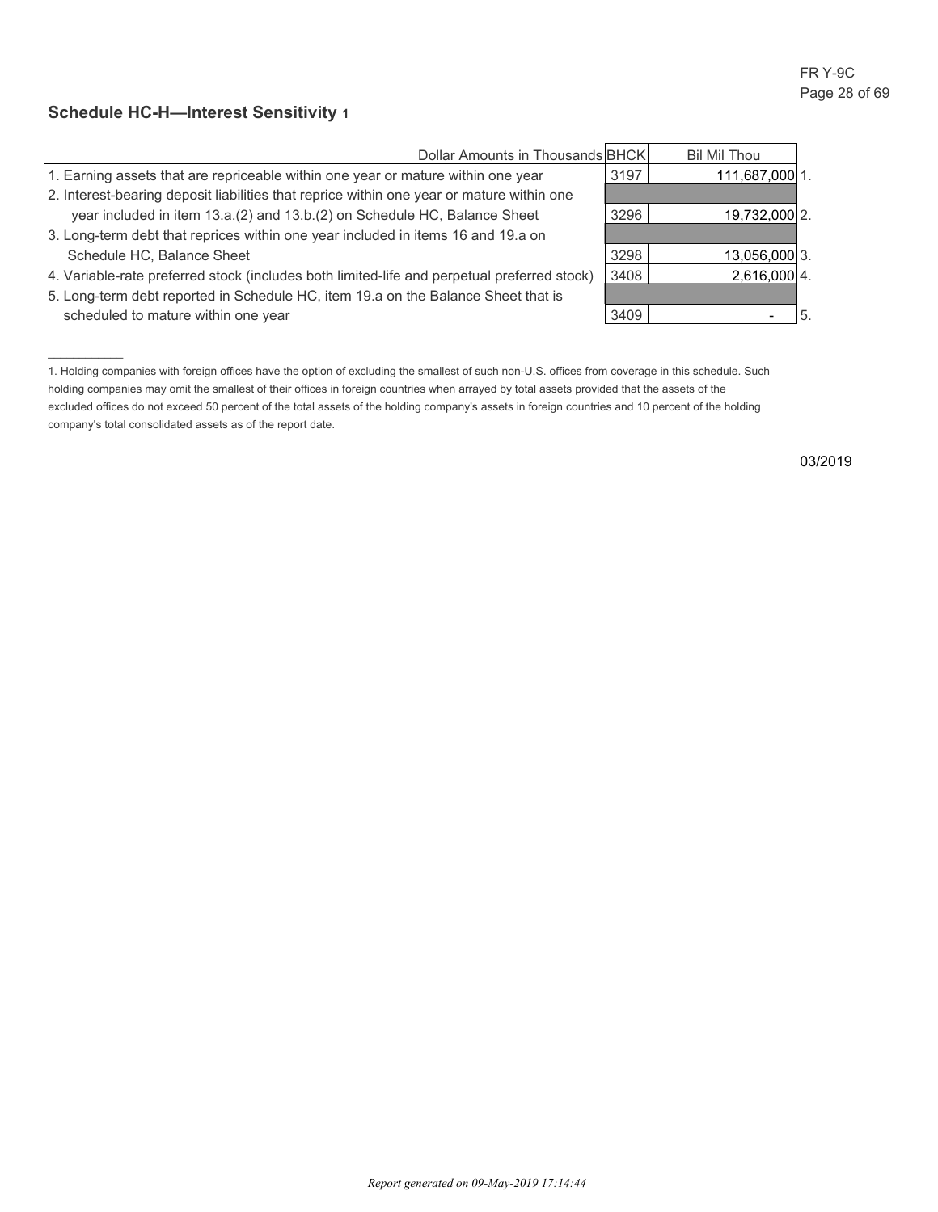## Schedule HC-H—Interest Sensitivity [1]

| Dollar Amounts in Thousands | BHCK | Bil Mil Thou | |
|---|---|---|---|
| 1. Earning assets that are repriceable within one year or mature within one year | 3197 | 111,687,000 | 1. |
| 2. Interest-bearing deposit liabilities that reprice within one year or mature within one year included in item 13.a.(2) and 13.b.(2) on Schedule HC, Balance Sheet | 3296 | 19,732,000 | 2. |
| 3. Long-term debt that reprices within one year included in items 16 and 19.a on Schedule HC, Balance Sheet | 3298 | 13,056,000 | 3. |
| 4. Variable-rate preferred stock (includes both limited-life and perpetual preferred stock) | 3408 | 2,616,000 | 4. |
| 5. Long-term debt reported in Schedule HC, item 19.a on the Balance Sheet that is scheduled to mature within one year | 3409 | - | 5. |

---

1. Holding companies with foreign offices have the option of excluding the smallest of such non-U.S. offices from coverage in this schedule. Such holding companies may omit the smallest of their offices in foreign countries when arrayed by total assets provided that the assets of the excluded offices do not exceed 50 percent of the total assets of the holding company's assets in foreign countries and 10 percent of the holding company's total consolidated assets as of the report date.

03/2019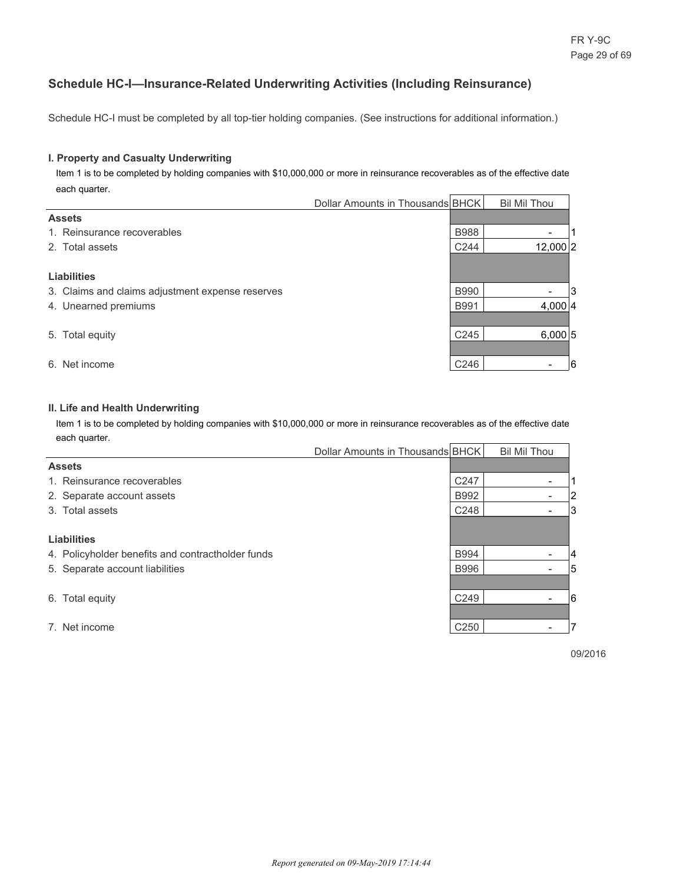## Schedule HC-I—Insurance-Related Underwriting Activities (Including Reinsurance)

Schedule HC-I must be completed by all top-tier holding companies. (See instructions for additional information.)

### I. Property and Casualty Underwriting

Item 1 is to be completed by holding companies with $10,000,000 or more in reinsurance recoverables as of the effective date each quarter.

| Dollar Amounts in Thousands | BHCK | Bil Mil Thou | |
|---|---|---|---|
| **Assets** | | | |
| 1. Reinsurance recoverables | B988 | - | 1 |
| 2. Total assets | C244 | 12,000 | 2 |
| **Liabilities** | | | |
| 3. Claims and claims adjustment expense reserves | B990 | - | 3 |
| 4. Unearned premiums | B991 | 4,000 | 4 |
| 5. Total equity | C245 | 6,000 | 5 |
| 6. Net income | C246 | - | 6 |

### II. Life and Health Underwriting

Item 1 is to be completed by holding companies with $10,000,000 or more in reinsurance recoverables as of the effective date each quarter.

| Dollar Amounts in Thousands | BHCK | Bil Mil Thou | |
|---|---|---|---|
| **Assets** | | | |
| 1. Reinsurance recoverables | C247 | - | 1 |
| 2. Separate account assets | B992 | - | 2 |
| 3. Total assets | C248 | - | 3 |
| **Liabilities** | | | |
| 4. Policyholder benefits and contractholder funds | B994 | - | 4 |
| 5. Separate account liabilities | B996 | - | 5 |
| 6. Total equity | C249 | - | 6 |
| 7. Net income | C250 | - | 7 |

09/2016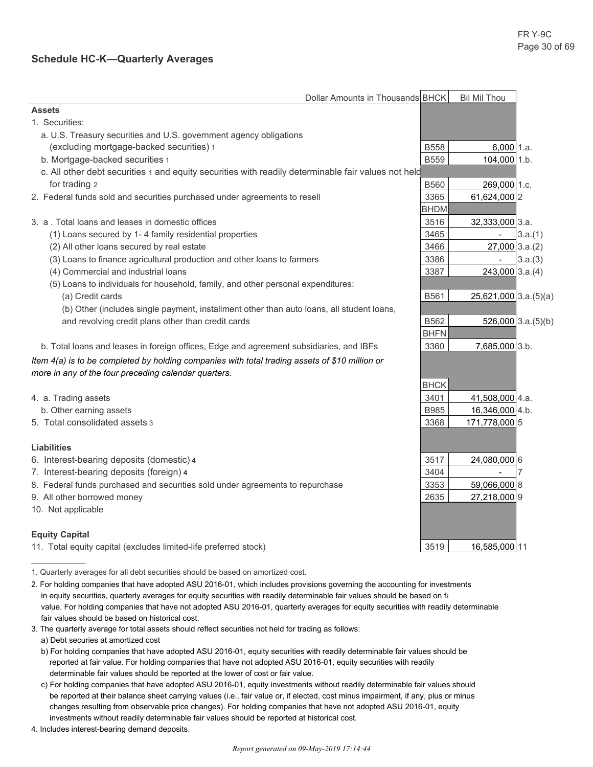## Schedule HC-K—Quarterly Averages

| Dollar Amounts in Thousands | BHCK | Bil Mil Thou | |
|---|---|---|---|
| **Assets** | | | |
| 1. Securities: | | | |
| a. U.S. Treasury securities and U.S. government agency obligations (excluding mortgage-backed securities) [1] | B558 | 6,000 | 1.a. |
| b. Mortgage-backed securities [1] | B559 | 104,000 | 1.b. |
| c. All other debt securities [1] and equity securities with readily determinable fair values not held for trading [2] | B560 | 269,000 | 1.c. |
| 2. Federal funds sold and securities purchased under agreements to resell | 3365 | 61,624,000 | 2 |
| | BHDM | | |
| 3. a . Total loans and leases in domestic offices | 3516 | 32,333,000 | 3.a. |
| (1) Loans secured by 1- 4 family residential properties | 3465 | - | 3.a.(1) |
| (2) All other loans secured by real estate | 3466 | 27,000 | 3.a.(2) |
| (3) Loans to finance agricultural production and other loans to farmers | 3386 | - | 3.a.(3) |
| (4) Commercial and industrial loans | 3387 | 243,000 | 3.a.(4) |
| (5) Loans to individuals for household, family, and other personal expenditures: | | | |
| (a) Credit cards | B561 | 25,621,000 | 3.a.(5)(a) |
| (b) Other (includes single payment, installment other than auto loans, all student loans, and revolving credit plans other than credit cards | B562 | 526,000 | 3.a.(5)(b) |
| | BHFN | | |
| b. Total loans and leases in foreign offices, Edge and agreement subsidiaries, and IBFs | 3360 | 7,685,000 | 3.b. |
| *Item 4(a) is to be completed by holding companies with total trading assets of $10 million or more in any of the four preceding calendar quarters.* | | | |
| | BHCK | | |
| 4. a. Trading assets | 3401 | 41,508,000 | 4.a. |
| b. Other earning assets | B985 | 16,346,000 | 4.b. |
| 5. Total consolidated assets [3] | 3368 | 171,778,000 | 5 |
| **Liabilities** | | | |
| 6. Interest-bearing deposits (domestic) [4] | 3517 | 24,080,000 | 6 |
| 7. Interest-bearing deposits (foreign) [4] | 3404 | - | 7 |
| 8. Federal funds purchased and securities sold under agreements to repurchase | 3353 | 59,066,000 | 8 |
| 9. All other borrowed money | 2635 | 27,218,000 | 9 |
| 10. Not applicable | | | |
| **Equity Capital** | | | |
| 11. Total equity capital (excludes limited-life preferred stock) | 3519 | 16,585,000 | 11 |

1. Quarterly averages for all debt securities should be based on amortized cost.

2. For holding companies that have adopted ASU 2016-01, which includes provisions governing the accounting for investments in equity securities, quarterly averages for equity securities with readily determinable fair values should be based on fa value. For holding companies that have not adopted ASU 2016-01, quarterly averages for equity securities with readily determinable fair values should be based on historical cost.

3. The quarterly average for total assets should reflect securities not held for trading as follows:
   a) Debt securies at amortized cost
   b) For holding companies that have adopted ASU 2016-01, equity securities with readily determinable fair values should be reported at fair value. For holding companies that have not adopted ASU 2016-01, equity securities with readily determinable fair values should be reported at the lower of cost or fair value.
   c) For holding companies that have adopted ASU 2016-01, equity investments without readily determinable fair values should be reported at their balance sheet carrying values (i.e., fair value or, if elected, cost minus impairment, if any, plus or minus changes resulting from observable price changes). For holding companies that have not adopted ASU 2016-01, equity investments without readily determinable fair values should be reported at historical cost.

4. Includes interest-bearing demand deposits.

*Report generated on 09-May-2019 17:14:44*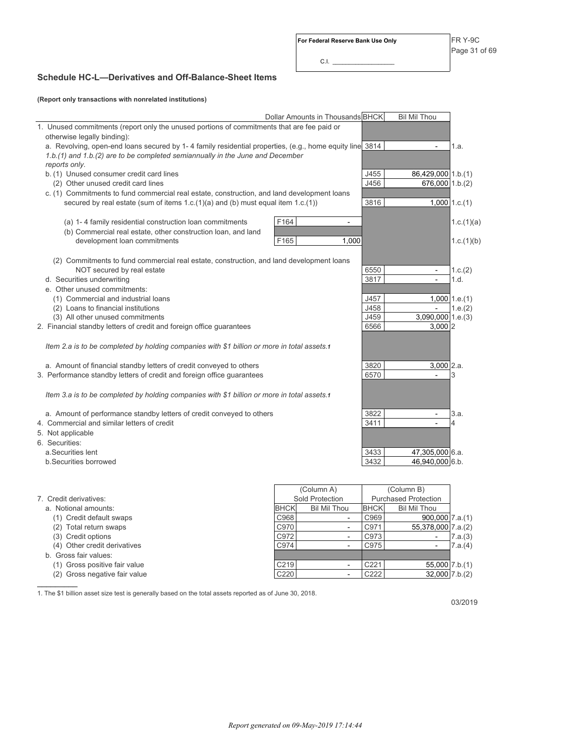For Federal Reserve Bank Use Only

C.I. _______________

## Schedule HC-L—Derivatives and Off-Balance-Sheet Items

**(Report only transactions with nonrelated institutions)**

| Dollar Amounts in Thousands | | | BHCK | Bil Mil Thou | |
|---|---|---|---|---|---|
| 1. Unused commitments (report only the unused portions of commitments that are fee paid or otherwise legally binding): | | | | | |
| a. Revolving, open-end loans secured by 1- 4 family residential properties, (e.g., home equity lines) | | | 3814 | - | 1.a. |
| *1.b.(1) and 1.b.(2) are to be completed semiannually in the June and December reports only.* | | | | | |
| b. (1) Unused consumer credit card lines | | | J455 | 86,429,000 | 1.b.(1) |
| (2) Other unused credit card lines | | | J456 | 676,000 | 1.b.(2) |
| c. (1) Commitments to fund commercial real estate, construction, and land development loans secured by real estate (sum of items 1.c.(1)(a) and (b) must equal item 1.c.(1)) | | | 3816 | 1,000 | 1.c.(1) |
| (a) 1- 4 family residential construction loan commitments | F164 | - | | | 1.c.(1)(a) |
| (b) Commercial real estate, other construction loan, and land development loan commitments | F165 | 1,000 | | | 1.c.(1)(b) |
| (2) Commitments to fund commercial real estate, construction, and land development loans NOT secured by real estate | | | 6550 | - | 1.c.(2) |
| d. Securities underwriting | | | 3817 | - | 1.d. |
| e. Other unused commitments: | | | | | |
| (1) Commercial and industrial loans | | | J457 | 1,000 | 1.e.(1) |
| (2) Loans to financial institutions | | | J458 | - | 1.e.(2) |
| (3) All other unused commitments | | | J459 | 3,090,000 | 1.e.(3) |
| 2. Financial standby letters of credit and foreign office guarantees | | | 6566 | 3,000 | 2 |
| *Item 2.a is to be completed by holding companies with $1 billion or more in total assets.*[1] | | | | | |
| a. Amount of financial standby letters of credit conveyed to others | | | 3820 | 3,000 | 2.a. |
| 3. Performance standby letters of credit and foreign office guarantees | | | 6570 | - | 3 |
| *Item 3.a is to be completed by holding companies with $1 billion or more in total assets.*[1] | | | | | |
| a. Amount of performance standby letters of credit conveyed to others | | | 3822 | - | 3.a. |
| 4. Commercial and similar letters of credit | | | 3411 | - | 4 |
| 5. Not applicable | | | | | |
| 6. Securities: | | | | | |
| a. Securities lent | | | 3433 | 47,305,000 | 6.a. |
| b. Securities borrowed | | | 3432 | 46,940,000 | 6.b. |

| 7. Credit derivatives: | (Column A) Sold Protection | | (Column B) Purchased Protection | | |
|---|---|---|---|---|---|
| | BHCK | Bil Mil Thou | BHCK | Bil Mil Thou | |
| a. Notional amounts: | | | | | |
| (1) Credit default swaps | C968 | - | C969 | 900,000 | 7.a.(1) |
| (2) Total return swaps | C970 | - | C971 | 55,378,000 | 7.a.(2) |
| (3) Credit options | C972 | - | C973 | - | 7.a.(3) |
| (4) Other credit derivatives | C974 | - | C975 | - | 7.a.(4) |
| b. Gross fair values: | | | | | |
| (1) Gross positive fair value | C219 | - | C221 | 55,000 | 7.b.(1) |
| (2) Gross negative fair value | C220 | - | C222 | 32,000 | 7.b.(2) |

1. The $1 billion asset size test is generally based on the total assets reported as of June 30, 2018.

03/2019

*Report generated on 09-May-2019 17:14:44*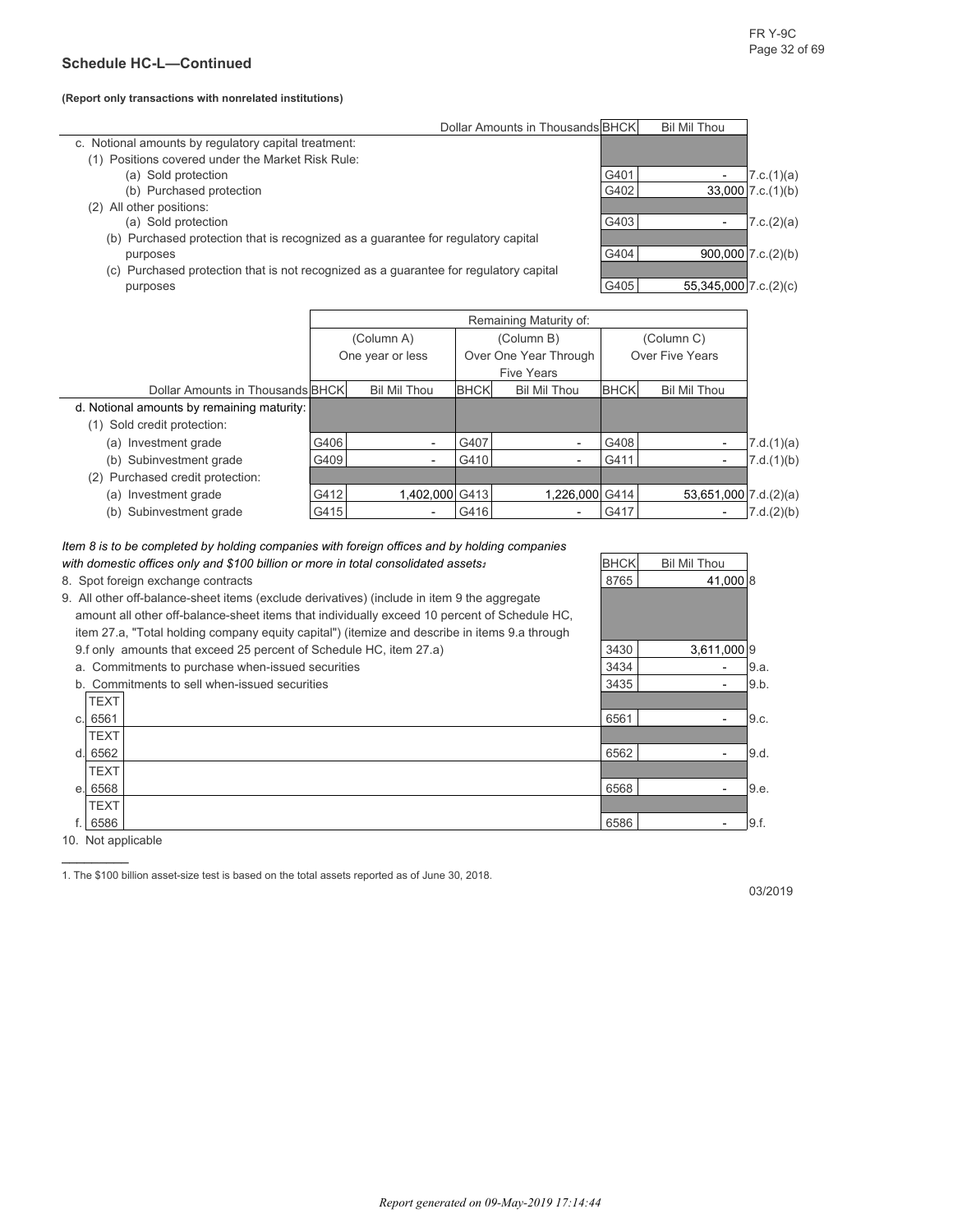## Schedule HC-L—Continued

**(Report only transactions with nonrelated institutions)**

| Dollar Amounts in Thousands | BHCK | Bil Mil Thou | |
|---|---|---|---|
| c. Notional amounts by regulatory capital treatment: | | | |
| (1) Positions covered under the Market Risk Rule: | | | |
| (a) Sold protection | G401 | - | 7.c.(1)(a) |
| (b) Purchased protection | G402 | 33,000 | 7.c.(1)(b) |
| (2) All other positions: | | | |
| (a) Sold protection | G403 | - | 7.c.(2)(a) |
| (b) Purchased protection that is recognized as a guarantee for regulatory capital purposes | G404 | 900,000 | 7.c.(2)(b) |
| (c) Purchased protection that is not recognized as a guarantee for regulatory capital purposes | G405 | 55,345,000 | 7.c.(2)(c) |

| | Remaining Maturity of: | | | | | | |
|---|---|---|---|---|---|---|---|
| | (Column A) One year or less | | (Column B) Over One Year Through Five Years | | (Column C) Over Five Years | | |
| Dollar Amounts in Thousands | BHCK | Bil Mil Thou | BHCK | Bil Mil Thou | BHCK | Bil Mil Thou | |
| d. Notional amounts by remaining maturity: | | | | | | | |
| (1) Sold credit protection: | | | | | | | |
| (a) Investment grade | G406 | - | G407 | - | G408 | - | 7.d.(1)(a) |
| (b) Subinvestment grade | G409 | - | G410 | - | G411 | - | 7.d.(1)(b) |
| (2) Purchased credit protection: | | | | | | | |
| (a) Investment grade | G412 | 1,402,000 | G413 | 1,226,000 | G414 | 53,651,000 | 7.d.(2)(a) |
| (b) Subinvestment grade | G415 | - | G416 | - | G417 | - | 7.d.(2)(b) |

*Item 8 is to be completed by holding companies with foreign offices and by holding companies with domestic offices only and $100 billion or more in total consolidated assets*[1]

| Dollar Amounts in Thousands | BHCK | Bil Mil Thou | |
|---|---|---|---|
| 8. Spot foreign exchange contracts | 8765 | 41,000 | 8 |
| 9. All other off-balance-sheet items (exclude derivatives) (include in item 9 the aggregate amount all other off-balance-sheet items that individually exceed 10 percent of Schedule HC, item 27.a, "Total holding company equity capital") (itemize and describe in items 9.a through 9.f only amounts that exceed 25 percent of Schedule HC, item 27.a) | 3430 | 3,611,000 | 9 |
| a. Commitments to purchase when-issued securities | 3434 | - | 9.a. |
| b. Commitments to sell when-issued securities | 3435 | - | 9.b. |
| c. TEXT 6561 | 6561 | - | 9.c. |
| d. TEXT 6562 | 6562 | - | 9.d. |
| e. TEXT 6568 | 6568 | - | 9.e. |
| f. TEXT 6586 | 6586 | - | 9.f. |

10. Not applicable

1. The $100 billion asset-size test is based on the total assets reported as of June 30, 2018.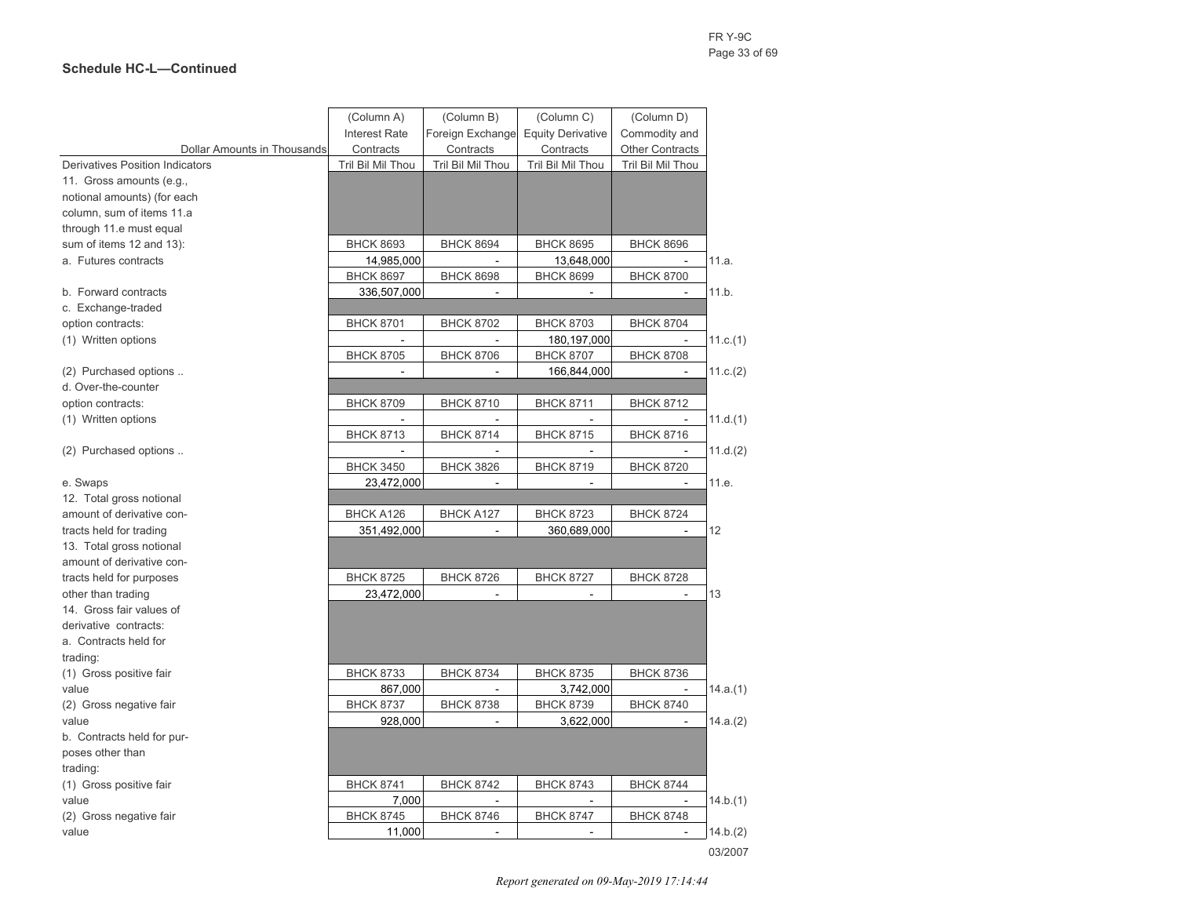## Schedule HC-L—Continued

| Dollar Amounts in Thousands | (Column A) Interest Rate Contracts | (Column B) Foreign Exchange Contracts | (Column C) Equity Derivative Contracts | (Column D) Commodity and Other Contracts | |
|---|---|---|---|---|---|
| Derivatives Position Indicators | Tril Bil Mil Thou | Tril Bil Mil Thou | Tril Bil Mil Thou | Tril Bil Mil Thou | |
| 11. Gross amounts (e.g., notional amounts) (for each column, sum of items 11.a through 11.e must equal sum of items 12 and 13): | | | | | |
| | BHCK 8693 | BHCK 8694 | BHCK 8695 | BHCK 8696 | |
| a. Futures contracts | 14,985,000 | - | 13,648,000 | - | 11.a. |
| | BHCK 8697 | BHCK 8698 | BHCK 8699 | BHCK 8700 | |
| b. Forward contracts | 336,507,000 | - | - | - | 11.b. |
| c. Exchange-traded option contracts: | | | | | |
| | BHCK 8701 | BHCK 8702 | BHCK 8703 | BHCK 8704 | |
| (1) Written options | - | - | 180,197,000 | - | 11.c.(1) |
| | BHCK 8705 | BHCK 8706 | BHCK 8707 | BHCK 8708 | |
| (2) Purchased options .. | - | - | 166,844,000 | - | 11.c.(2) |
| d. Over-the-counter option contracts: | | | | | |
| | BHCK 8709 | BHCK 8710 | BHCK 8711 | BHCK 8712 | |
| (1) Written options | - | - | - | - | 11.d.(1) |
| | BHCK 8713 | BHCK 8714 | BHCK 8715 | BHCK 8716 | |
| (2) Purchased options .. | - | - | - | - | 11.d.(2) |
| | BHCK 3450 | BHCK 3826 | BHCK 8719 | BHCK 8720 | |
| e. Swaps | 23,472,000 | - | - | - | 11.e. |
| 12. Total gross notional amount of derivative contracts held for trading | | | | | |
| | BHCK A126 | BHCK A127 | BHCK 8723 | BHCK 8724 | |
| | 351,492,000 | - | 360,689,000 | - | 12 |
| 13. Total gross notional amount of derivative contracts held for purposes other than trading | | | | | |
| | BHCK 8725 | BHCK 8726 | BHCK 8727 | BHCK 8728 | |
| | 23,472,000 | - | - | - | 13 |
| 14. Gross fair values of derivative contracts: | | | | | |
| a. Contracts held for trading: | | | | | |
| | BHCK 8733 | BHCK 8734 | BHCK 8735 | BHCK 8736 | |
| (1) Gross positive fair value | 867,000 | - | 3,742,000 | - | 14.a.(1) |
| | BHCK 8737 | BHCK 8738 | BHCK 8739 | BHCK 8740 | |
| (2) Gross negative fair value | 928,000 | - | 3,622,000 | - | 14.a.(2) |
| b. Contracts held for purposes other than trading: | | | | | |
| | BHCK 8741 | BHCK 8742 | BHCK 8743 | BHCK 8744 | |
| (1) Gross positive fair value | 7,000 | - | - | - | 14.b.(1) |
| | BHCK 8745 | BHCK 8746 | BHCK 8747 | BHCK 8748 | |
| (2) Gross negative fair value | 11,000 | - | - | - | 14.b.(2) |

03/2007

*Report generated on 09-May-2019 17:14:44*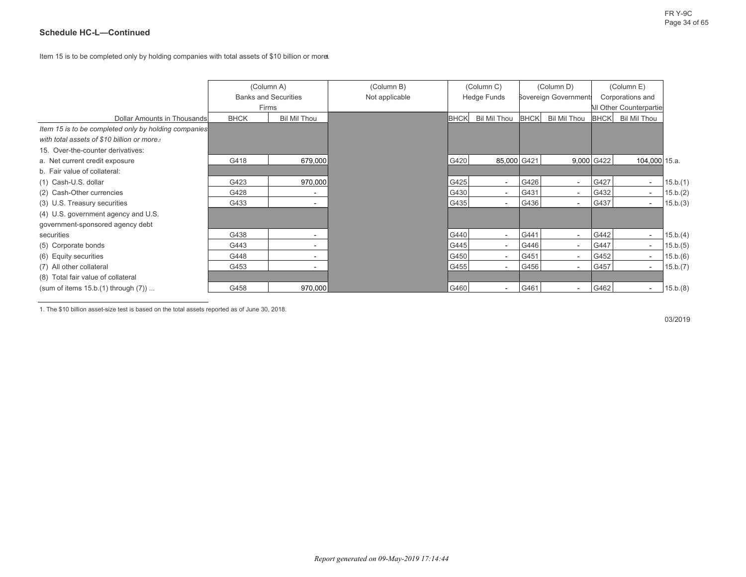### Schedule HC-L—Continued

Item 15 is to be completed only by holding companies with total assets of $10 billion or more.[1]

| Dollar Amounts in Thousands | (Column A) Banks and Securities Firms | | (Column B) Not applicable | (Column C) Hedge Funds | | (Column D) Sovereign Governments | | (Column E) Corporations and All Other Counterparties | | |
|---|---|---|---|---|---|---|---|---|---|---|
| | BHCK | Bil Mil Thou | | BHCK | Bil Mil Thou | BHCK | Bil Mil Thou | BHCK | Bil Mil Thou | |
| *Item 15 is to be completed only by holding companies with total assets of $10 billion or more.*[1] | | | | | | | | | | |
| 15. Over-the-counter derivatives: | | | | | | | | | | |
| a. Net current credit exposure | G418 | 679,000 | | G420 | 85,000 | G421 | 9,000 | G422 | 104,000 | 15.a. |
| b. Fair value of collateral: | | | | | | | | | | |
| (1) Cash-U.S. dollar | G423 | 970,000 | | G425 | - | G426 | - | G427 | - | 15.b.(1) |
| (2) Cash-Other currencies | G428 | - | | G430 | - | G431 | - | G432 | - | 15.b.(2) |
| (3) U.S. Treasury securities | G433 | - | | G435 | - | G436 | - | G437 | - | 15.b.(3) |
| (4) U.S. government agency and U.S. government-sponsored agency debt securities | G438 | - | | G440 | - | G441 | - | G442 | - | 15.b.(4) |
| (5) Corporate bonds | G443 | - | | G445 | - | G446 | - | G447 | - | 15.b.(5) |
| (6) Equity securities | G448 | - | | G450 | - | G451 | - | G452 | - | 15.b.(6) |
| (7) All other collateral | G453 | - | | G455 | - | G456 | - | G457 | - | 15.b.(7) |
| (8) Total fair value of collateral (sum of items 15.b.(1) through (7)) ... | G458 | 970,000 | | G460 | - | G461 | - | G462 | - | 15.b.(8) |

1. The $10 billion asset-size test is based on the total assets reported as of June 30, 2018.

03/2019

*Report generated on 09-May-2019 17:14:44*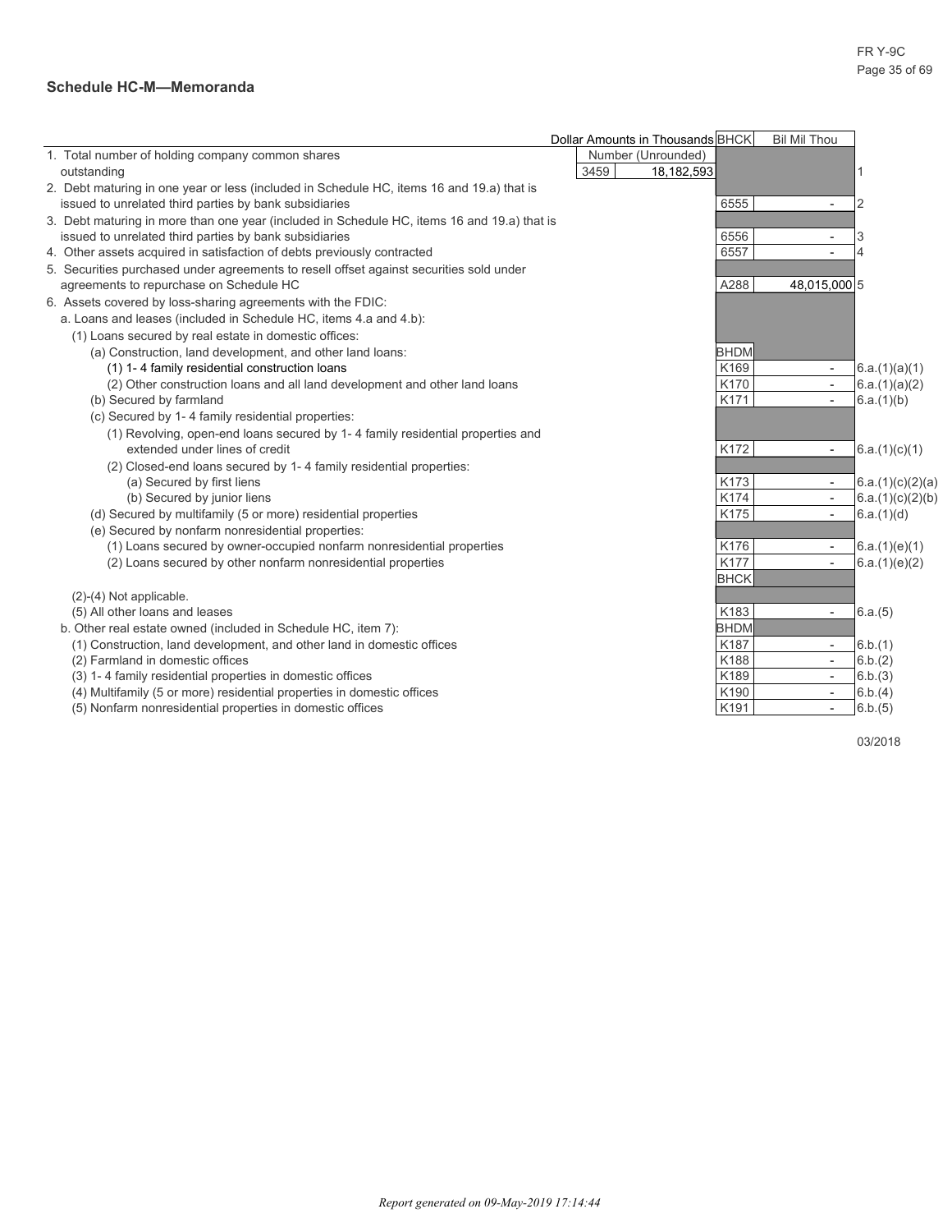## Schedule HC-M—Memoranda

| | | Dollar Amounts in Thousands | BHCK | Bil Mil Thou | |
|---|---|---|---|---|---|
| 1. Total number of holding company common shares outstanding | 3459 | Number (Unrounded) 18,182,593 | | | 1 |
| 2. Debt maturing in one year or less (included in Schedule HC, items 16 and 19.a) that is issued to unrelated third parties by bank subsidiaries | | | 6555 | - | 2 |
| 3. Debt maturing in more than one year (included in Schedule HC, items 16 and 19.a) that is issued to unrelated third parties by bank subsidiaries | | | 6556 | - | 3 |
| 4. Other assets acquired in satisfaction of debts previously contracted | | | 6557 | - | 4 |
| 5. Securities purchased under agreements to resell offset against securities sold under agreements to repurchase on Schedule HC | | | A288 | 48,015,000 | 5 |
| 6. Assets covered by loss-sharing agreements with the FDIC: | | | | | |
| a. Loans and leases (included in Schedule HC, items 4.a and 4.b): | | | | | |
| (1) Loans secured by real estate in domestic offices: | | | | | |
| (a) Construction, land development, and other land loans: | | | BHDM | | |
| (1) 1- 4 family residential construction loans | | | K169 | - | 6.a.(1)(a)(1) |
| (2) Other construction loans and all land development and other land loans | | | K170 | - | 6.a.(1)(a)(2) |
| (b) Secured by farmland | | | K171 | - | 6.a.(1)(b) |
| (c) Secured by 1- 4 family residential properties: | | | | | |
| (1) Revolving, open-end loans secured by 1- 4 family residential properties and extended under lines of credit | | | K172 | - | 6.a.(1)(c)(1) |
| (2) Closed-end loans secured by 1- 4 family residential properties: | | | | | |
| (a) Secured by first liens | | | K173 | - | 6.a.(1)(c)(2)(a) |
| (b) Secured by junior liens | | | K174 | - | 6.a.(1)(c)(2)(b) |
| (d) Secured by multifamily (5 or more) residential properties | | | K175 | - | 6.a.(1)(d) |
| (e) Secured by nonfarm nonresidential properties: | | | | | |
| (1) Loans secured by owner-occupied nonfarm nonresidential properties | | | K176 | - | 6.a.(1)(e)(1) |
| (2) Loans secured by other nonfarm nonresidential properties | | | K177 | - | 6.a.(1)(e)(2) |
| | | | BHCK | | |
| (2)-(4) Not applicable. | | | | | |
| (5) All other loans and leases | | | K183 | - | 6.a.(5) |
| b. Other real estate owned (included in Schedule HC, item 7): | | | BHDM | | |
| (1) Construction, land development, and other land in domestic offices | | | K187 | - | 6.b.(1) |
| (2) Farmland in domestic offices | | | K188 | - | 6.b.(2) |
| (3) 1- 4 family residential properties in domestic offices | | | K189 | - | 6.b.(3) |
| (4) Multifamily (5 or more) residential properties in domestic offices | | | K190 | - | 6.b.(4) |
| (5) Nonfarm nonresidential properties in domestic offices | | | K191 | - | 6.b.(5) |

03/2018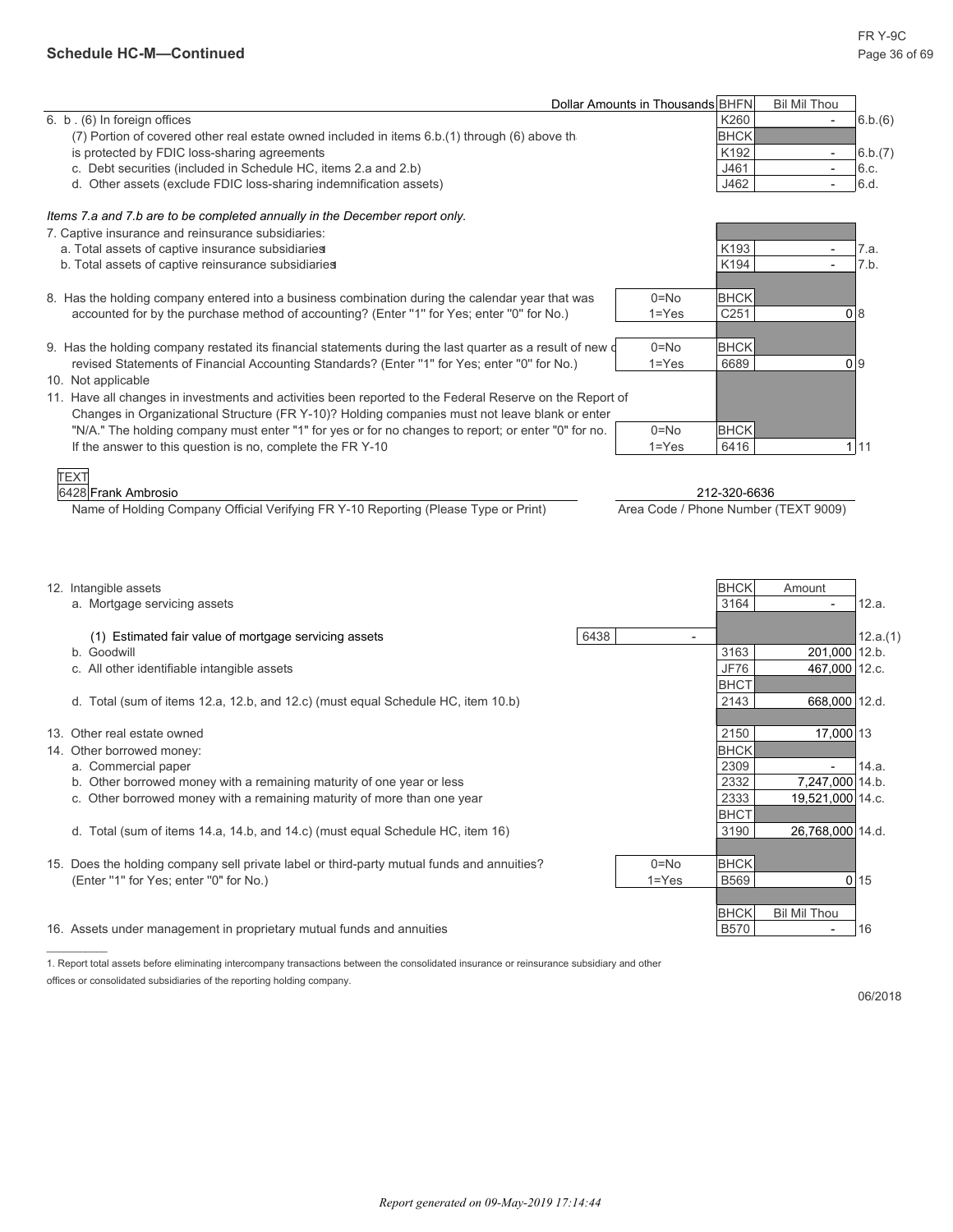## Schedule HC-M—Continued

| | Dollar Amounts in Thousands | BHFN | Bil Mil Thou | |
|---|---|---|---|---|
| 6. b . (6) In foreign offices | | K260 | - | 6.b.(6) |
| (7) Portion of covered other real estate owned included in items 6.b.(1) through (6) above th | | BHCK | | |
| is protected by FDIC loss-sharing agreements | | K192 | - | 6.b.(7) |
| c. Debt securities (included in Schedule HC, items 2.a and 2.b) | | J461 | - | 6.c. |
| d. Other assets (exclude FDIC loss-sharing indemnification assets) | | J462 | - | 6.d. |

*Items 7.a and 7.b are to be completed annually in the December report only.*

| | | | | |
|---|---|---|---|---|
| 7. Captive insurance and reinsurance subsidiaries: | | | | |
| a. Total assets of captive insurance subsidiaries[1] | | K193 | - | 7.a. |
| b. Total assets of captive reinsurance subsidiaries[1] | | K194 | - | 7.b. |
| 8. Has the holding company entered into a business combination during the calendar year that was accounted for by the purchase method of accounting? (Enter "1" for Yes; enter "0" for No.) | 0=No 1=Yes | BHCK C251 | 0 | 8 |
| 9. Has the holding company restated its financial statements during the last quarter as a result of new o revised Statements of Financial Accounting Standards? (Enter "1" for Yes; enter "0" for No.) | 0=No 1=Yes | BHCK 6689 | 0 | 9 |
| 10. Not applicable | | | | |
| 11. Have all changes in investments and activities been reported to the Federal Reserve on the Report of Changes in Organizational Structure (FR Y-10)? Holding companies must not leave blank or enter "N/A." The holding company must enter "1" for yes or for no changes to report; or enter "0" for no. If the answer to this question is no, complete the FR Y-10 | 0=No 1=Yes | BHCK 6416 | 1 | 11 |

TEXT 6428 Frank Ambrosio — Name of Holding Company Official Verifying FR Y-10 Reporting (Please Type or Print)

212-320-6636 — Area Code / Phone Number (TEXT 9009)

| | | | Amount | |
|---|---|---|---|---|
| 12. Intangible assets | | BHCK | | |
| a. Mortgage servicing assets | | 3164 | - | 12.a. |
| (1) Estimated fair value of mortgage servicing assets | 6438 - | | | 12.a.(1) |
| b. Goodwill | | 3163 | 201,000 | 12.b. |
| c. All other identifiable intangible assets | | JF76 | 467,000 | 12.c. |
| d. Total (sum of items 12.a, 12.b, and 12.c) (must equal Schedule HC, item 10.b) | | BHCT 2143 | 668,000 | 12.d. |
| 13. Other real estate owned | | 2150 | 17,000 | 13 |
| 14. Other borrowed money: | | BHCK | | |
| a. Commercial paper | | 2309 | - | 14.a. |
| b. Other borrowed money with a remaining maturity of one year or less | | 2332 | 7,247,000 | 14.b. |
| c. Other borrowed money with a remaining maturity of more than one year | | 2333 | 19,521,000 | 14.c. |
| d. Total (sum of items 14.a, 14.b, and 14.c) (must equal Schedule HC, item 16) | | BHCT 3190 | 26,768,000 | 14.d. |
| 15. Does the holding company sell private label or third-party mutual funds and annuities? (Enter "1" for Yes; enter "0" for No.) | 0=No 1=Yes | BHCK B569 | 0 | 15 |
| 16. Assets under management in proprietary mutual funds and annuities | | BHCK B570 | Bil Mil Thou - | 16 |

1. Report total assets before eliminating intercompany transactions between the consolidated insurance or reinsurance subsidiary and other offices or consolidated subsidiaries of the reporting holding company.

06/2018

*Report generated on 09-May-2019 17:14:44*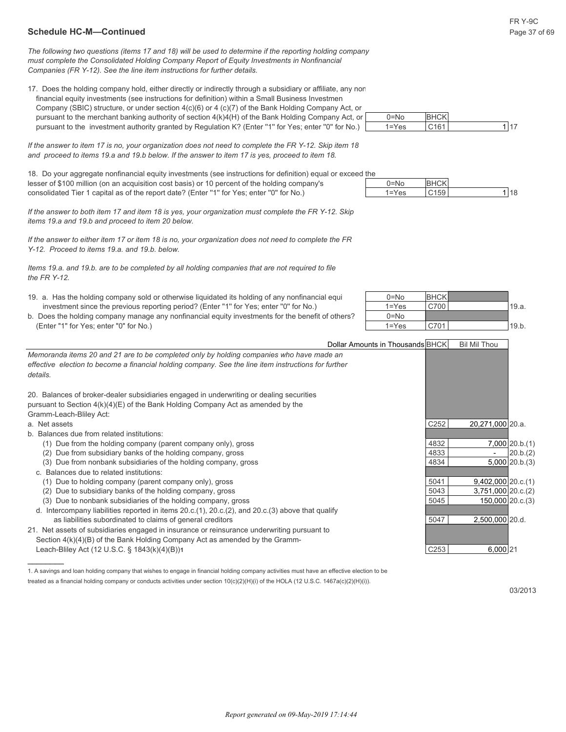## Schedule HC-M—Continued

*The following two questions (items 17 and 18) will be used to determine if the reporting holding company must complete the Consolidated Holding Company Report of Equity Investments in Nonfinancial Companies (FR Y-12). See the line item instructions for further details.*

| | | | | |
|---|---|---|---|---|
| 17. Does the holding company hold, either directly or indirectly through a subsidiary or affiliate, any nonfinancial equity investments (see instructions for definition) within a Small Business Investment Company (SBIC) structure, or under section 4(c)(6) or 4 (c)(7) of the Bank Holding Company Act, or pursuant to the merchant banking authority of section 4(k)4(H) of the Bank Holding Company Act, or pursuant to the investment authority granted by Regulation K? (Enter "1" for Yes; enter "0" for No.) | 0=No<br>1=Yes | BHCK<br>C161 | 1 | 17 |

*If the answer to item 17 is no, your organization does not need to complete the FR Y-12. Skip item 18 and proceed to items 19.a and 19.b below. If the answer to item 17 is yes, proceed to item 18.*

| | | | | |
|---|---|---|---|---|
| 18. Do your aggregate nonfinancial equity investments (see instructions for definition) equal or exceed the lesser of $100 million (on an acquisition cost basis) or 10 percent of the holding company's consolidated Tier 1 capital as of the report date? (Enter "1" for Yes; enter "0" for No.) | 0=No<br>1=Yes | BHCK<br>C159 | 1 | 18 |

*If the answer to both item 17 and item 18 is yes, your organization must complete the FR Y-12. Skip items 19.a and 19.b and proceed to item 20 below.*

*If the answer to either item 17 or item 18 is no, your organization does not need to complete the FR Y-12. Proceed to items 19.a. and 19.b. below.*

*Items 19.a. and 19.b. are to be completed by all holding companies that are not required to file the FR Y-12.*

| | | | | |
|---|---|---|---|---|
| 19. a. Has the holding company sold or otherwise liquidated its holding of any nonfinancial equity investment since the previous reporting period? (Enter "1" for Yes; enter "0" for No.) | 0=No<br>1=Yes | BHCK<br>C700 | | 19.a. |
| b. Does the holding company manage any nonfinancial equity investments for the benefit of others? (Enter "1" for Yes; enter "0" for No.) | 0=No<br>1=Yes | C701 | | 19.b. |

| Dollar Amounts in Thousands | BHCK | Bil Mil Thou | |
|---|---|---|---|
| *Memoranda items 20 and 21 are to be completed only by holding companies who have made an effective election to become a financial holding company. See the line item instructions for further details.* | | | |
| 20. Balances of broker-dealer subsidiaries engaged in underwriting or dealing securities pursuant to Section 4(k)(4)(E) of the Bank Holding Company Act as amended by the Gramm-Leach-Bliley Act: | | | |
| a. Net assets | C252 | 20,271,000 | 20.a. |
| b. Balances due from related institutions: | | | |
| (1) Due from the holding company (parent company only), gross | 4832 | 7,000 | 20.b.(1) |
| (2) Due from subsidiary banks of the holding company, gross | 4833 | - | 20.b.(2) |
| (3) Due from nonbank subsidiaries of the holding company, gross | 4834 | 5,000 | 20.b.(3) |
| c. Balances due to related institutions: | | | |
| (1) Due to holding company (parent company only), gross | 5041 | 9,402,000 | 20.c.(1) |
| (2) Due to subsidiary banks of the holding company, gross | 5043 | 3,751,000 | 20.c.(2) |
| (3) Due to nonbank subsidiaries of the holding company, gross | 5045 | 150,000 | 20.c.(3) |
| d. Intercompany liabilities reported in items 20.c.(1), 20.c.(2), and 20.c.(3) above that qualify as liabilities subordinated to claims of general creditors | 5047 | 2,500,000 | 20.d. |
| 21. Net assets of subsidiaries engaged in insurance or reinsurance underwriting pursuant to Section 4(k)(4)(B) of the Bank Holding Company Act as amended by the Gramm-Leach-Bliley Act (12 U.S.C. § 1843(k)(4)(B))[1] | C253 | 6,000 | 21 |

1. A savings and loan holding company that wishes to engage in financial holding company activities must have an effective election to be treated as a financial holding company or conducts activities under section 10(c)(2)(H)(i) of the HOLA (12 U.S.C. 1467a(c)(2)(H)(i)).

03/2013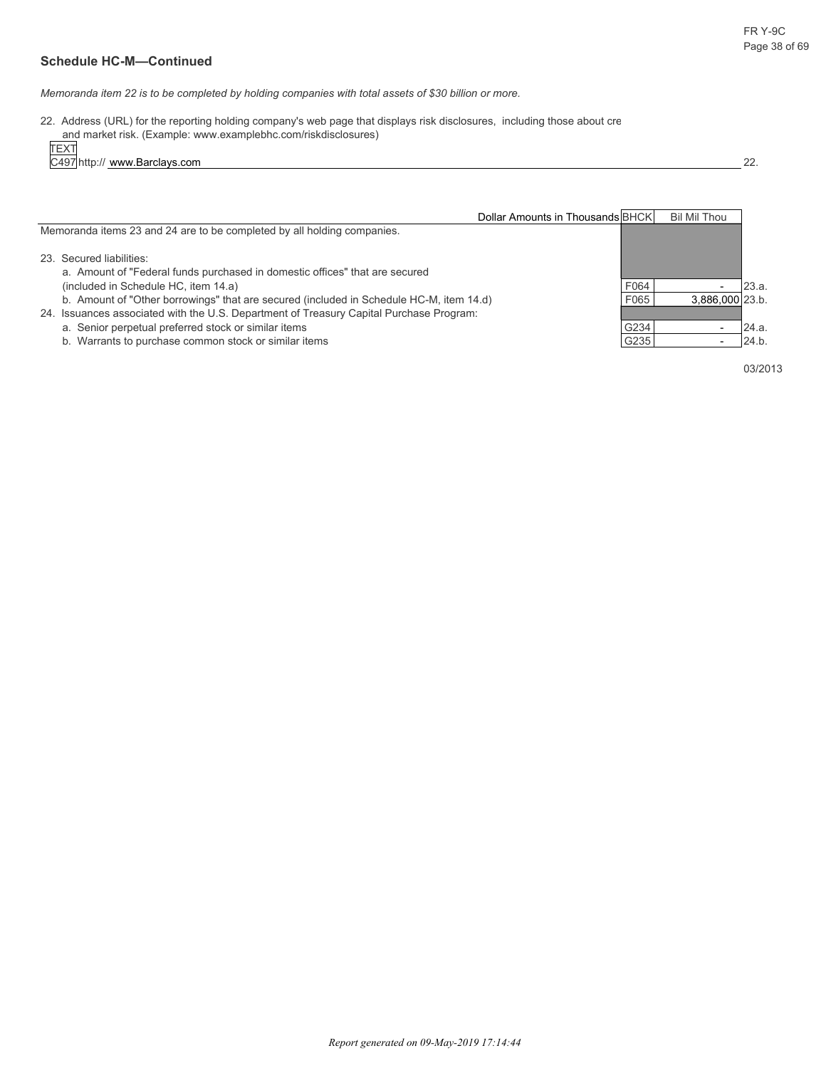## Schedule HC-M—Continued

*Memoranda item 22 is to be completed by holding companies with total assets of $30 billion or more.*

22. Address (URL) for the reporting holding company's web page that displays risk disclosures, including those about cre and market risk. (Example: www.examplebhc.com/riskdisclosures)

TEXT
C497 http:// www.Barclays.com — 22.

| Dollar Amounts in Thousands | BHCK | Bil Mil Thou | |
|---|---|---|---|
| Memoranda items 23 and 24 are to be completed by all holding companies. | | | |
| 23. Secured liabilities: | | | |
| a. Amount of "Federal funds purchased in domestic offices" that are secured (included in Schedule HC, item 14.a) | F064 | - | 23.a. |
| b. Amount of "Other borrowings" that are secured (included in Schedule HC-M, item 14.d) | F065 | 3,886,000 | 23.b. |
| 24. Issuances associated with the U.S. Department of Treasury Capital Purchase Program: | | | |
| a. Senior perpetual preferred stock or similar items | G234 | - | 24.a. |
| b. Warrants to purchase common stock or similar items | G235 | - | 24.b. |

03/2013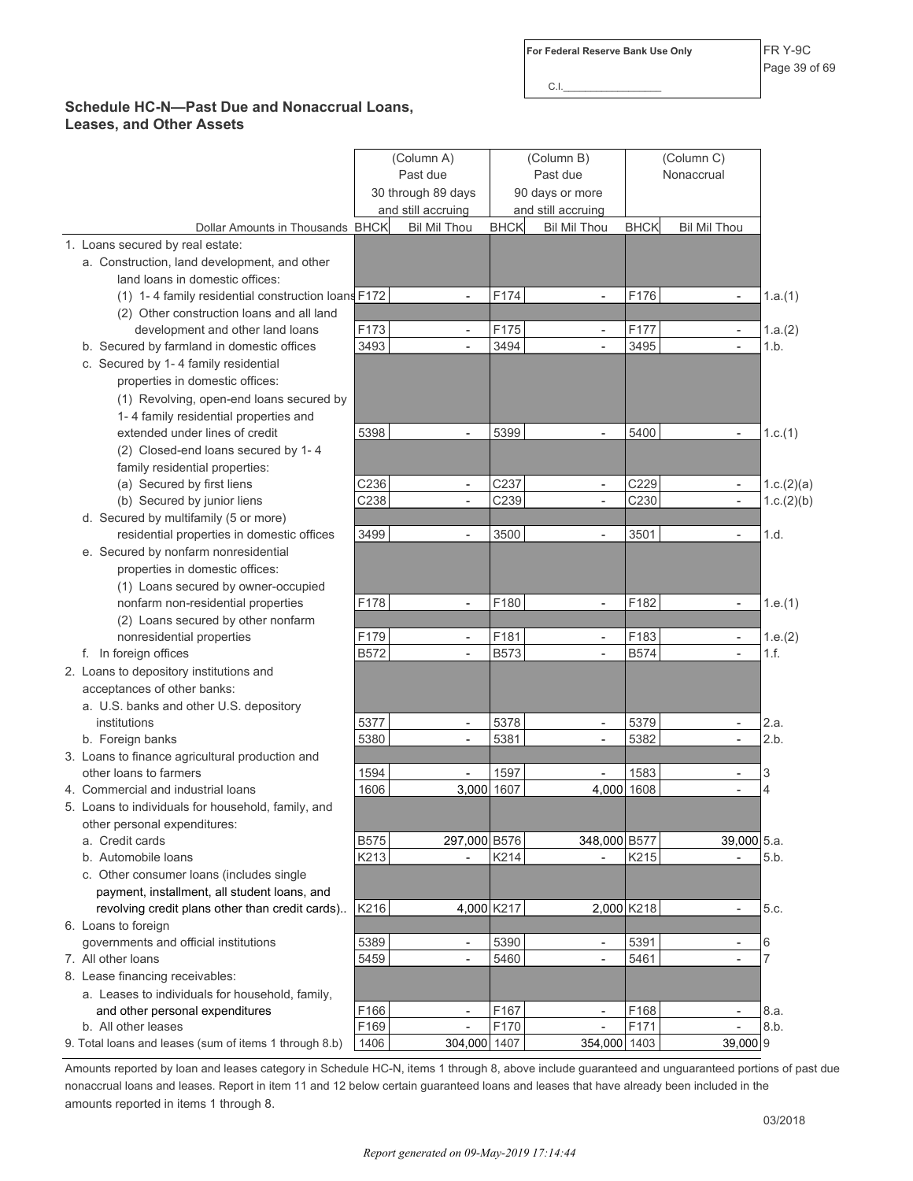For Federal Reserve Bank Use Only

C.I.________________

## Schedule HC-N—Past Due and Nonaccrual Loans, Leases, and Other Assets

| Dollar Amounts in Thousands | BHCK | (Column A) Past due 30 through 89 days and still accruing Bil Mil Thou | BHCK | (Column B) Past due 90 days or more and still accruing Bil Mil Thou | BHCK | (Column C) Nonaccrual Bil Mil Thou | |
|---|---|---|---|---|---|---|---|
| 1. Loans secured by real estate: | | | | | | | |
| a. Construction, land development, and other land loans in domestic offices: | | | | | | | |
| (1) 1- 4 family residential construction loans | F172 | - | F174 | - | F176 | - | 1.a.(1) |
| (2) Other construction loans and all land development and other land loans | F173 | - | F175 | - | F177 | - | 1.a.(2) |
| b. Secured by farmland in domestic offices | 3493 | - | 3494 | - | 3495 | - | 1.b. |
| c. Secured by 1- 4 family residential properties in domestic offices: | | | | | | | |
| (1) Revolving, open-end loans secured by 1- 4 family residential properties and extended under lines of credit | 5398 | - | 5399 | - | 5400 | - | 1.c.(1) |
| (2) Closed-end loans secured by 1- 4 family residential properties: | | | | | | | |
| (a) Secured by first liens | C236 | - | C237 | - | C229 | - | 1.c.(2)(a) |
| (b) Secured by junior liens | C238 | - | C239 | - | C230 | - | 1.c.(2)(b) |
| d. Secured by multifamily (5 or more) residential properties in domestic offices | 3499 | - | 3500 | - | 3501 | - | 1.d. |
| e. Secured by nonfarm nonresidential properties in domestic offices: | | | | | | | |
| (1) Loans secured by owner-occupied nonfarm non-residential properties | F178 | - | F180 | - | F182 | - | 1.e.(1) |
| (2) Loans secured by other nonfarm nonresidential properties | F179 | - | F181 | - | F183 | - | 1.e.(2) |
| f. In foreign offices | B572 | - | B573 | - | B574 | - | 1.f. |
| 2. Loans to depository institutions and acceptances of other banks: | | | | | | | |
| a. U.S. banks and other U.S. depository institutions | 5377 | - | 5378 | - | 5379 | - | 2.a. |
| b. Foreign banks | 5380 | - | 5381 | - | 5382 | - | 2.b. |
| 3. Loans to finance agricultural production and other loans to farmers | 1594 | - | 1597 | - | 1583 | - | 3 |
| 4. Commercial and industrial loans | 1606 | 3,000 | 1607 | 4,000 | 1608 | - | 4 |
| 5. Loans to individuals for household, family, and other personal expenditures: | | | | | | | |
| a. Credit cards | B575 | 297,000 | B576 | 348,000 | B577 | 39,000 | 5.a. |
| b. Automobile loans | K213 | - | K214 | - | K215 | - | 5.b. |
| c. Other consumer loans (includes single payment, installment, all student loans, and revolving credit plans other than credit cards).. | K216 | 4,000 | K217 | 2,000 | K218 | - | 5.c. |
| 6. Loans to foreign governments and official institutions | 5389 | - | 5390 | - | 5391 | - | 6 |
| 7. All other loans | 5459 | - | 5460 | - | 5461 | - | 7 |
| 8. Lease financing receivables: | | | | | | | |
| a. Leases to individuals for household, family, and other personal expenditures | F166 | - | F167 | - | F168 | - | 8.a. |
| b. All other leases | F169 | - | F170 | - | F171 | - | 8.b. |
| 9. Total loans and leases (sum of items 1 through 8.b) | 1406 | 304,000 | 1407 | 354,000 | 1403 | 39,000 | 9 |

Amounts reported by loan and leases category in Schedule HC-N, items 1 through 8, above include guaranteed and unguaranteed portions of past due nonaccrual loans and leases. Report in item 11 and 12 below certain guaranteed loans and leases that have already been included in the amounts reported in items 1 through 8.

03/2018

*Report generated on 09-May-2019 17:14:44*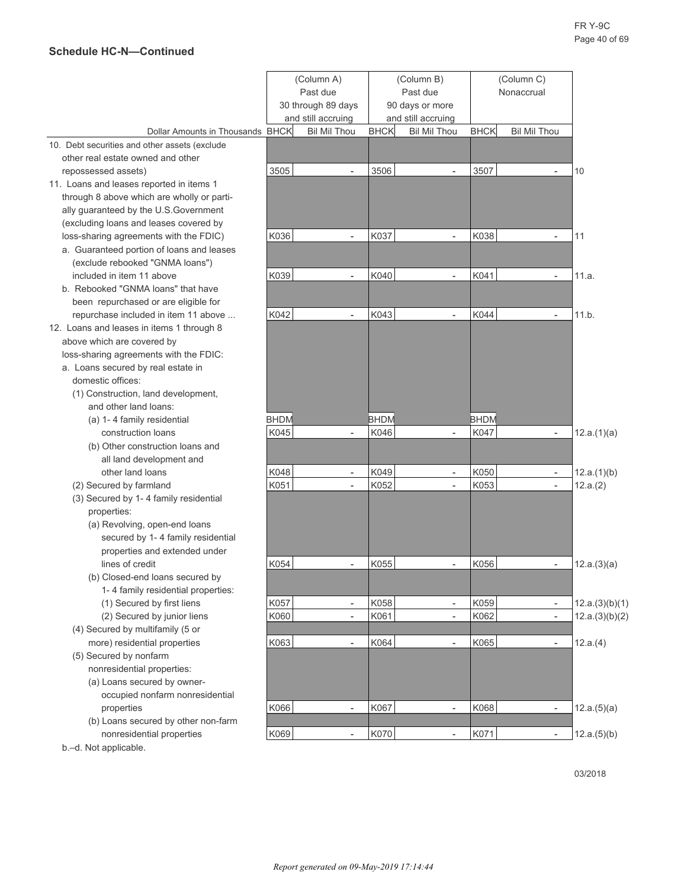## Schedule HC-N—Continued

| Dollar Amounts in Thousands | BHCK | (Column A) Past due 30 through 89 days and still accruing Bil Mil Thou | BHCK | (Column B) Past due 90 days or more and still accruing Bil Mil Thou | BHCK | (Column C) Nonaccrual Bil Mil Thou | |
|---|---|---|---|---|---|---|---|
| 10. Debt securities and other assets (exclude other real estate owned and other repossessed assets) | 3505 | - | 3506 | - | 3507 | - | 10 |
| 11. Loans and leases reported in items 1 through 8 above which are wholly or partially guaranteed by the U.S.Government (excluding loans and leases covered by loss-sharing agreements with the FDIC) | K036 | - | K037 | - | K038 | - | 11 |
| a. Guaranteed portion of loans and leases (exclude rebooked "GNMA loans") included in item 11 above | K039 | - | K040 | - | K041 | - | 11.a. |
| b. Rebooked "GNMA loans" that have been repurchased or are eligible for repurchase included in item 11 above ... | K042 | - | K043 | - | K044 | - | 11.b. |
| 12. Loans and leases in items 1 through 8 above which are covered by loss-sharing agreements with the FDIC: | | | | | | | |
| a. Loans secured by real estate in domestic offices: | | | | | | | |
| (1) Construction, land development, and other land loans: | BHDM | | BHDM | | BHDM | | |
| (a) 1- 4 family residential construction loans | K045 | - | K046 | - | K047 | - | 12.a.(1)(a) |
| (b) Other construction loans and all land development and other land loans | K048 | - | K049 | - | K050 | - | 12.a.(1)(b) |
| (2) Secured by farmland | K051 | - | K052 | - | K053 | - | 12.a.(2) |
| (3) Secured by 1- 4 family residential properties: | | | | | | | |
| (a) Revolving, open-end loans secured by 1- 4 family residential properties and extended under lines of credit | K054 | - | K055 | - | K056 | - | 12.a.(3)(a) |
| (b) Closed-end loans secured by 1- 4 family residential properties: | | | | | | | |
| (1) Secured by first liens | K057 | - | K058 | - | K059 | - | 12.a.(3)(b)(1) |
| (2) Secured by junior liens | K060 | - | K061 | - | K062 | - | 12.a.(3)(b)(2) |
| (4) Secured by multifamily (5 or more) residential properties | K063 | - | K064 | - | K065 | - | 12.a.(4) |
| (5) Secured by nonfarm nonresidential properties: | | | | | | | |
| (a) Loans secured by owner-occupied nonfarm nonresidential properties | K066 | - | K067 | - | K068 | - | 12.a.(5)(a) |
| (b) Loans secured by other non-farm nonresidential properties | K069 | - | K070 | - | K071 | - | 12.a.(5)(b) |

b.–d. Not applicable.

03/2018

*Report generated on 09-May-2019 17:14:44*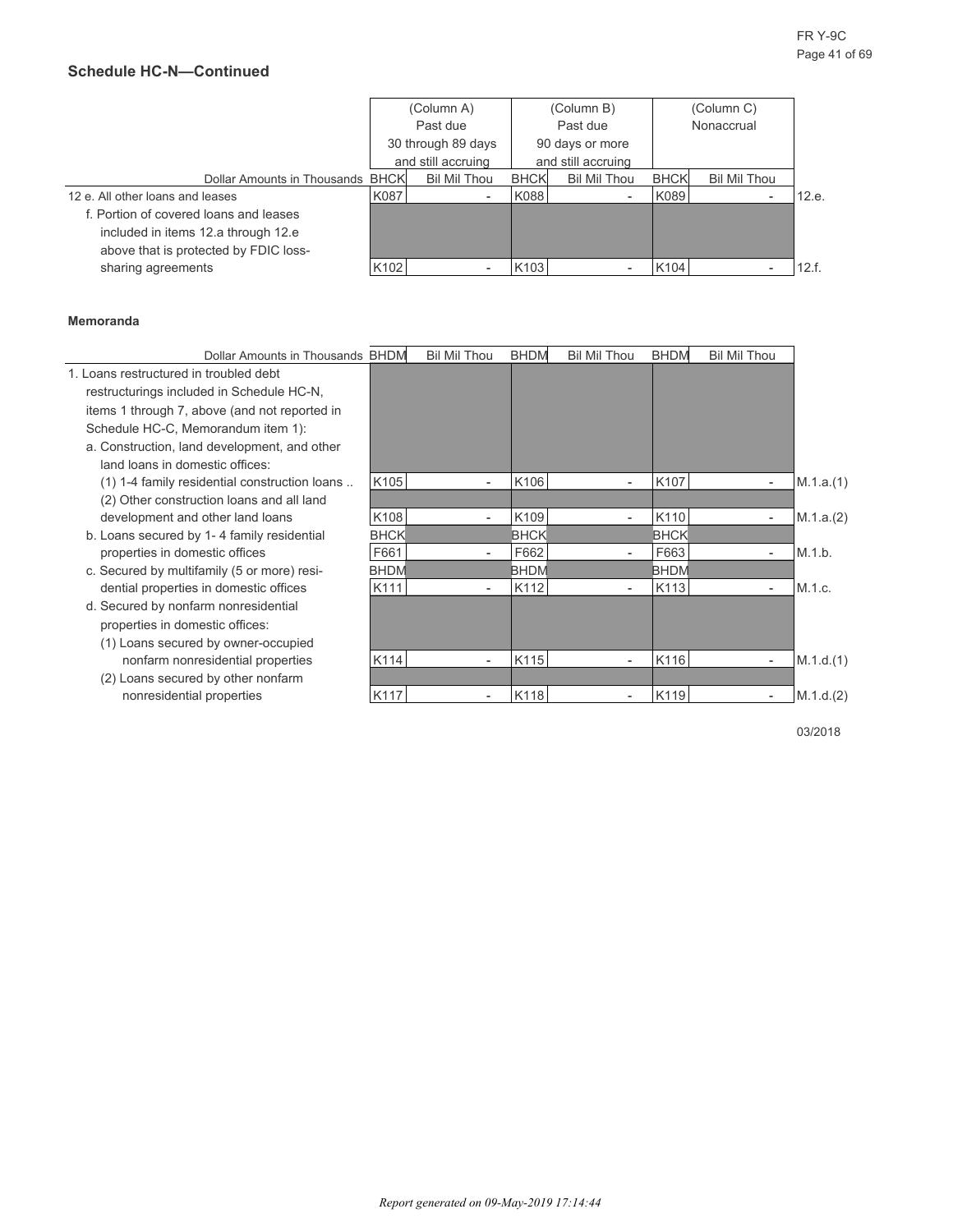## Schedule HC-N—Continued

| Dollar Amounts in Thousands | BHCK | (Column A) Past due 30 through 89 days and still accruing Bil Mil Thou | BHCK | (Column B) Past due 90 days or more and still accruing Bil Mil Thou | BHCK | (Column C) Nonaccrual Bil Mil Thou | |
|---|---|---|---|---|---|---|---|
| 12 e. All other loans and leases | K087 | - | K088 | - | K089 | - | 12.e. |
| f. Portion of covered loans and leases included in items 12.a through 12.e above that is protected by FDIC loss-sharing agreements | K102 | - | K103 | - | K104 | - | 12.f. |

**Memoranda**

| Dollar Amounts in Thousands | BHDM | Bil Mil Thou | BHDM | Bil Mil Thou | BHDM | Bil Mil Thou | |
|---|---|---|---|---|---|---|---|
| 1. Loans restructured in troubled debt restructurings included in Schedule HC-N, items 1 through 7, above (and not reported in Schedule HC-C, Memorandum item 1): | | | | | | | |
| a. Construction, land development, and other land loans in domestic offices: | | | | | | | |
| (1) 1-4 family residential construction loans .. | K105 | - | K106 | - | K107 | - | M.1.a.(1) |
| (2) Other construction loans and all land development and other land loans | K108 | - | K109 | - | K110 | - | M.1.a.(2) |
| b. Loans secured by 1- 4 family residential properties in domestic offices | BHCK F661 | - | BHCK F662 | - | BHCK F663 | - | M.1.b. |
| c. Secured by multifamily (5 or more) residential properties in domestic offices | BHDM K111 | - | BHDM K112 | - | BHDM K113 | - | M.1.c. |
| d. Secured by nonfarm nonresidential properties in domestic offices: | | | | | | | |
| (1) Loans secured by owner-occupied nonfarm nonresidential properties | K114 | - | K115 | - | K116 | - | M.1.d.(1) |
| (2) Loans secured by other nonfarm nonresidential properties | K117 | - | K118 | - | K119 | - | M.1.d.(2) |

03/2018

*Report generated on 09-May-2019 17:14:44*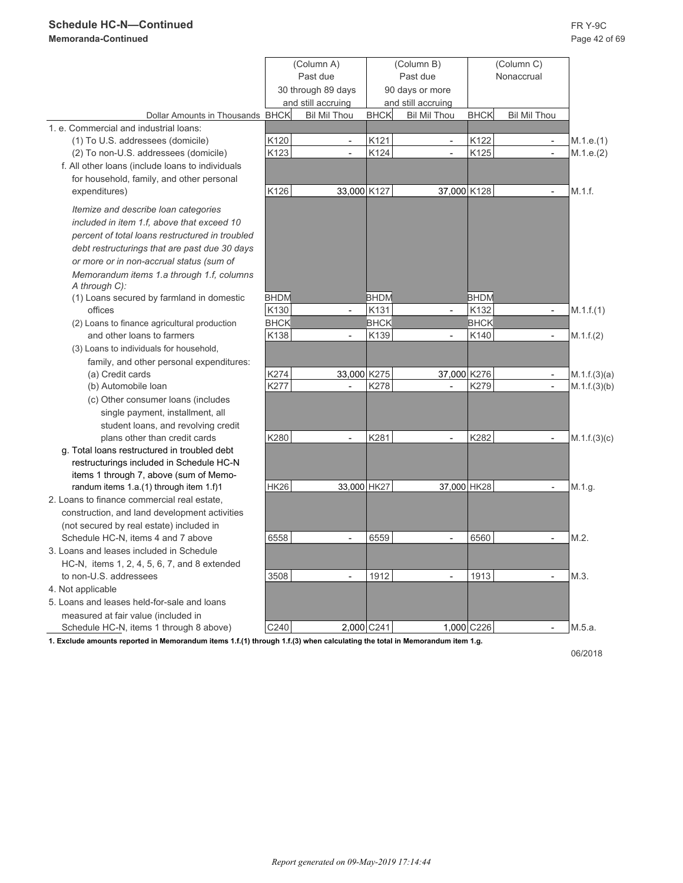## Schedule HC-N—Continued

**Memoranda-Continued**

| Dollar Amounts in Thousands | (Column A) Past due 30 through 89 days and still accruing | | (Column B) Past due 90 days or more and still accruing | | (Column C) Nonaccrual | | |
|---|---|---|---|---|---|---|---|
| | BHCK | Bil Mil Thou | BHCK | Bil Mil Thou | BHCK | Bil Mil Thou | |
| 1. e. Commercial and industrial loans: | | | | | | | |
| (1) To U.S. addressees (domicile) | K120 | - | K121 | - | K122 | - | M.1.e.(1) |
| (2) To non-U.S. addressees (domicile) | K123 | - | K124 | - | K125 | - | M.1.e.(2) |
| f. All other loans (include loans to individuals for household, family, and other personal expenditures) | K126 | 33,000 | K127 | 37,000 | K128 | - | M.1.f. |
| *Itemize and describe loan categories included in item 1.f, above that exceed 10 percent of total loans restructured in troubled debt restructurings that are past due 30 days or more or in non-accrual status (sum of Memorandum items 1.a through 1.f, columns A through C):* | | | | | | | |
| (1) Loans secured by farmland in domestic offices | BHDM K130 | - | BHDM K131 | - | BHDM K132 | - | M.1.f.(1) |
| (2) Loans to finance agricultural production and other loans to farmers | BHCK K138 | - | BHCK K139 | - | BHCK K140 | - | M.1.f.(2) |
| (3) Loans to individuals for household, family, and other personal expenditures: | | | | | | | |
| (a) Credit cards | K274 | 33,000 | K275 | 37,000 | K276 | - | M.1.f.(3)(a) |
| (b) Automobile loan | K277 | - | K278 | - | K279 | - | M.1.f.(3)(b) |
| (c) Other consumer loans (includes single payment, installment, all student loans, and revolving credit plans other than credit cards | K280 | - | K281 | - | K282 | - | M.1.f.(3)(c) |
| g. Total loans restructured in troubled debt restructurings included in Schedule HC-N items 1 through 7, above (sum of Memorandum items 1.a.(1) through item 1.f)1 | HK26 | 33,000 | HK27 | 37,000 | HK28 | - | M.1.g. |
| 2. Loans to finance commercial real estate, construction, and land development activities (not secured by real estate) included in Schedule HC-N, items 4 and 7 above | 6558 | - | 6559 | - | 6560 | - | M.2. |
| 3. Loans and leases included in Schedule HC-N, items 1, 2, 4, 5, 6, 7, and 8 extended to non-U.S. addressees | 3508 | - | 1912 | - | 1913 | - | M.3. |
| 4. Not applicable | | | | | | | |
| 5. Loans and leases held-for-sale and loans measured at fair value (included in Schedule HC-N, items 1 through 8 above) | C240 | 2,000 | C241 | 1,000 | C226 | - | M.5.a. |

**1. Exclude amounts reported in Memorandum items 1.f.(1) through 1.f.(3) when calculating the total in Memorandum item 1.g.**

06/2018

*Report generated on 09-May-2019 17:14:44*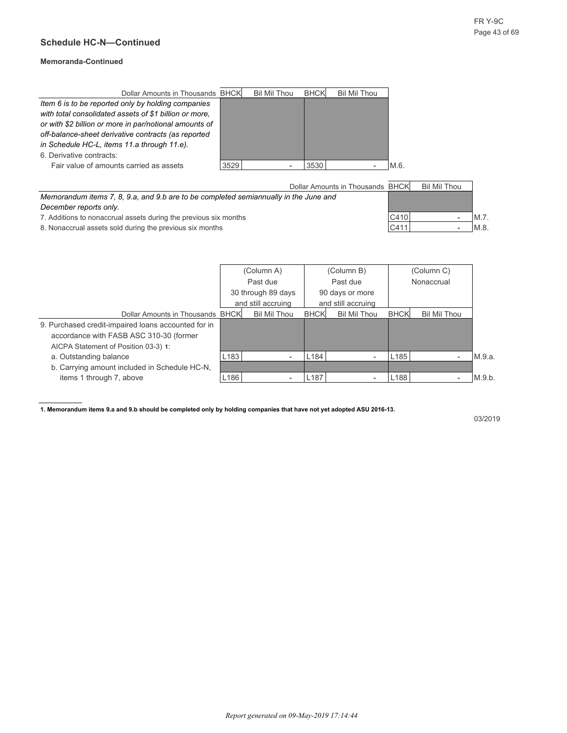## Schedule HC-N—Continued

**Memoranda-Continued**

| Dollar Amounts in Thousands | BHCK | Bil Mil Thou | BHCK | Bil Mil Thou | |
|---|---|---|---|---|---|
| *Item 6 is to be reported only by holding companies with total consolidated assets of $1 billion or more, or with $2 billion or more in par/notional amounts of off-balance-sheet derivative contracts (as reported in Schedule HC-L, items 11.a through 11.e).* | | | | | |
| 6. Derivative contracts: | | | | | |
| Fair value of amounts carried as assets | 3529 | - | 3530 | - | M.6. |

| Dollar Amounts in Thousands | BHCK | Bil Mil Thou | |
|---|---|---|---|
| *Memorandum items 7, 8, 9.a, and 9.b are to be completed semiannually in the June and December reports only.* | | | |
| 7. Additions to nonaccrual assets during the previous six months | C410 | - | M.7. |
| 8. Nonaccrual assets sold during the previous six months | C411 | - | M.8. |

| | (Column A) Past due 30 through 89 days and still accruing | | (Column B) Past due 90 days or more and still accruing | | (Column C) Nonaccrual | | |
|---|---|---|---|---|---|---|---|
| Dollar Amounts in Thousands | BHCK | Bil Mil Thou | BHCK | Bil Mil Thou | BHCK | Bil Mil Thou | |
| 9. Purchased credit-impaired loans accounted for in accordance with FASB ASC 310-30 (former AICPA Statement of Position 03-3) [1]: | | | | | | | |
| a. Outstanding balance | L183 | - | L184 | - | L185 | - | M.9.a. |
| b. Carrying amount included in Schedule HC-N, items 1 through 7, above | L186 | - | L187 | - | L188 | - | M.9.b. |

**1. Memorandum items 9.a and 9.b should be completed only by holding companies that have not yet adopted ASU 2016-13.**

03/2019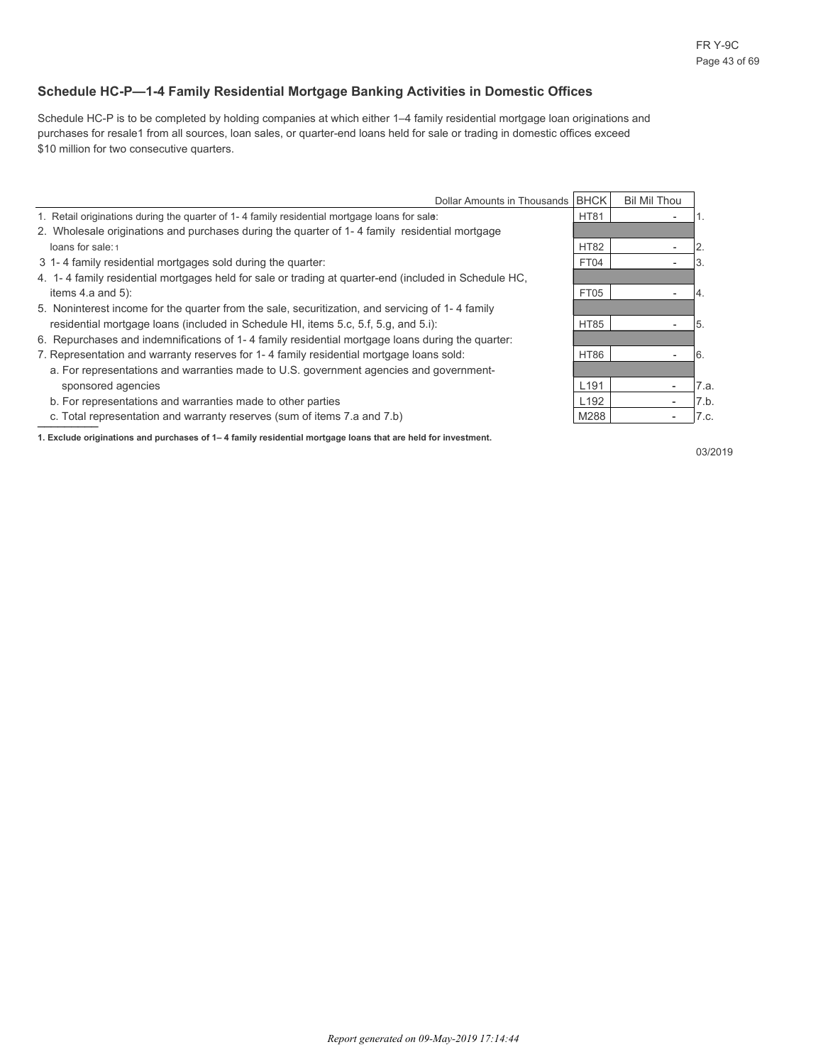## Schedule HC-P—1-4 Family Residential Mortgage Banking Activities in Domestic Offices

Schedule HC-P is to be completed by holding companies at which either 1–4 family residential mortgage loan originations and purchases for resale1 from all sources, loan sales, or quarter-end loans held for sale or trading in domestic offices exceed $10 million for two consecutive quarters.

| Dollar Amounts in Thousands | BHCK | Bil Mil Thou | |
|---|---|---|---|
| 1. Retail originations during the quarter of 1- 4 family residential mortgage loans for sale: | HT81 | - | 1. |
| 2. Wholesale originations and purchases during the quarter of 1- 4 family residential mortgage loans for sale: 1 | HT82 | - | 2. |
| 3 1- 4 family residential mortgages sold during the quarter: | FT04 | - | 3. |
| 4. 1- 4 family residential mortgages held for sale or trading at quarter-end (included in Schedule HC, items 4.a and 5): | FT05 | - | 4. |
| 5. Noninterest income for the quarter from the sale, securitization, and servicing of 1- 4 family residential mortgage loans (included in Schedule HI, items 5.c, 5.f, 5.g, and 5.i): | HT85 | - | 5. |
| 6. Repurchases and indemnifications of 1- 4 family residential mortgage loans during the quarter: | HT86 | - | 6. |
| 7. Representation and warranty reserves for 1- 4 family residential mortgage loans sold: | | | |
| a. For representations and warranties made to U.S. government agencies and government-sponsored agencies | L191 | - | 7.a. |
| b. For representations and warranties made to other parties | L192 | - | 7.b. |
| c. Total representation and warranty reserves (sum of items 7.a and 7.b) | M288 | - | 7.c. |

**1. Exclude originations and purchases of 1– 4 family residential mortgage loans that are held for investment.**

03/2019

*Report generated on 09-May-2019 17:14:44*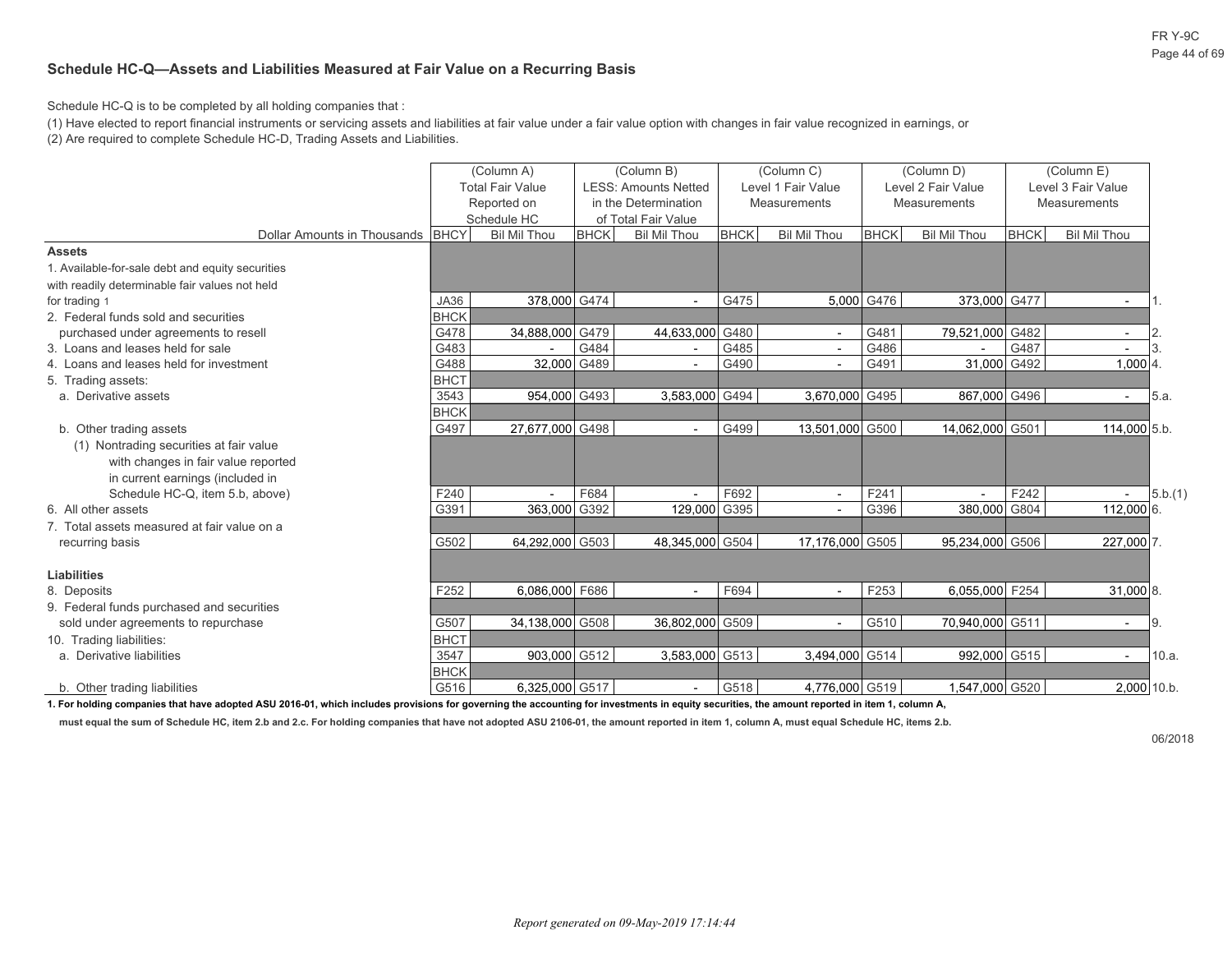## Schedule HC-Q—Assets and Liabilities Measured at Fair Value on a Recurring Basis

Schedule HC-Q is to be completed by all holding companies that :

(1) Have elected to report financial instruments or servicing assets and liabilities at fair value under a fair value option with changes in fair value recognized in earnings, or

(2) Are required to complete Schedule HC-D, Trading Assets and Liabilities.

| Dollar Amounts in Thousands | | (Column A) Total Fair Value Reported on Schedule HC | | (Column B) LESS: Amounts Netted in the Determination of Total Fair Value | | (Column C) Level 1 Fair Value Measurements | | (Column D) Level 2 Fair Value Measurements | | (Column E) Level 3 Fair Value Measurements | |
|---|---|---|---|---|---|---|---|---|---|---|---|
| | BHCY | Bil Mil Thou | BHCK | Bil Mil Thou | BHCK | Bil Mil Thou | BHCK | Bil Mil Thou | BHCK | Bil Mil Thou | |
| **Assets** | | | | | | | | | | | |
| 1. Available-for-sale debt and equity securities with readily determinable fair values not held for trading 1 | JA36 | 378,000 | G474 | - | G475 | 5,000 | G476 | 373,000 | G477 | - | 1. |
| 2. Federal funds sold and securities purchased under agreements to resell | BHCK G478 | 34,888,000 | G479 | 44,633,000 | G480 | - | G481 | 79,521,000 | G482 | - | 2. |
| 3. Loans and leases held for sale | G483 | - | G484 | - | G485 | - | G486 | - | G487 | - | 3. |
| 4. Loans and leases held for investment | G488 | 32,000 | G489 | - | G490 | - | G491 | 31,000 | G492 | 1,000 | 4. |
| 5. Trading assets: | BHCT | | | | | | | | | | |
| a. Derivative assets | 3543 | 954,000 | G493 | 3,583,000 | G494 | 3,670,000 | G495 | 867,000 | G496 | - | 5.a. |
| | BHCK | | | | | | | | | | |
| b. Other trading assets | G497 | 27,677,000 | G498 | - | G499 | 13,501,000 | G500 | 14,062,000 | G501 | 114,000 | 5.b. |
| (1) Nontrading securities at fair value with changes in fair value reported in current earnings (included in Schedule HC-Q, item 5.b, above) | F240 | - | F684 | - | F692 | - | F241 | - | F242 | - | 5.b.(1) |
| 6. All other assets | G391 | 363,000 | G392 | 129,000 | G395 | - | G396 | 380,000 | G804 | 112,000 | 6. |
| 7. Total assets measured at fair value on a recurring basis | G502 | 64,292,000 | G503 | 48,345,000 | G504 | 17,176,000 | G505 | 95,234,000 | G506 | 227,000 | 7. |
| **Liabilities** | | | | | | | | | | | |
| 8. Deposits | F252 | 6,086,000 | F686 | - | F694 | - | F253 | 6,055,000 | F254 | 31,000 | 8. |
| 9. Federal funds purchased and securities sold under agreements to repurchase | G507 | 34,138,000 | G508 | 36,802,000 | G509 | - | G510 | 70,940,000 | G511 | - | 9. |
| 10. Trading liabilities: | BHCT | | | | | | | | | | |
| a. Derivative liabilities | 3547 | 903,000 | G512 | 3,583,000 | G513 | 3,494,000 | G514 | 992,000 | G515 | - | 10.a. |
| | BHCK | | | | | | | | | | |
| b. Other trading liabilities | G516 | 6,325,000 | G517 | - | G518 | 4,776,000 | G519 | 1,547,000 | G520 | 2,000 | 10.b. |

**1. For holding companies that have adopted ASU 2016-01, which includes provisions for governing the accounting for investments in equity securities, the amount reported in item 1, column A, must equal the sum of Schedule HC, item 2.b and 2.c. For holding companies that have not adopted ASU 2106-01, the amount reported in item 1, column A, must equal Schedule HC, items 2.b.**

06/2018

*Report generated on 09-May-2019 17:14:44*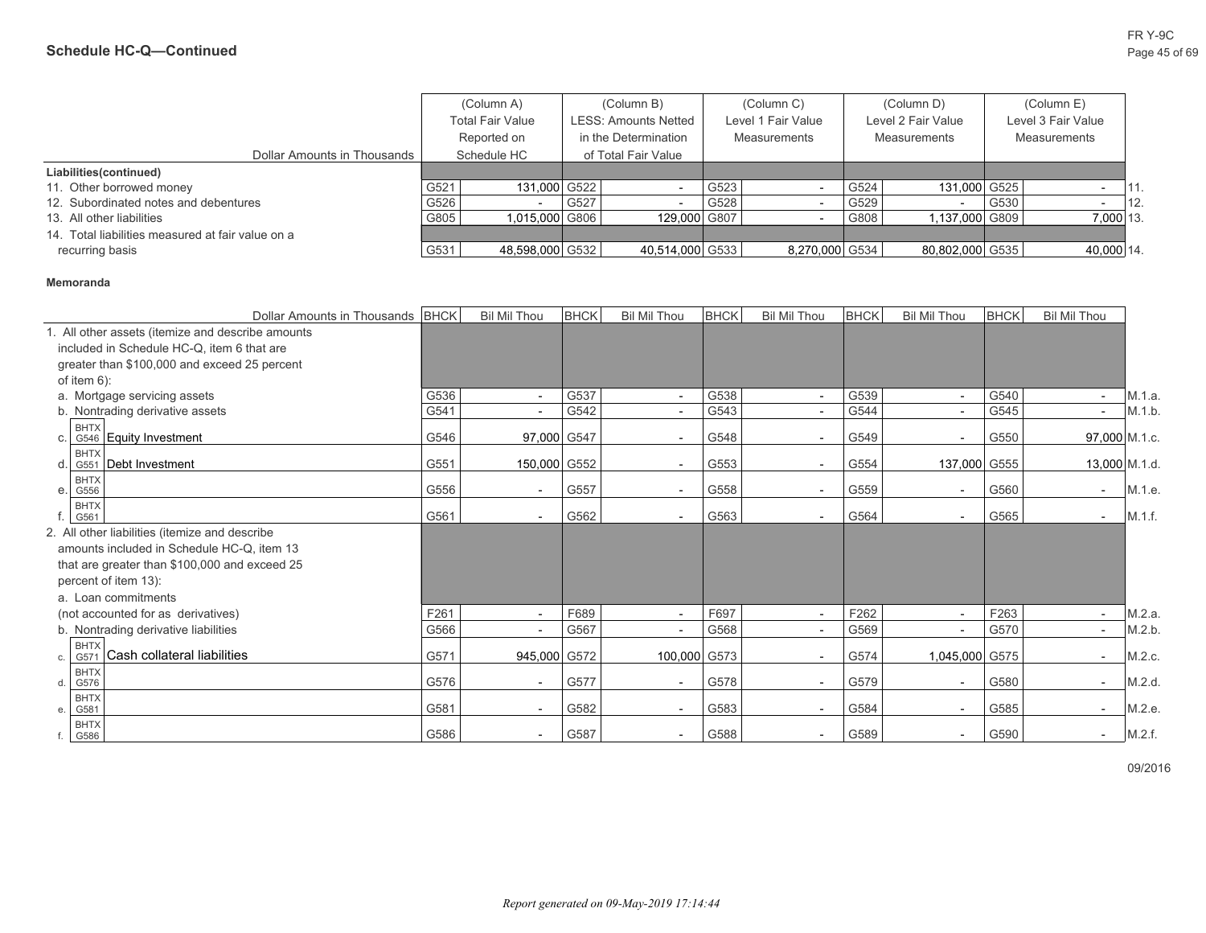## Schedule HC-Q—Continued

| Dollar Amounts in Thousands | | (Column A) Total Fair Value Reported on Schedule HC | | (Column B) LESS: Amounts Netted in the Determination of Total Fair Value | | (Column C) Level 1 Fair Value Measurements | | (Column D) Level 2 Fair Value Measurements | | (Column E) Level 3 Fair Value Measurements | |
|---|---|---|---|---|---|---|---|---|---|---|---|
| **Liabilities(continued)** | | | | | | | | | | | |
| 11. Other borrowed money | G521 | 131,000 | G522 | - | G523 | - | G524 | 131,000 | G525 | - | 11. |
| 12. Subordinated notes and debentures | G526 | - | G527 | - | G528 | - | G529 | - | G530 | - | 12. |
| 13. All other liabilities | G805 | 1,015,000 | G806 | 129,000 | G807 | - | G808 | 1,137,000 | G809 | 7,000 | 13. |
| 14. Total liabilities measured at fair value on a recurring basis | G531 | 48,598,000 | G532 | 40,514,000 | G533 | 8,270,000 | G534 | 80,802,000 | G535 | 40,000 | 14. |

**Memoranda**

| Dollar Amounts in Thousands | BHCK | Bil Mil Thou | BHCK | Bil Mil Thou | BHCK | Bil Mil Thou | BHCK | Bil Mil Thou | BHCK | Bil Mil Thou | |
|---|---|---|---|---|---|---|---|---|---|---|---|
| 1. All other assets (itemize and describe amounts included in Schedule HC-Q, item 6 that are greater than $100,000 and exceed 25 percent of item 6): | | | | | | | | | | | |
| a. Mortgage servicing assets | G536 | - | G537 | - | G538 | - | G539 | - | G540 | - | M.1.a. |
| b. Nontrading derivative assets | G541 | - | G542 | - | G543 | - | G544 | - | G545 | - | M.1.b. |
| c. BHTX G546 Equity Investment | G546 | 97,000 | G547 | - | G548 | - | G549 | - | G550 | 97,000 | M.1.c. |
| d. BHTX G551 Debt Investment | G551 | 150,000 | G552 | - | G553 | - | G554 | 137,000 | G555 | 13,000 | M.1.d. |
| e. BHTX G556 | G556 | - | G557 | - | G558 | - | G559 | - | G560 | - | M.1.e. |
| f. BHTX G561 | G561 | - | G562 | - | G563 | - | G564 | - | G565 | - | M.1.f. |
| 2. All other liabilities (itemize and describe amounts included in Schedule HC-Q, item 13 that are greater than $100,000 and exceed 25 percent of item 13): | | | | | | | | | | | |
| a. Loan commitments (not accounted for as derivatives) | F261 | - | F689 | - | F697 | - | F262 | - | F263 | - | M.2.a. |
| b. Nontrading derivative liabilities | G566 | - | G567 | - | G568 | - | G569 | - | G570 | - | M.2.b. |
| c. BHTX G571 Cash collateral liabilities | G571 | 945,000 | G572 | 100,000 | G573 | - | G574 | 1,045,000 | G575 | - | M.2.c. |
| d. BHTX G576 | G576 | - | G577 | - | G578 | - | G579 | - | G580 | - | M.2.d. |
| e. BHTX G581 | G581 | - | G582 | - | G583 | - | G584 | - | G585 | - | M.2.e. |
| f. BHTX G586 | G586 | - | G587 | - | G588 | - | G589 | - | G590 | - | M.2.f. |

09/2016

*Report generated on 09-May-2019 17:14:44*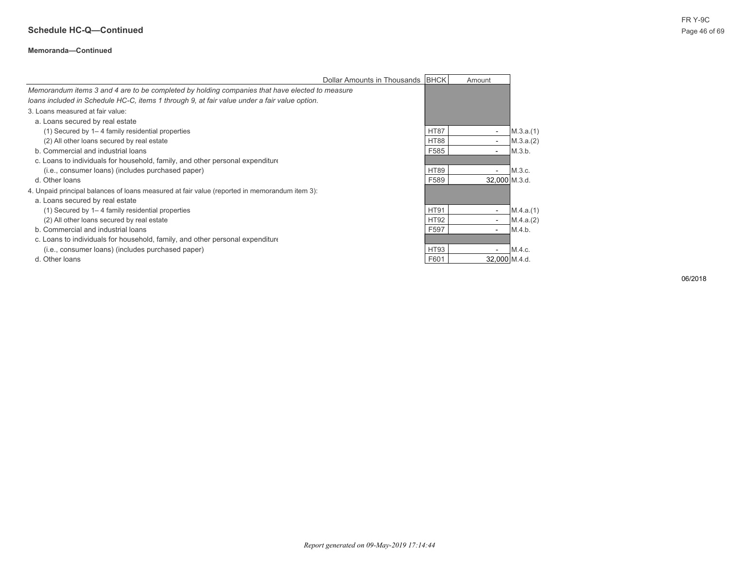## Schedule HC-Q—Continued

### Memoranda—Continued

| Dollar Amounts in Thousands | BHCK | Amount | |
|---|---|---|---|
| *Memorandum items 3 and 4 are to be completed by holding companies that have elected to measure loans included in Schedule HC-C, items 1 through 9, at fair value under a fair value option.* | | | |
| 3. Loans measured at fair value: | | | |
| a. Loans secured by real estate | | | |
| (1) Secured by 1– 4 family residential properties | HT87 | - | M.3.a.(1) |
| (2) All other loans secured by real estate | HT88 | - | M.3.a.(2) |
| b. Commercial and industrial loans | F585 | - | M.3.b. |
| c. Loans to individuals for household, family, and other personal expenditure (i.e., consumer loans) (includes purchased paper) | HT89 | - | M.3.c. |
| d. Other loans | F589 | 32,000 | M.3.d. |
| 4. Unpaid principal balances of loans measured at fair value (reported in memorandum item 3): | | | |
| a. Loans secured by real estate | | | |
| (1) Secured by 1– 4 family residential properties | HT91 | - | M.4.a.(1) |
| (2) All other loans secured by real estate | HT92 | - | M.4.a.(2) |
| b. Commercial and industrial loans | F597 | - | M.4.b. |
| c. Loans to individuals for household, family, and other personal expenditure (i.e., consumer loans) (includes purchased paper) | HT93 | - | M.4.c. |
| d. Other loans | F601 | 32,000 | M.4.d. |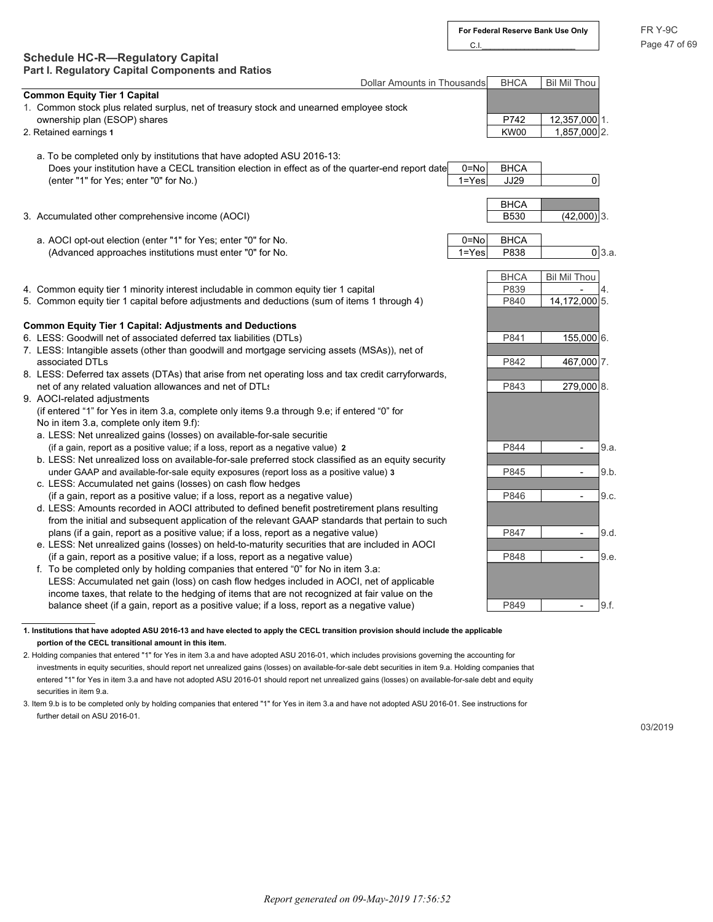For Federal Reserve Bank Use Only

C.I.____________________

## Schedule HC-R—Regulatory Capital

### Part I. Regulatory Capital Components and Ratios

| Dollar Amounts in Thousands | | BHCA | Bil Mil Thou | |
|---|---|---|---|---|
| **Common Equity Tier 1 Capital** | | | | |
| 1. Common stock plus related surplus, net of treasury stock and unearned employee stock ownership plan (ESOP) shares | | P742 | 12,357,000 | 1. |
| 2. Retained earnings 1 | | KW00 | 1,857,000 | 2. |
| a. To be completed only by institutions that have adopted ASU 2016-13: Does your institution have a CECL transition election in effect as of the quarter-end report date (enter "1" for Yes; enter "0" for No.) | 0=No 1=Yes | JJ29 | 0 | |
| 3. Accumulated other comprehensive income (AOCI) | | B530 | (42,000) | 3. |
| a. AOCI opt-out election (enter "1" for Yes; enter "0" for No. (Advanced approaches institutions must enter "0" for No. | 0=No 1=Yes | P838 | 0 | 3.a. |
| 4. Common equity tier 1 minority interest includable in common equity tier 1 capital | | P839 | - | 4. |
| 5. Common equity tier 1 capital before adjustments and deductions (sum of items 1 through 4) | | P840 | 14,172,000 | 5. |
| **Common Equity Tier 1 Capital: Adjustments and Deductions** | | | | |
| 6. LESS: Goodwill net of associated deferred tax liabilities (DTLs) | | P841 | 155,000 | 6. |
| 7. LESS: Intangible assets (other than goodwill and mortgage servicing assets (MSAs)), net of associated DTLs | | P842 | 467,000 | 7. |
| 8. LESS: Deferred tax assets (DTAs) that arise from net operating loss and tax credit carryforwards, net of any related valuation allowances and net of DTLs | | P843 | 279,000 | 8. |
| 9. AOCI-related adjustments (if entered "1" for Yes in item 3.a, complete only items 9.a through 9.e; if entered "0" for No in item 3.a, complete only item 9.f): | | | | |
| a. LESS: Net unrealized gains (losses) on available-for-sale securitie (if a gain, report as a positive value; if a loss, report as a negative value) 2 | | P844 | - | 9.a. |
| b. LESS: Net unrealized loss on available-for-sale preferred stock classified as an equity security under GAAP and available-for-sale equity exposures (report loss as a positive value) 3 | | P845 | - | 9.b. |
| c. LESS: Accumulated net gains (losses) on cash flow hedges (if a gain, report as a positive value; if a loss, report as a negative value) | | P846 | - | 9.c. |
| d. LESS: Amounts recorded in AOCI attributed to defined benefit postretirement plans resulting from the initial and subsequent application of the relevant GAAP standards that pertain to such plans (if a gain, report as a positive value; if a loss, report as a negative value) | | P847 | - | 9.d. |
| e. LESS: Net unrealized gains (losses) on held-to-maturity securities that are included in AOCI (if a gain, report as a positive value; if a loss, report as a negative value) | | P848 | - | 9.e. |
| f. To be completed only by holding companies that entered "0" for No in item 3.a: LESS: Accumulated net gain (loss) on cash flow hedges included in AOCI, net of applicable income taxes, that relate to the hedging of items that are not recognized at fair value on the balance sheet (if a gain, report as a positive value; if a loss, report as a negative value) | | P849 | - | 9.f. |

**1. Institutions that have adopted ASU 2016-13 and have elected to apply the CECL transition provision should include the applicable portion of the CECL transitional amount in this item.**

2. Holding companies that entered "1" for Yes in item 3.a and have adopted ASU 2016-01, which includes provisions governing the accounting for investments in equity securities, should report net unrealized gains (losses) on available-for-sale debt securities in item 9.a. Holding companies that entered "1" for Yes in item 3.a and have not adopted ASU 2016-01 should report net unrealized gains (losses) on available-for-sale debt and equity securities in item 9.a.

3. Item 9.b is to be completed only by holding companies that entered "1" for Yes in item 3.a and have not adopted ASU 2016-01. See instructions for further detail on ASU 2016-01.

03/2019

*Report generated on 09-May-2019 17:56:52*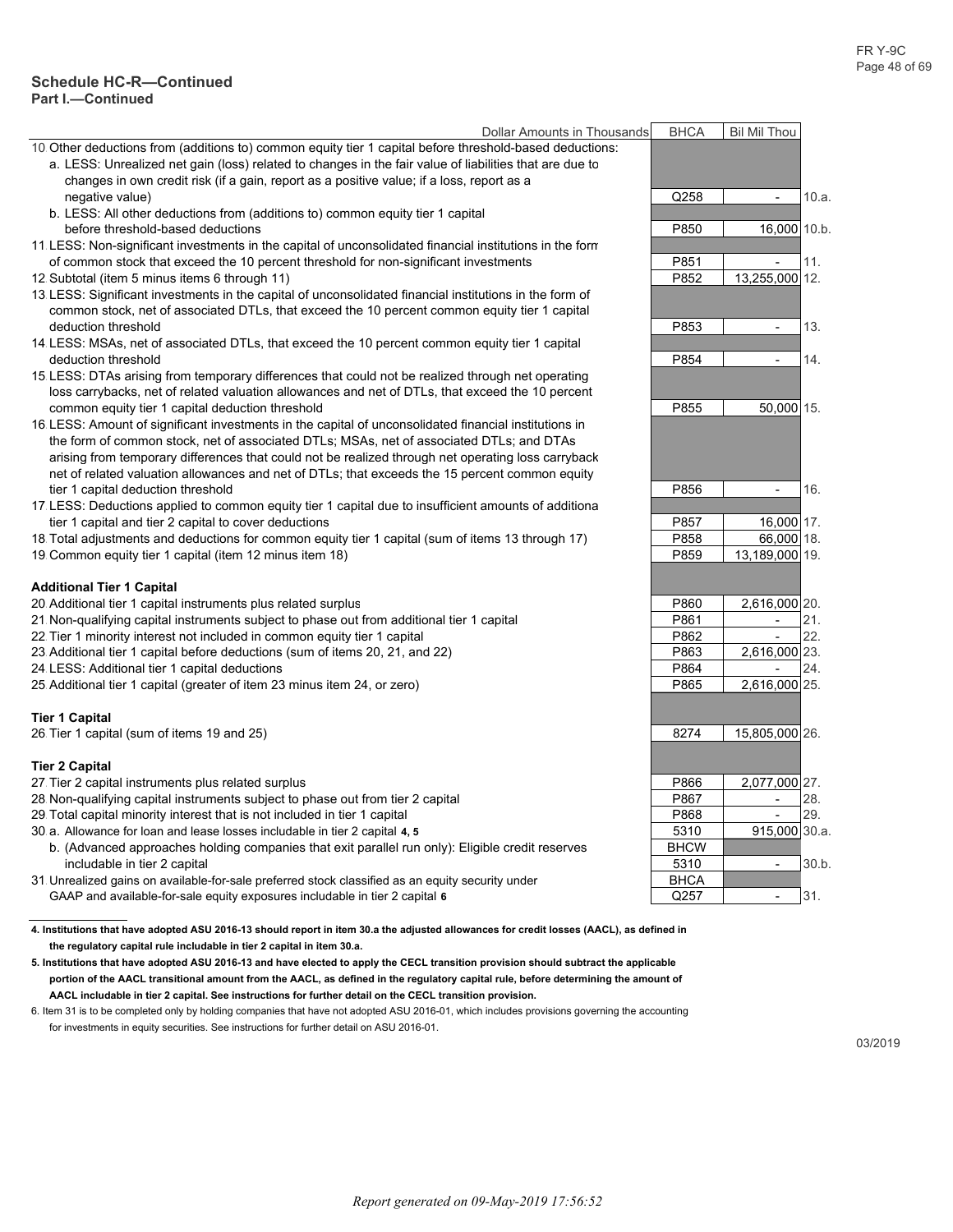## Schedule HC-R—Continued

**Part I.—Continued**

| Dollar Amounts in Thousands | BHCA | Bil Mil Thou | |
|---|---|---|---|
| 10 Other deductions from (additions to) common equity tier 1 capital before threshold-based deductions: | | | |
| a. LESS: Unrealized net gain (loss) related to changes in the fair value of liabilities that are due to changes in own credit risk (if a gain, report as a positive value; if a loss, report as a negative value) | Q258 | - | 10.a. |
| b. LESS: All other deductions from (additions to) common equity tier 1 capital before threshold-based deductions | P850 | 16,000 | 10.b. |
| 11 LESS: Non-significant investments in the capital of unconsolidated financial institutions in the form of common stock that exceed the 10 percent threshold for non-significant investments | P851 | - | 11. |
| 12 Subtotal (item 5 minus items 6 through 11) | P852 | 13,255,000 | 12. |
| 13 LESS: Significant investments in the capital of unconsolidated financial institutions in the form of common stock, net of associated DTLs, that exceed the 10 percent common equity tier 1 capital deduction threshold | P853 | - | 13. |
| 14 LESS: MSAs, net of associated DTLs, that exceed the 10 percent common equity tier 1 capital deduction threshold | P854 | - | 14. |
| 15 LESS: DTAs arising from temporary differences that could not be realized through net operating loss carrybacks, net of related valuation allowances and net of DTLs, that exceed the 10 percent common equity tier 1 capital deduction threshold | P855 | 50,000 | 15. |
| 16 LESS: Amount of significant investments in the capital of unconsolidated financial institutions in the form of common stock, net of associated DTLs; MSAs, net of associated DTLs; and DTAs arising from temporary differences that could not be realized through net operating loss carryback net of related valuation allowances and net of DTLs; that exceeds the 15 percent common equity tier 1 capital deduction threshold | P856 | - | 16. |
| 17 LESS: Deductions applied to common equity tier 1 capital due to insufficient amounts of additional tier 1 capital and tier 2 capital to cover deductions | P857 | 16,000 | 17. |
| 18 Total adjustments and deductions for common equity tier 1 capital (sum of items 13 through 17) | P858 | 66,000 | 18. |
| 19 Common equity tier 1 capital (item 12 minus item 18) | P859 | 13,189,000 | 19. |
| **Additional Tier 1 Capital** | | | |
| 20 Additional tier 1 capital instruments plus related surplus | P860 | 2,616,000 | 20. |
| 21 Non-qualifying capital instruments subject to phase out from additional tier 1 capital | P861 | - | 21. |
| 22 Tier 1 minority interest not included in common equity tier 1 capital | P862 | - | 22. |
| 23 Additional tier 1 capital before deductions (sum of items 20, 21, and 22) | P863 | 2,616,000 | 23. |
| 24 LESS: Additional tier 1 capital deductions | P864 | - | 24. |
| 25 Additional tier 1 capital (greater of item 23 minus item 24, or zero) | P865 | 2,616,000 | 25. |
| **Tier 1 Capital** | | | |
| 26 Tier 1 capital (sum of items 19 and 25) | 8274 | 15,805,000 | 26. |
| **Tier 2 Capital** | | | |
| 27 Tier 2 capital instruments plus related surplus | P866 | 2,077,000 | 27. |
| 28 Non-qualifying capital instruments subject to phase out from tier 2 capital | P867 | - | 28. |
| 29 Total capital minority interest that is not included in tier 1 capital | P868 | - | 29. |
| 30 a. Allowance for loan and lease losses includable in tier 2 capital **4, 5** | 5310 | 915,000 | 30.a. |
| b. (Advanced approaches holding companies that exit parallel run only): Eligible credit reserves includable in tier 2 capital | BHCW 5310 | - | 30.b. |
| 31 Unrealized gains on available-for-sale preferred stock classified as an equity security under GAAP and available-for-sale equity exposures includable in tier 2 capital **6** | BHCA Q257 | - | 31. |

**4. Institutions that have adopted ASU 2016-13 should report in item 30.a the adjusted allowances for credit losses (AACL), as defined in the regulatory capital rule includable in tier 2 capital in item 30.a.**

**5. Institutions that have adopted ASU 2016-13 and have elected to apply the CECL transition provision should subtract the applicable portion of the AACL transitional amount from the AACL, as defined in the regulatory capital rule, before determining the amount of AACL includable in tier 2 capital. See instructions for further detail on the CECL transition provision.**

6. Item 31 is to be completed only by holding companies that have not adopted ASU 2016-01, which includes provisions governing the accounting for investments in equity securities. See instructions for further detail on ASU 2016-01.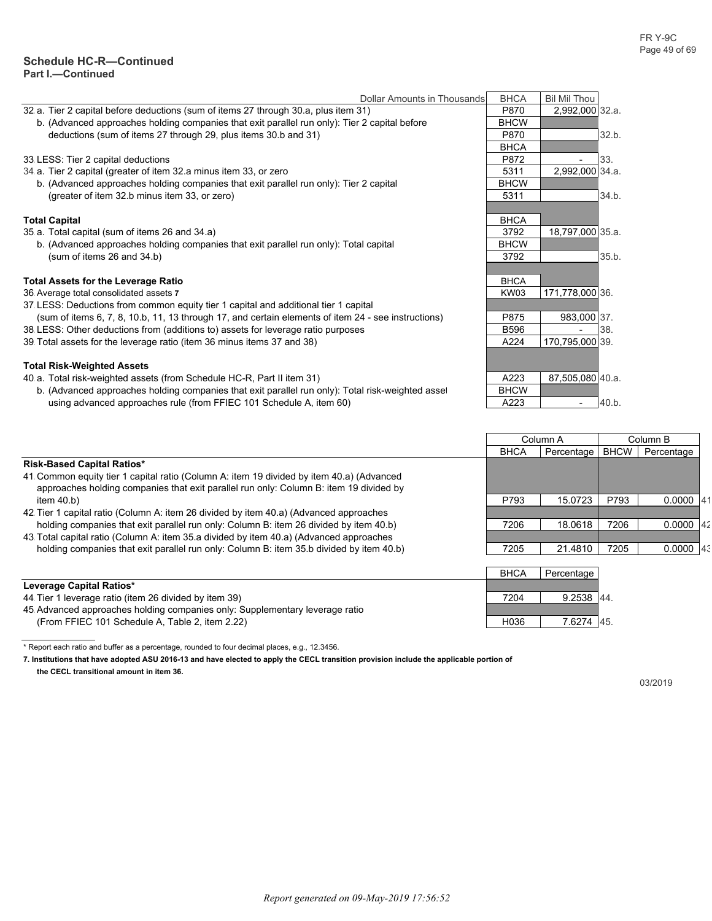## Schedule HC-R—Continued
**Part I.—Continued**

| Dollar Amounts in Thousands | BHCA | Bil Mil Thou | |
|---|---|---|---|
| 32 a. Tier 2 capital before deductions (sum of items 27 through 30.a, plus item 31) | P870 | 2,992,000 | 32.a. |
| b. (Advanced approaches holding companies that exit parallel run only): Tier 2 capital before deductions (sum of items 27 through 29, plus items 30.b and 31) | BHCW P870 | | 32.b. |
| 33 LESS: Tier 2 capital deductions | BHCA P872 | - | 33. |
| 34 a. Tier 2 capital (greater of item 32.a minus item 33, or zero | 5311 | 2,992,000 | 34.a. |
| b. (Advanced approaches holding companies that exit parallel run only): Tier 2 capital (greater of item 32.b minus item 33, or zero) | BHCW 5311 | | 34.b. |
| **Total Capital** | BHCA | | |
| 35 a. Total capital (sum of items 26 and 34.a) | 3792 | 18,797,000 | 35.a. |
| b. (Advanced approaches holding companies that exit parallel run only): Total capital (sum of items 26 and 34.b) | BHCW 3792 | | 35.b. |
| **Total Assets for the Leverage Ratio** | BHCA | | |
| 36 Average total consolidated assets 7 | KW03 | 171,778,000 | 36. |
| 37 LESS: Deductions from common equity tier 1 capital and additional tier 1 capital (sum of items 6, 7, 8, 10.b, 11, 13 through 17, and certain elements of item 24 - see instructions) | P875 | 983,000 | 37. |
| 38 LESS: Other deductions from (additions to) assets for leverage ratio purposes | B596 | - | 38. |
| 39 Total assets for the leverage ratio (item 36 minus items 37 and 38) | A224 | 170,795,000 | 39. |
| **Total Risk-Weighted Assets** | | | |
| 40 a. Total risk-weighted assets (from Schedule HC-R, Part II item 31) | A223 | 87,505,080 | 40.a. |
| b. (Advanced approaches holding companies that exit parallel run only): Total risk-weighted asset using advanced approaches rule (from FFIEC 101 Schedule A, item 60) | BHCW A223 | - | 40.b. |

| | Column A | | Column B | | |
|---|---|---|---|---|---|
| | BHCA | Percentage | BHCW | Percentage | |
| **Risk-Based Capital Ratios*** | | | | | |
| 41 Common equity tier 1 capital ratio (Column A: item 19 divided by item 40.a) (Advanced approaches holding companies that exit parallel run only: Column B: item 19 divided by item 40.b) | P793 | 15.0723 | P793 | 0.0000 | 41. |
| 42 Tier 1 capital ratio (Column A: item 26 divided by item 40.a) (Advanced approaches holding companies that exit parallel run only: Column B: item 26 divided by item 40.b) | 7206 | 18.0618 | 7206 | 0.0000 | 42. |
| 43 Total capital ratio (Column A: item 35.a divided by item 40.a) (Advanced approaches holding companies that exit parallel run only: Column B: item 35.b divided by item 40.b) | 7205 | 21.4810 | 7205 | 0.0000 | 43. |

| | BHCA | Percentage | |
|---|---|---|---|
| **Leverage Capital Ratios*** | | | |
| 44 Tier 1 leverage ratio (item 26 divided by item 39) | 7204 | 9.2538 | 44. |
| 45 Advanced approaches holding companies only: Supplementary leverage ratio (From FFIEC 101 Schedule A, Table 2, item 2.22) | H036 | 7.6274 | 45. |

* Report each ratio and buffer as a percentage, rounded to four decimal places, e.g., 12.3456.

**7. Institutions that have adopted ASU 2016-13 and have elected to apply the CECL transition provision include the applicable portion of the CECL transitional amount in item 36.**

03/2019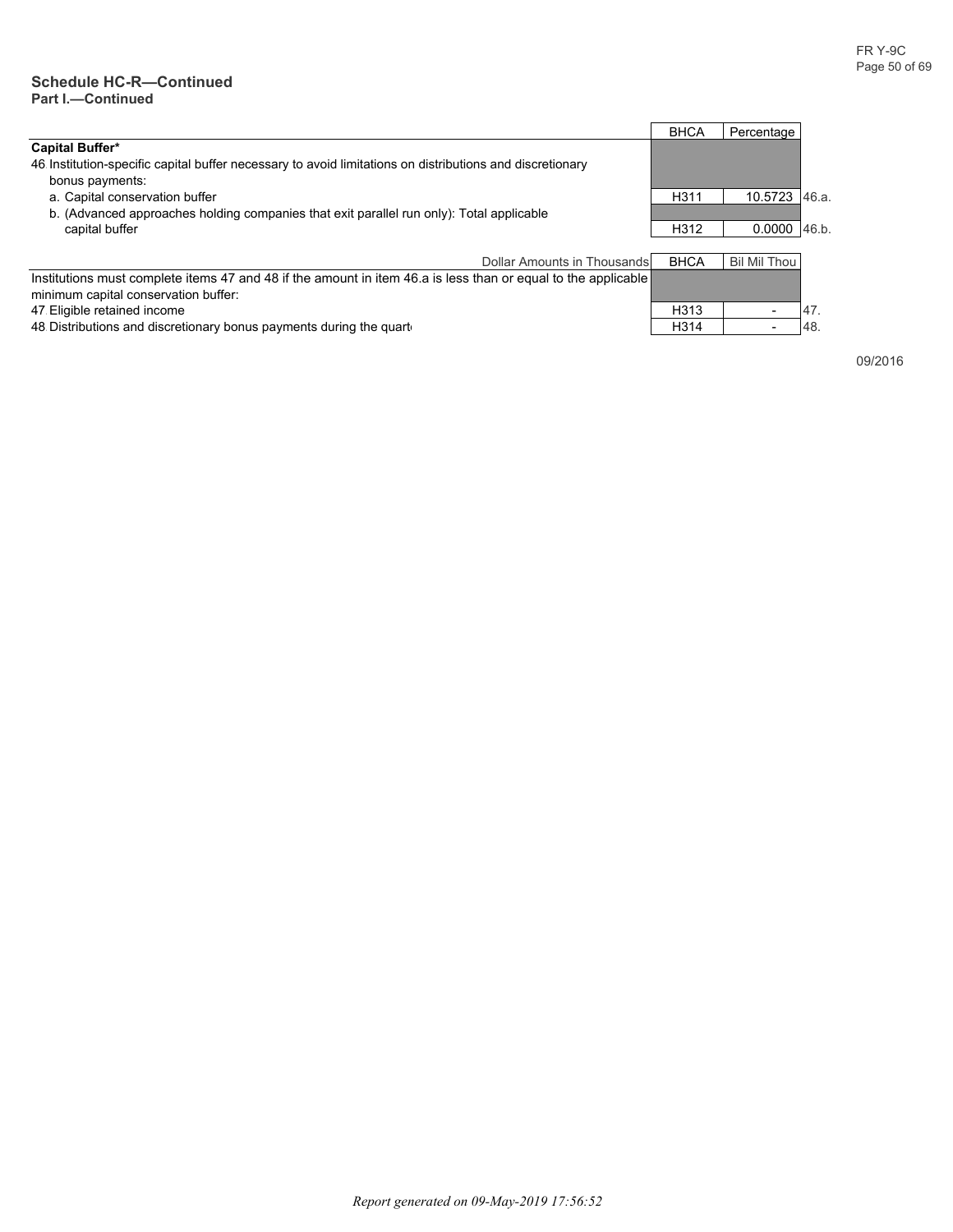## Schedule HC-R—Continued
**Part I.—Continued**

| | BHCA | Percentage | |
|---|---|---|---|
| **Capital Buffer*** | | | |
| 46 Institution-specific capital buffer necessary to avoid limitations on distributions and discretionary bonus payments: | | | |
| a. Capital conservation buffer | H311 | 10.5723 | 46.a. |
| b. (Advanced approaches holding companies that exit parallel run only): Total applicable capital buffer | H312 | 0.0000 | 46.b. |

| Dollar Amounts in Thousands | BHCA | Bil Mil Thou | |
|---|---|---|---|
| Institutions must complete items 47 and 48 if the amount in item 46.a is less than or equal to the applicable minimum capital conservation buffer: | | | |
| 47 Eligible retained income | H313 | - | 47. |
| 48 Distributions and discretionary bonus payments during the quart | H314 | - | 48. |

09/2016

*Report generated on 09-May-2019 17:56:52*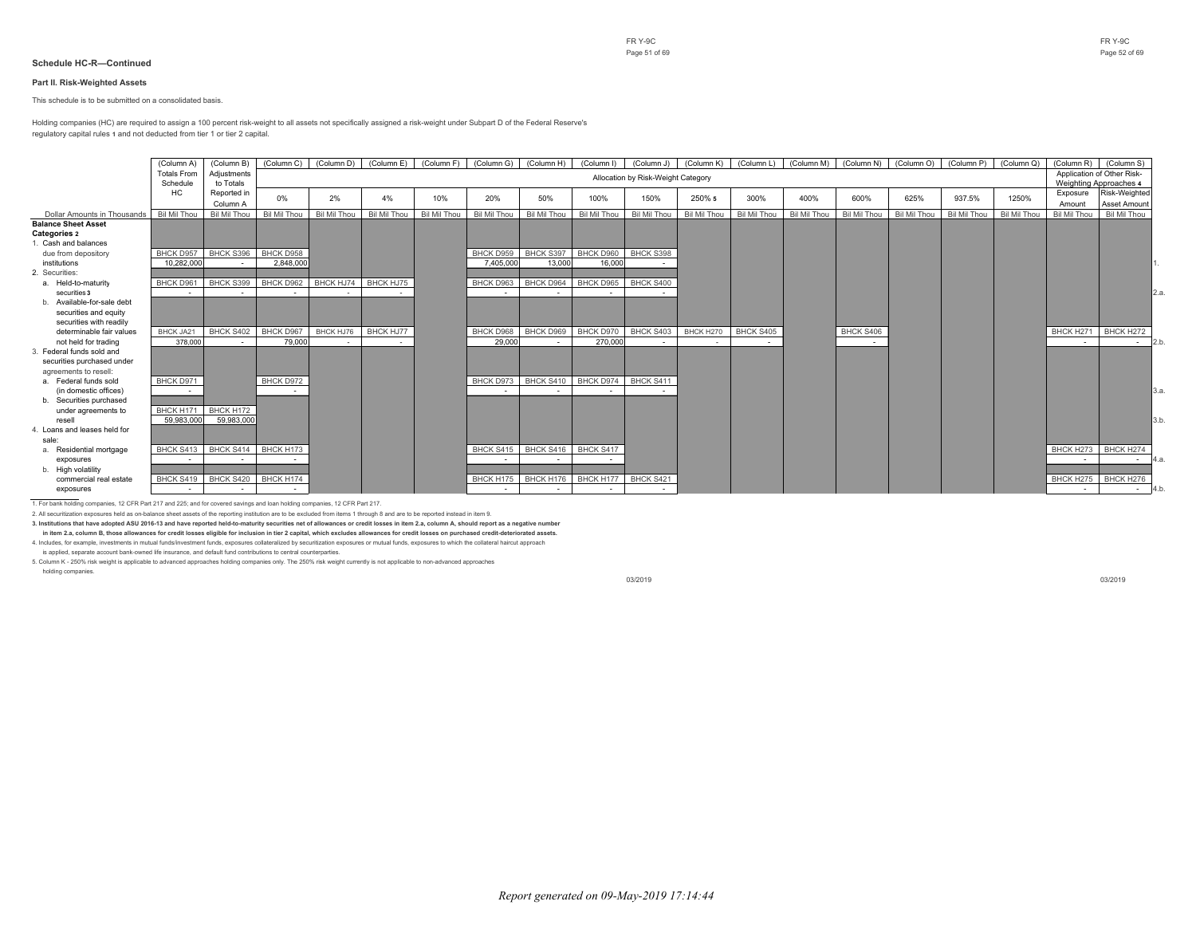## Schedule HC-R—Continued

### Part II. Risk-Weighted Assets

This schedule is to be submitted on a consolidated basis.

Holding companies (HC) are required to assign a 100 percent risk-weight to all assets not specifically assigned a risk-weight under Subpart D of the Federal Reserve's regulatory capital rules 1 and not deducted from tier 1 or tier 2 capital.

| | (Column A) | (Column B) | (Column C) | (Column D) | (Column E) | (Column F) | (Column G) | (Column H) | (Column I) | (Column J) | (Column K) | (Column L) | (Column M) | (Column N) | (Column O) | (Column P) | (Column Q) | (Column R) | (Column S) | |
|---|---|---|---|---|---|---|---|---|---|---|---|---|---|---|---|---|---|---|---|---|
| | Totals From Schedule HC | Adjustments to Totals Reported in Column A | Allocation by Risk-Weight Category | | | | | | | | | | | | | | | Application of Other Risk-Weighting Approaches 4 | | |
| | | | 0% | 2% | 4% | 10% | 20% | 50% | 100% | 150% | 250% 5 | 300% | 400% | 600% | 625% | 937.5% | 1250% | Exposure Amount | Risk-Weighted Asset Amount | |
| Dollar Amounts in Thousands | Bil Mil Thou | Bil Mil Thou | Bil Mil Thou | Bil Mil Thou | Bil Mil Thou | Bil Mil Thou | Bil Mil Thou | Bil Mil Thou | Bil Mil Thou | Bil Mil Thou | Bil Mil Thou | Bil Mil Thou | Bil Mil Thou | Bil Mil Thou | Bil Mil Thou | Bil Mil Thou | Bil Mil Thou | Bil Mil Thou | Bil Mil Thou | |
| **Balance Sheet Asset Categories 2** | | | | | | | | | | | | | | | | | | | | |
| 1. Cash and balances due from depository institutions | BHCK D957 10,282,000 | BHCK S396 - | BHCK D958 2,848,000 | | | | BHCK D959 7,405,000 | BHCK S397 13,000 | BHCK D960 16,000 | BHCK S398 - | | | | | | | | | | 1. |
| 2. Securities: | | | | | | | | | | | | | | | | | | | | |
| a. Held-to-maturity securities 3 | BHCK D961 - | BHCK S399 - | BHCK D962 - | BHCK HJ74 - | BHCK HJ75 - | | BHCK D963 - | BHCK D964 - | BHCK D965 - | BHCK S400 - | | | | | | | | | | 2.a. |
| b. Available-for-sale debt securities and equity securities with readily determinable fair values not held for trading | BHCK JA21 378,000 | BHCK S402 - | BHCK D967 79,000 | BHCK HJ76 - | BHCK HJ77 - | | BHCK D968 29,000 | BHCK D969 - | BHCK D970 270,000 | BHCK S403 - | BHCK H270 - | BHCK S405 - | | BHCK S406 - | | | | BHCK H271 - | BHCK H272 - | 2.b. |
| 3. Federal funds sold and securities purchased under agreements to resell: | | | | | | | | | | | | | | | | | | | | |
| a. Federal funds sold (in domestic offices) | BHCK D971 - | | BHCK D972 - | | | | BHCK D973 - | BHCK S410 - | BHCK D974 - | BHCK S411 - | | | | | | | | | | 3.a. |
| b. Securities purchased under agreements to resell | BHCK H171 59,983,000 | BHCK H172 59,983,000 | | | | | | | | | | | | | | | | | | 3.b. |
| 4. Loans and leases held for sale: | | | | | | | | | | | | | | | | | | | | |
| a. Residential mortgage exposures | BHCK S413 - | BHCK S414 - | BHCK H173 - | | | | BHCK S415 - | BHCK S416 - | BHCK S417 - | | | | | | | | | BHCK H273 - | BHCK H274 - | 4.a. |
| b. High volatility commercial real estate exposures | BHCK S419 - | BHCK S420 - | BHCK H174 - | | | | BHCK H175 - | BHCK H176 - | BHCK H177 - | BHCK S421 - | | | | | | | | BHCK H275 - | BHCK H276 - | 4.b. |

1. For bank holding companies, 12 CFR Part 217 and 225; and for covered savings and loan holding companies, 12 CFR Part 217.

2. All securitization exposures held as on-balance sheet assets of the reporting institution are to be excluded from items 1 through 8 and are to be reported instead in item 9.

**3. Institutions that have adopted ASU 2016-13 and have reported held-to-maturity securities net of allowances or credit losses in item 2.a, column A, should report as a negative number in item 2.a, column B, those allowances for credit losses eligible for inclusion in tier 2 capital, which excludes allowances for credit losses on purchased credit-deteriorated assets.**

4. Includes, for example, investments in mutual funds/investment funds, exposures collateralized by securitization exposures or mutual funds, exposures to which the collateral haircut approach is applied, separate account bank-owned life insurance, and default fund contributions to central counterparties.

5. Column K - 250% risk weight is applicable to advanced approaches holding companies only. The 250% risk weight currently is not applicable to non-advanced approaches holding companies.

03/2019

*Report generated on 09-May-2019 17:14:44*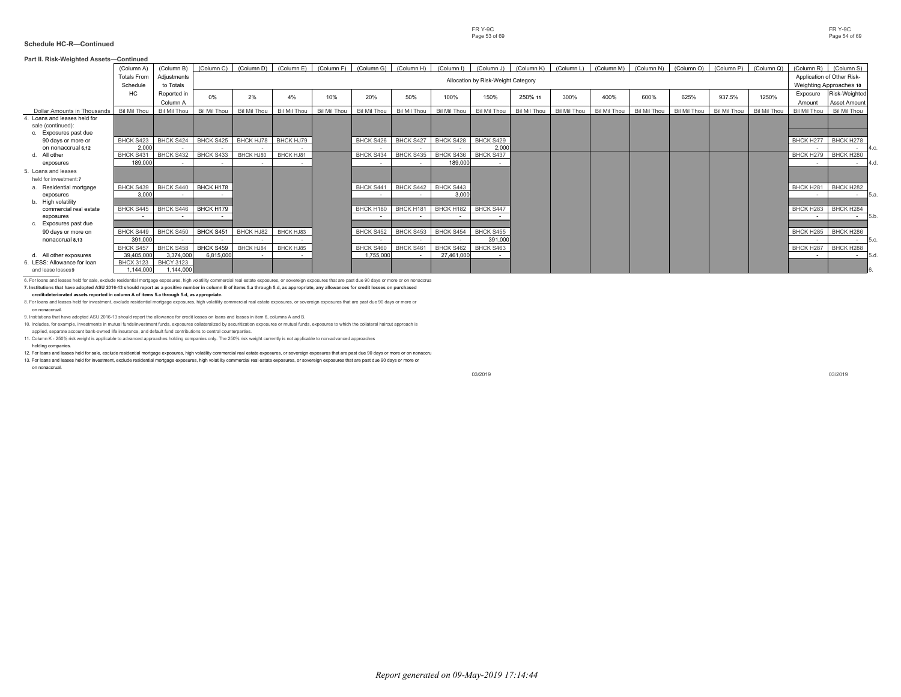**Schedule HC-R—Continued**

**Part II. Risk-Weighted Assets—Continued**

| | (Column A) | (Column B) | (Column C) | (Column D) | (Column E) | (Column F) | (Column G) | (Column H) | (Column I) | (Column J) | (Column K) | (Column L) | (Column M) | (Column N) | (Column O) | (Column P) | (Column Q) | (Column R) | (Column S) | |
|---|---|---|---|---|---|---|---|---|---|---|---|---|---|---|---|---|---|---|---|---|
| | Totals From Schedule HC | Adjustments to Totals Reported in Column A | Allocation by Risk-Weight Category | | | | | | | | | | | | | | | Application of Other Risk-Weighting Approaches 10 | | |
| | | | 0% | 2% | 4% | 10% | 20% | 50% | 100% | 150% | 250% 11 | 300% | 400% | 600% | 625% | 937.5% | 1250% | Exposure Amount | Risk-Weighted Asset Amount | |
| Dollar Amounts in Thousands | Bil Mil Thou | Bil Mil Thou | Bil Mil Thou | Bil Mil Thou | Bil Mil Thou | Bil Mil Thou | Bil Mil Thou | Bil Mil Thou | Bil Mil Thou | Bil Mil Thou | Bil Mil Thou | Bil Mil Thou | Bil Mil Thou | Bil Mil Thou | Bil Mil Thou | Bil Mil Thou | Bil Mil Thou | Bil Mil Thou | Bil Mil Thou | |
| 4. Loans and leases held for sale (continued): | | | | | | | | | | | | | | | | | | | | |
| c. Exposures past due 90 days or more or on nonaccrual 6,12 | BHCK S423 | BHCK S424 | BHCK S425 | BHCK HJ78 | BHCK HJ79 | | BHCK S426 | BHCK S427 | BHCK S428 | BHCK S429 | | | | | | | | BHCK H277 | BHCK H278 | |
| | 2,000 | - | - | - | - | | - | - | - | 2,000 | | | | | | | | - | - | 4.c. |
| d. All other exposures | BHCK S431 | BHCK S432 | BHCK S433 | BHCK HJ80 | BHCK HJ81 | | BHCK S434 | BHCK S435 | BHCK S436 | BHCK S437 | | | | | | | | BHCK H279 | BHCK H280 | |
| | 189,000 | - | - | - | - | | - | - | 189,000 | - | | | | | | | | - | - | 4.d. |
| 5. Loans and leases held for investment: 7 | | | | | | | | | | | | | | | | | | | | |
| a. Residential mortgage exposures | BHCK S439 | BHCK S440 | BHCK H178 | | | | BHCK S441 | BHCK S442 | BHCK S443 | | | | | | | | | BHCK H281 | BHCK H282 | |
| | 3,000 | - | - | | | | - | - | 3,000 | | | | | | | | | - | - | 5.a. |
| b. High volatility commercial real estate exposures | BHCK S445 | BHCK S446 | BHCK H179 | | | | BHCK H180 | BHCK H181 | BHCK H182 | BHCK S447 | | | | | | | | BHCK H283 | BHCK H284 | |
| | - | - | - | | | | - | - | - | - | | | | | | | | - | - | 5.b. |
| c. Exposures past due 90 days or more on nonaccrual 8,13 | BHCK S449 | BHCK S450 | BHCK S451 | BHCK HJ82 | BHCK HJ83 | | BHCK S452 | BHCK S453 | BHCK S454 | BHCK S455 | | | | | | | | BHCK H285 | BHCK H286 | |
| | 391,000 | - | - | - | - | | - | - | - | 391,000 | | | | | | | | - | - | 5.c. |
| d. All other exposures | BHCK S457 | BHCK S458 | BHCK S459 | BHCK HJ84 | BHCK HJ85 | | BHCK S460 | BHCK S461 | BHCK S462 | BHCK S463 | | | | | | | | BHCK H287 | BHCK H288 | |
| | 39,405,000 | 3,374,000 | 6,815,000 | - | - | | 1,755,000 | - | 27,461,000 | - | | | | | | | | - | - | 5.d. |
| 6. LESS: Allowance for loan and lease losses 9 | BHCX 3123 | BHCY 3123 | | | | | | | | | | | | | | | | | | |
| | 1,144,000 | 1,144,000 | | | | | | | | | | | | | | | | | | 6. |

6. For loans and leases held for sale, exclude residential mortgage exposures, high volatility commercial real estate exposures, or sovereign exposures that are past due 90 days or more or on nonaccrua

**7. Institutions that have adopted ASU 2016-13 should report as a positive number in column B of items 5.a through 5.d, as appropriate, any allowances for credit losses on purchased credit-deteriorated assets reported in column A of items 5.a through 5.d, as appropriate.**

8. For loans and leases held for investment, exclude residential mortgage exposures, high volatility commercial real estate exposures, or sovereign exposures that are past due 90 days or more or on nonaccrual.

9. Institutions that have adopted ASU 2016-13 should report the allowance for credit losses on loans and leases in item 6, columns A and B.

10. Includes, for example, investments in mutual funds/investment funds, exposures collateralized by securitization exposures or mutual funds, exposures to which the collateral haircut approach is applied, separate account bank-owned life insurance, and default fund contributions to central counterparties.

11. Column K - 250% risk weight is applicable to advanced approaches holding companies only. The 250% risk weight currently is not applicable to non-advanced approaches holding companies.

12. For loans and leases held for sale, exclude residential mortgage exposures, high volatility commercial real estate exposures, or sovereign exposures that are past due 90 days or more or on nonaccru

13. For loans and leases held for investment, exclude residential mortgage exposures, high volatility commercial real estate exposures, or sovereign exposures that are past due 90 days or more or on nonaccrual.

*Report generated on 09-May-2019 17:14:44*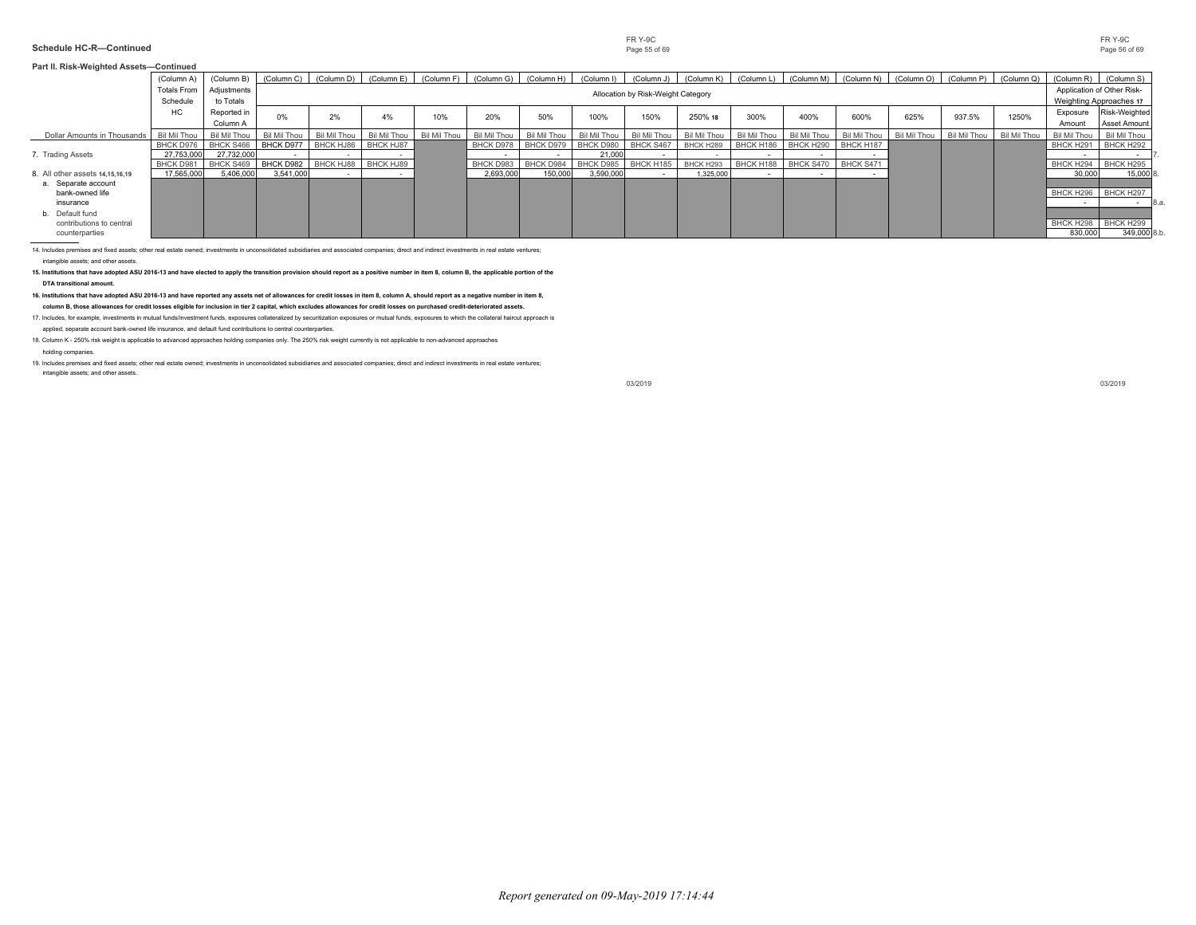**Schedule HC-R—Continued**

**Part II. Risk-Weighted Assets—Continued**

| | (Column A) | (Column B) | (Column C) | (Column D) | (Column E) | (Column F) | (Column G) | (Column H) | (Column I) | (Column J) | (Column K) | (Column L) | (Column M) | (Column N) | (Column O) | (Column P) | (Column Q) | (Column R) | (Column S) | |
|---|---|---|---|---|---|---|---|---|---|---|---|---|---|---|---|---|---|---|---|---|
| | Totals From Schedule HC | Adjustments to Totals Reported in Column A | Allocation by Risk-Weight Category | | | | | | | | | | | | | | | Application of Other Risk-Weighting Approaches 17 | | |
| | | | 0% | 2% | 4% | 10% | 20% | 50% | 100% | 150% | 250% 18 | 300% | 400% | 600% | 625% | 937.5% | 1250% | Exposure Amount | Risk-Weighted Asset Amount | |
| Dollar Amounts in Thousands | Bil Mil Thou | Bil Mil Thou | Bil Mil Thou | Bil Mil Thou | Bil Mil Thou | Bil Mil Thou | Bil Mil Thou | Bil Mil Thou | Bil Mil Thou | Bil Mil Thou | Bil Mil Thou | Bil Mil Thou | Bil Mil Thou | Bil Mil Thou | Bil Mil Thou | Bil Mil Thou | Bil Mil Thou | Bil Mil Thou | Bil Mil Thou | |
| | BHCK D976 | BHCK S466 | BHCK D977 | BHCK HJ86 | BHCK HJ87 | | BHCK D978 | BHCK D979 | BHCK D980 | BHCK S467 | BHCK H289 | BHCK H186 | BHCK H290 | BHCK H187 | | | | BHCK H291 | BHCK H292 | |
| 7. Trading Assets | 27,753,000 | 27,732,000 | - | - | - | | - | - | 21,000 | - | - | - | - | - | | | | - | - | 7. |
| | BHCK D981 | BHCK S469 | BHCK D982 | BHCK HJ88 | BHCK HJ89 | | BHCK D983 | BHCK D984 | BHCK D985 | BHCK H185 | BHCK H293 | BHCK H188 | BHCK S470 | BHCK S471 | | | | BHCK H294 | BHCK H295 | |
| 8. All other assets 14,15,16,19 | 17,565,000 | 5,406,000 | 3,541,000 | - | - | | 2,693,000 | 150,000 | 3,590,000 | - | 1,325,000 | - | - | - | | | | 30,000 | 15,000 | 8. |
| a. Separate account bank-owned life insurance | | | | | | | | | | | | | | | | | | BHCK H296 | BHCK H297 | |
| | | | | | | | | | | | | | | | | | | - | - | 8.a. |
| b. Default fund contributions to central counterparties | | | | | | | | | | | | | | | | | | BHCK H298 | BHCK H299 | |
| | | | | | | | | | | | | | | | | | | 830,000 | 349,000 | 8.b. |

14. Includes premises and fixed assets; other real estate owned; investments in unconsolidated subsidiaries and associated companies; direct and indirect investments in real estate ventures; intangible assets; and other assets.

**15. Institutions that have adopted ASU 2016-13 and have elected to apply the transition provision should report as a positive number in item 8, column B, the applicable portion of the DTA transitional amount.**

**16. Institutions that have adopted ASU 2016-13 and have reported any assets net of allowances for credit losses in item 8, column A, should report as a negative number in item 8, column B, those allowances for credit losses eligible for inclusion in tier 2 capital, which excludes allowances for credit losses on purchased credit-deteriorated assets.**

17. Includes, for example, investments in mutual funds/investment funds, exposures collateralized by securitization exposures or mutual funds, exposures to which the collateral haircut approach is applied, separate account bank-owned life insurance, and default fund contributions to central counterparties.

18. Column K - 250% risk weight is applicable to advanced approaches holding companies only. The 250% risk weight currently is not applicable to non-advanced approaches holding companies.

19. Includes premises and fixed assets; other real estate owned; investments in unconsolidated subsidiaries and associated companies; direct and indirect investments in real estate ventures; intangible assets; and other assets.

*Report generated on 09-May-2019 17:14:44*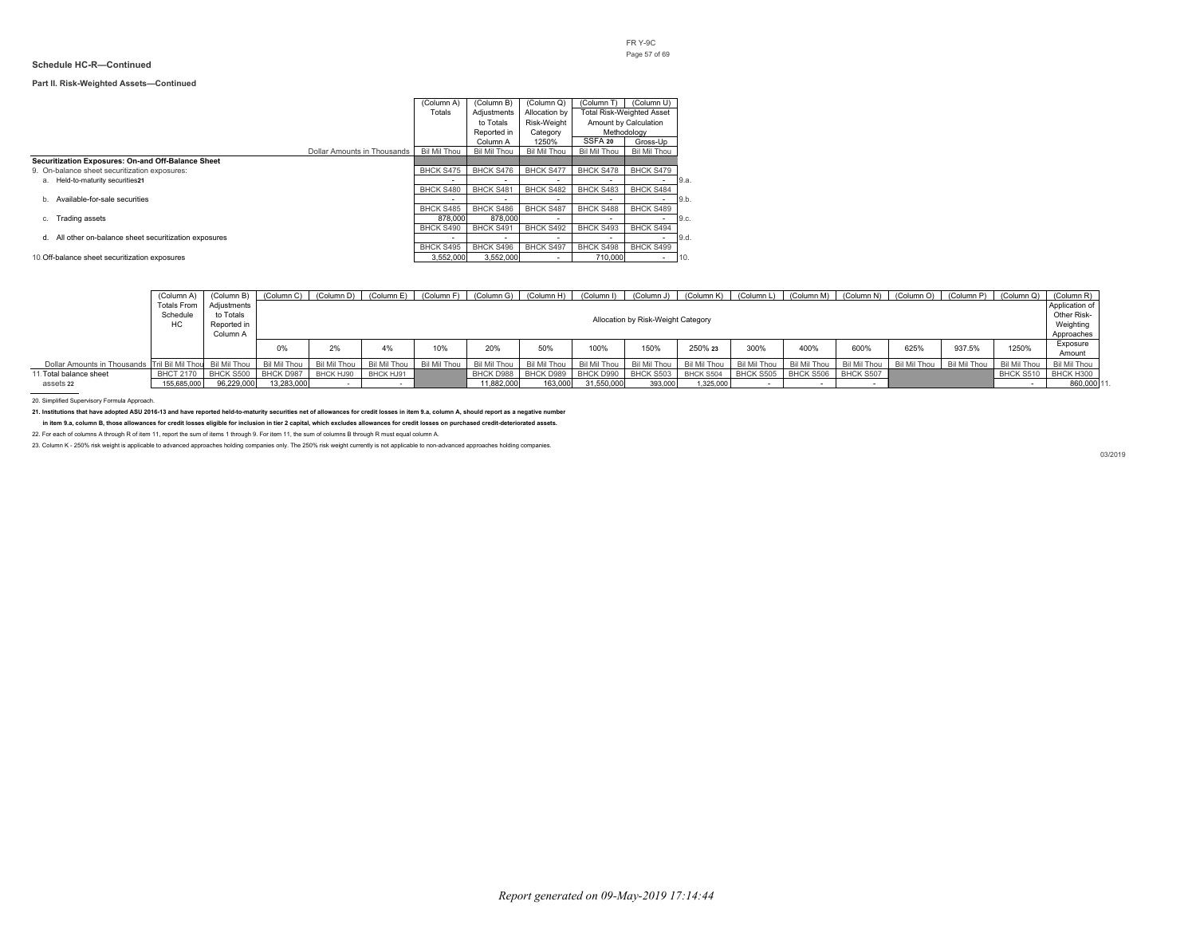**Schedule HC-R—Continued**

**Part II. Risk-Weighted Assets—Continued**

| | (Column A) Totals | (Column B) Adjustments to Totals Reported in Column A | (Column Q) Allocation by Risk-Weight Category 1250% | (Column T) Total Risk-Weighted Asset Amount by Calculation Methodology SSFA 20 | (Column U) Gross-Up | |
|---|---|---|---|---|---|---|
| Dollar Amounts in Thousands | Bil Mil Thou | Bil Mil Thou | Bil Mil Thou | Bil Mil Thou | Bil Mil Thou | |
| **Securitization Exposures: On-and Off-Balance Sheet** | | | | | | |
| 9. On-balance sheet securitization exposures: | BHCK S475 | BHCK S476 | BHCK S477 | BHCK S478 | BHCK S479 | |
| a. Held-to-maturity securities 21 | - | - | - | - | - | 9.a. |
| | BHCK S480 | BHCK S481 | BHCK S482 | BHCK S483 | BHCK S484 | |
| b. Available-for-sale securities | - | - | - | - | - | 9.b. |
| | BHCK S485 | BHCK S486 | BHCK S487 | BHCK S488 | BHCK S489 | |
| c. Trading assets | 878,000 | 878,000 | - | - | - | 9.c. |
| | BHCK S490 | BHCK S491 | BHCK S492 | BHCK S493 | BHCK S494 | |
| d. All other on-balance sheet securitization exposures | - | - | - | - | - | 9.d. |
| | BHCK S495 | BHCK S496 | BHCK S497 | BHCK S498 | BHCK S499 | |
| 10. Off-balance sheet securitization exposures | 3,552,000 | 3,552,000 | - | 710,000 | - | 10. |

| | (Column A) Totals From Schedule HC | (Column B) Adjustments to Totals Reported in Column A | (Column C) Allocation by Risk-Weight Category 0% | (Column D) 2% | (Column E) 4% | (Column F) 10% | (Column G) 20% | (Column H) 50% | (Column I) 100% | (Column J) 150% | (Column K) 250% 23 | (Column L) 300% | (Column M) 400% | (Column N) 600% | (Column O) 625% | (Column P) 937.5% | (Column Q) 1250% | (Column R) Application of Other Risk-Weighting Approaches Exposure Amount | |
|---|---|---|---|---|---|---|---|---|---|---|---|---|---|---|---|---|---|---|---|
| Dollar Amounts in Thousands | Tril Bil Mil Thou | Bil Mil Thou | Bil Mil Thou | Bil Mil Thou | Bil Mil Thou | Bil Mil Thou | Bil Mil Thou | Bil Mil Thou | Bil Mil Thou | Bil Mil Thou | Bil Mil Thou | Bil Mil Thou | Bil Mil Thou | Bil Mil Thou | Bil Mil Thou | Bil Mil Thou | Bil Mil Thou | Bil Mil Thou | |
| 11. Total balance sheet | BHCT 2170 | BHCK S500 | BHCK D987 | BHCK HJ90 | BHCK HJ91 | | BHCK D988 | BHCK D989 | BHCK D990 | BHCK S503 | BHCK S504 | BHCK S505 | BHCK S506 | BHCK S507 | | | BHCK S510 | BHCK H300 | |
| assets 22 | 155,685,000 | 96,229,000 | 13,283,000 | - | - | | 11,882,000 | 163,000 | 31,550,000 | 393,000 | 1,325,000 | - | - | - | | | - | 860,000 | 11. |

20. Simplified Supervisory Formula Approach.

**21. Institutions that have adopted ASU 2016-13 and have reported held-to-maturity securities net of allowances for credit losses in item 9.a, column A, should report as a negative number in item 9.a, column B, those allowances for credit losses eligible for inclusion in tier 2 capital, which excludes allowances for credit losses on purchased credit-deteriorated assets.**

22. For each of columns A through R of item 11, report the sum of items 1 through 9. For item 11, the sum of columns B through R must equal column A.

23. Column K - 250% risk weight is applicable to advanced approaches holding companies only. The 250% risk weight currently is not applicable to non-advanced approaches holding companies.

03/2019

*Report generated on 09-May-2019 17:14:44*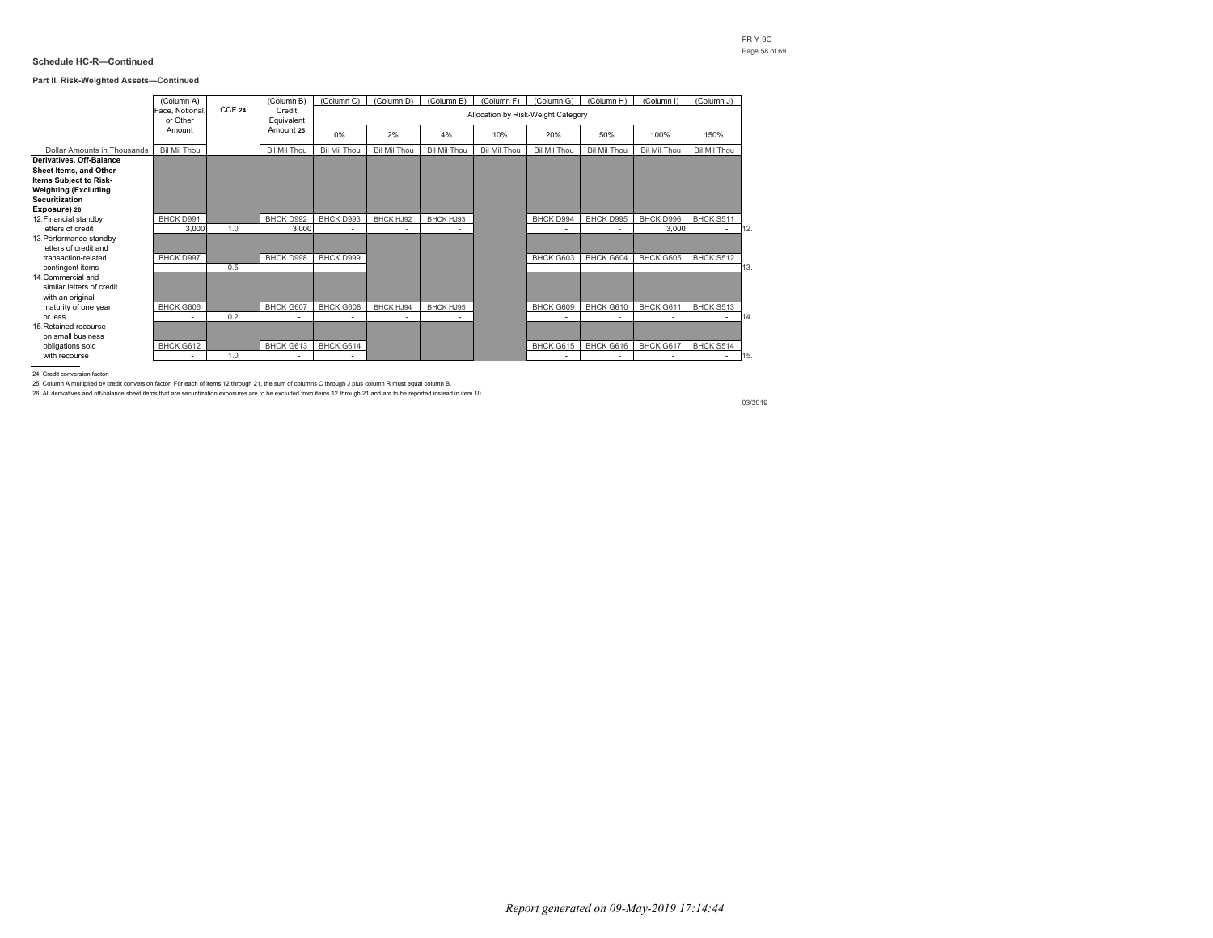**Schedule HC-R—Continued**

**Part II. Risk-Weighted Assets—Continued**

| | (Column A) Face, Notional, or Other Amount | CCF [24] | (Column B) Credit Equivalent Amount [25] | (Column C) | (Column D) | (Column E) | (Column F) | (Column G) | (Column H) | (Column I) | (Column J) | |
|---|---|---|---|---|---|---|---|---|---|---|---|---|
| | | | | Allocation by Risk-Weight Category | | | | | | | | |
| | | | | 0% | 2% | 4% | 10% | 20% | 50% | 100% | 150% | |
| Dollar Amounts in Thousands | Bil Mil Thou | | Bil Mil Thou | Bil Mil Thou | Bil Mil Thou | Bil Mil Thou | Bil Mil Thou | Bil Mil Thou | Bil Mil Thou | Bil Mil Thou | Bil Mil Thou | |
| **Derivatives, Off-Balance Sheet Items, and Other Items Subject to Risk-Weighting (Excluding Securitization Exposure) [26]** | | | | | | | | | | | | |
| 12. Financial standby letters of credit | BHCK D991 | | BHCK D992 | BHCK D993 | BHCK HJ92 | BHCK HJ93 | | BHCK D994 | BHCK D995 | BHCK D996 | BHCK S511 | |
| | 3,000 | 1.0 | 3,000 | - | - | - | | - | - | 3,000 | - | 12. |
| 13. Performance standby letters of credit and transaction-related contingent items | BHCK D997 | | BHCK D998 | BHCK D999 | | | | BHCK G603 | BHCK G604 | BHCK G605 | BHCK S512 | |
| | - | 0.5 | - | - | | | | - | - | - | - | 13. |
| 14. Commercial and similar letters of credit with an original maturity of one year or less | BHCK G606 | | BHCK G607 | BHCK G608 | BHCK HJ94 | BHCK HJ95 | | BHCK G609 | BHCK G610 | BHCK G611 | BHCK S513 | |
| | - | 0.2 | - | - | - | - | | - | - | - | - | 14. |
| 15. Retained recourse on small business obligations sold with recourse | BHCK G612 | | BHCK G613 | BHCK G614 | | | | BHCK G615 | BHCK G616 | BHCK G617 | BHCK S514 | |
| | - | 1.0 | - | - | | | | - | - | - | - | 15. |

24. Credit conversion factor.

25. Column A multiplied by credit conversion factor. For each of items 12 through 21, the sum of columns C through J plus column R must equal column B.

26. All derivatives and off-balance sheet items that are securitization exposures are to be excluded from items 12 through 21 and are to be reported instead in item 10.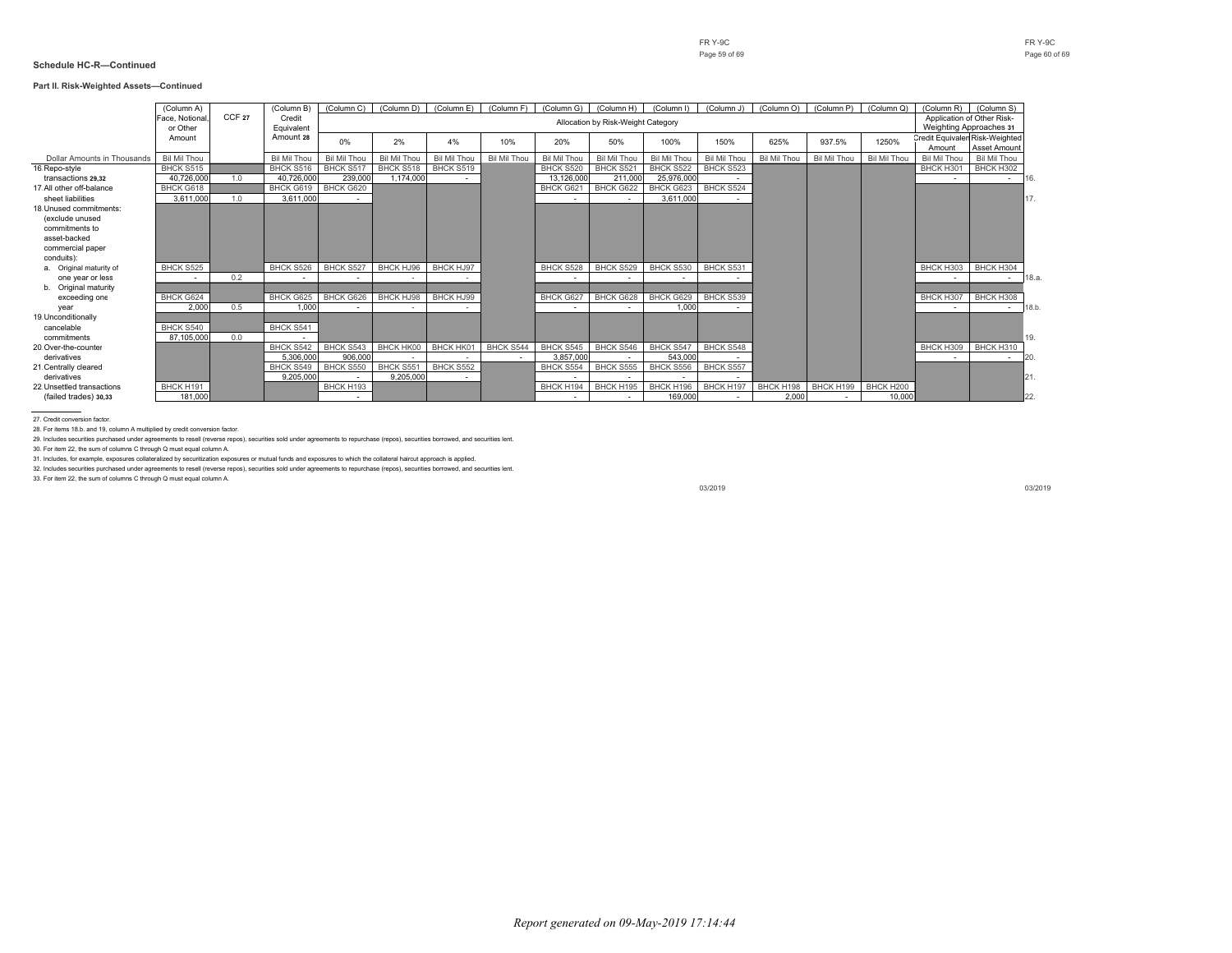**Schedule HC-R—Continued**

**Part II. Risk-Weighted Assets—Continued**

| | (Column A) Face, Notional, or Other Amount | CCF [27] | (Column B) Credit Equivalent Amount [28] | (Column C) | (Column D) | (Column E) | (Column F) | (Column G) | (Column H) | (Column I) | (Column J) | (Column O) | (Column P) | (Column Q) | (Column R) | (Column S) | |
|---|---|---|---|---|---|---|---|---|---|---|---|---|---|---|---|---|---|
| | | | | Allocation by Risk-Weight Category | | | | | | | | | | | Application of Other Risk-Weighting Approaches [31] | | |
| | | | | 0% | 2% | 4% | 10% | 20% | 50% | 100% | 150% | 625% | 937.5% | 1250% | Credit Equivalent Amount | Risk-Weighted Asset Amount | |
| Dollar Amounts in Thousands | Bil Mil Thou | | Bil Mil Thou | Bil Mil Thou | Bil Mil Thou | Bil Mil Thou | Bil Mil Thou | Bil Mil Thou | Bil Mil Thou | Bil Mil Thou | Bil Mil Thou | Bil Mil Thou | Bil Mil Thou | Bil Mil Thou | Bil Mil Thou | Bil Mil Thou | |
| 16. Repo-style transactions [29,32] | BHCK S515 40,726,000 | 1.0 | BHCK S516 40,726,000 | BHCK S517 239,000 | BHCK S518 1,174,000 | BHCK S519 - | | BHCK S520 13,126,000 | BHCK S521 211,000 | BHCK S522 25,976,000 | BHCK S523 - | | | | BHCK H301 - | BHCK H302 - | 16. |
| 17. All other off-balance sheet liabilities | BHCK G618 3,611,000 | 1.0 | BHCK G619 3,611,000 | BHCK G620 - | | | | BHCK G621 - | BHCK G622 - | BHCK G623 3,611,000 | BHCK S524 - | | | | | | 17. |
| 18. Unused commitments: (exclude unused commitments to asset-backed commercial paper conduits): | | | | | | | | | | | | | | | | | |
| a. Original maturity of one year or less | BHCK S525 - | 0.2 | BHCK S526 - | BHCK S527 - | BHCK HJ96 - | BHCK HJ97 - | | BHCK S528 - | BHCK S529 - | BHCK S530 - | BHCK S531 - | | | | BHCK H303 - | BHCK H304 - | 18.a. |
| b. Original maturity exceeding one year | BHCK G624 2,000 | 0.5 | BHCK G625 1,000 | BHCK G626 - | BHCK HJ98 - | BHCK HJ99 - | | BHCK G627 - | BHCK G628 - | BHCK G629 1,000 | BHCK S539 - | | | | BHCK H307 - | BHCK H308 - | 18.b. |
| 19. Unconditionally cancelable commitments | BHCK S540 87,105,000 | 0.0 | BHCK S541 - | | | | | | | | | | | | | | 19. |
| 20. Over-the-counter derivatives | | | BHCK S542 5,306,000 | BHCK S543 906,000 | BHCK HK00 - | BHCK HK01 - | BHCK S544 - | BHCK S545 3,857,000 | BHCK S546 - | BHCK S547 543,000 | BHCK S548 - | | | | BHCK H309 - | BHCK H310 - | 20. |
| 21. Centrally cleared derivatives | | | BHCK S549 9,205,000 | BHCK S550 - | BHCK S551 9,205,000 | BHCK S552 - | | BHCK S554 - | BHCK S555 - | BHCK S556 - | BHCK S557 - | | | | | | 21. |
| 22. Unsettled transactions (failed trades) [30,33] | BHCK H191 181,000 | | | BHCK H193 - | | | | BHCK H194 - | BHCK H195 - | BHCK H196 169,000 | BHCK H197 - | BHCK H198 2,000 | BHCK H199 - | BHCK H200 10,000 | | | 22. |

27. Credit conversion factor.

28. For items 18.b. and 19, column A multiplied by credit conversion factor.

29. Includes securities purchased under agreements to resell (reverse repos), securities sold under agreements to repurchase (repos), securities borrowed, and securities lent.

30. For item 22, the sum of columns C through Q must equal column A.

31. Includes, for example, exposures collateralized by securitization exposures or mutual funds and exposures to which the collateral haircut approach is applied.

32. Includes securities purchased under agreements to resell (reverse repos), securities sold under agreements to repurchase (repos), securities borrowed, and securities lent.

33. For item 22, the sum of columns C through Q must equal column A.

*Report generated on 09-May-2019 17:14:44*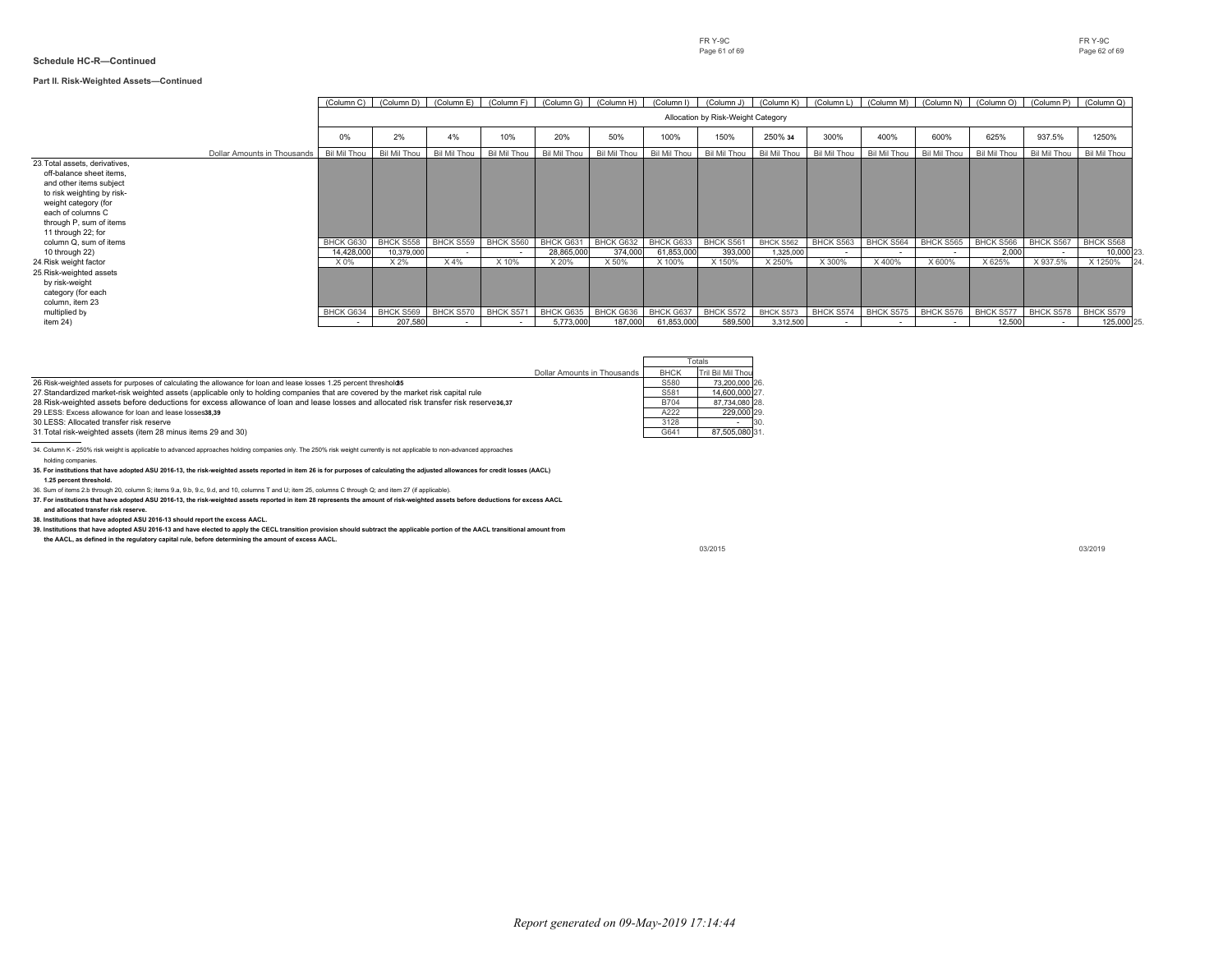**Schedule HC-R—Continued**

**Part II. Risk-Weighted Assets—Continued**

| Dollar Amounts in Thousands | (Column C) 0% | (Column D) 2% | (Column E) 4% | (Column F) 10% | (Column G) 20% | (Column H) 50% | (Column I) 100% | (Column J) 150% | (Column K) 250% [34] | (Column L) 300% | (Column M) 400% | (Column N) 600% | (Column O) 625% | (Column P) 937.5% | (Column Q) 1250% | |
|---|---|---|---|---|---|---|---|---|---|---|---|---|---|---|---|---|
| | Allocation by Risk-Weight Category | | | | | | | | | | | | | | | |
| | Bil Mil Thou | Bil Mil Thou | Bil Mil Thou | Bil Mil Thou | Bil Mil Thou | Bil Mil Thou | Bil Mil Thou | Bil Mil Thou | Bil Mil Thou | Bil Mil Thou | Bil Mil Thou | Bil Mil Thou | Bil Mil Thou | Bil Mil Thou | Bil Mil Thou | |
| 23. Total assets, derivatives, off-balance sheet items, and other items subject to risk weighting by risk-weight category (for each of columns C through P, sum of items 11 through 22; for column Q, sum of items 10 through 22) | BHCK G630 | BHCK S558 | BHCK S559 | BHCK S560 | BHCK G631 | BHCK G632 | BHCK G633 | BHCK S561 | BHCK S562 | BHCK S563 | BHCK S564 | BHCK S565 | BHCK S566 | BHCK S567 | BHCK S568 | |
| | 14,428,000 | 10,379,000 | - | - | 28,865,000 | 374,000 | 61,853,000 | 393,000 | 1,325,000 | - | - | - | 2,000 | - | 10,000 | 23. |
| 24. Risk weight factor | X 0% | X 2% | X 4% | X 10% | X 20% | X 50% | X 100% | X 150% | X 250% | X 300% | X 400% | X 600% | X 625% | X 937.5% | X 1250% | 24. |
| 25. Risk-weighted assets by risk-weight category (for each column, item 23 multiplied by item 24) | BHCK G634 | BHCK S569 | BHCK S570 | BHCK S571 | BHCK G635 | BHCK G636 | BHCK G637 | BHCK S572 | BHCK S573 | BHCK S574 | BHCK S575 | BHCK S576 | BHCK S577 | BHCK S578 | BHCK S579 | |
| | - | 207,580 | - | - | 5,773,000 | 187,000 | 61,853,000 | 589,500 | 3,312,500 | - | - | - | 12,500 | - | 125,000 | 25. |

| Dollar Amounts in Thousands | BHCK | Totals Tril Bil Mil Thou | |
|---|---|---|---|
| 26. Risk-weighted assets for purposes of calculating the allowance for loan and lease losses 1.25 percent threshold[35] | S580 | 73,200,000 | 26. |
| 27. Standardized market-risk weighted assets (applicable only to holding companies that are covered by the market risk capital rule | S581 | 14,600,000 | 27. |
| 28. Risk-weighted assets before deductions for excess allowance of loan and lease losses and allocated risk transfer risk reserve[36,37] | B704 | 87,734,080 | 28. |
| 29. LESS: Excess allowance for loan and lease losses[38,39] | A222 | 229,000 | 29. |
| 30. LESS: Allocated transfer risk reserve | 3128 | - | 30. |
| 31. Total risk-weighted assets (item 28 minus items 29 and 30) | G641 | 87,505,080 | 31. |

34. Column K - 250% risk weight is applicable to advanced approaches holding companies only. The 250% risk weight currently is not applicable to non-advanced approaches holding companies.

**35. For institutions that have adopted ASU 2016-13, the risk-weighted assets reported in item 26 is for purposes of calculating the adjusted allowances for credit losses (AACL) 1.25 percent threshold.**

36. Sum of items 2.b through 20, column S; items 9.a, 9.b, 9.c, 9.d, and 10, columns T and U; item 25, columns C through Q; and item 27 (if applicable).

**37. For institutions that have adopted ASU 2016-13, the risk-weighted assets reported in item 28 represents the amount of risk-weighted assets before deductions for excess AACL and allocated transfer risk reserve.**

**38. Institutions that have adopted ASU 2016-13 should report the excess AACL.**

**39. Institutions that have adopted ASU 2016-13 and have elected to apply the CECL transition provision should subtract the applicable portion of the AACL transitional amount from the AACL, as defined in the regulatory capital rule, before determining the amount of excess AACL.**

03/2015

03/2019

*Report generated on 09-May-2019 17:14:44*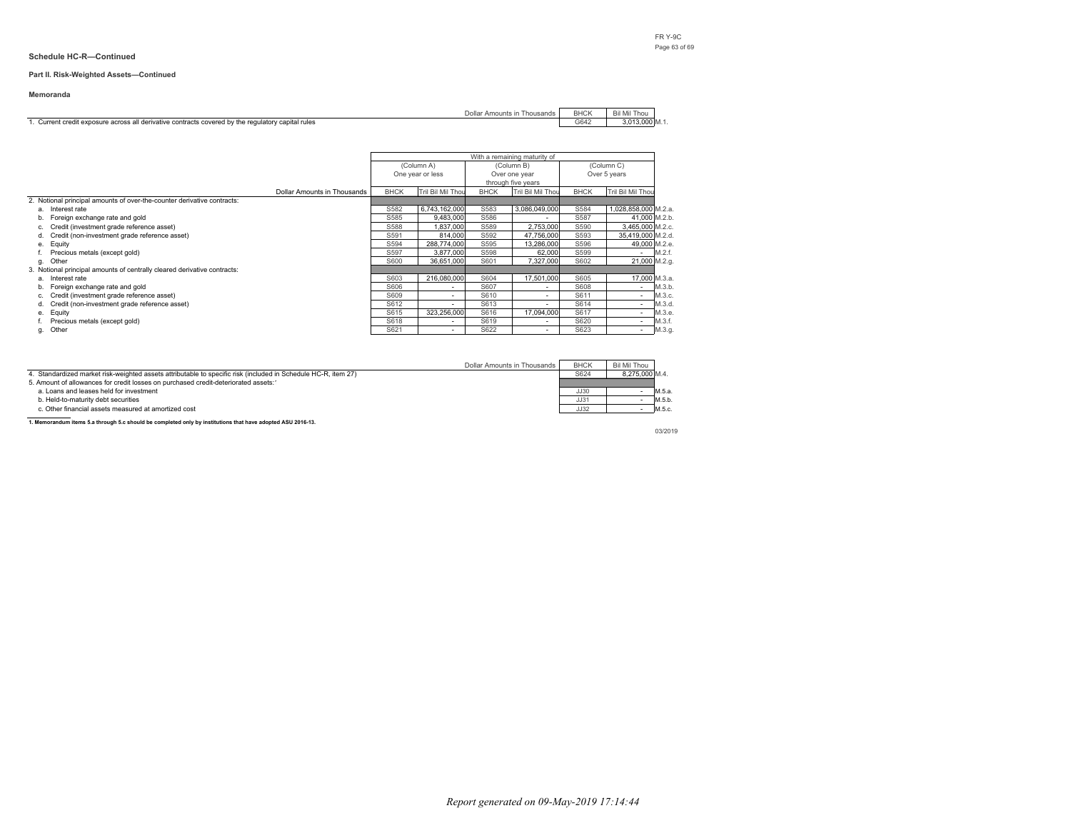### Schedule HC-R—Continued

#### Part II. Risk-Weighted Assets—Continued

**Memoranda**

| | Dollar Amounts in Thousands | BHCK | Bil Mil Thou | |
|---|---|---|---|---|
| 1. Current credit exposure across all derivative contracts covered by the regulatory capital rules | | G642 | 3,013,000 | M.1. |

| | With a remaining maturity of | | | | | | |
|---|---|---|---|---|---|---|---|
| | (Column A) One year or less | | (Column B) Over one year through five years | | (Column C) Over 5 years | | |
| Dollar Amounts in Thousands | BHCK | Tril Bil Mil Thou | BHCK | Tril Bil Mil Thou | BHCK | Tril Bil Mil Thou | |
| 2. Notional principal amounts of over-the-counter derivative contracts: | | | | | | | |
| a. Interest rate | S582 | 6,743,162,000 | S583 | 3,086,049,000 | S584 | 1,028,858,000 | M.2.a. |
| b. Foreign exchange rate and gold | S585 | 9,483,000 | S586 | - | S587 | 41,000 | M.2.b. |
| c. Credit (investment grade reference asset) | S588 | 1,837,000 | S589 | 2,753,000 | S590 | 3,465,000 | M.2.c. |
| d. Credit (non-investment grade reference asset) | S591 | 814,000 | S592 | 47,756,000 | S593 | 35,419,000 | M.2.d. |
| e. Equity | S594 | 288,774,000 | S595 | 13,286,000 | S596 | 49,000 | M.2.e. |
| f. Precious metals (except gold) | S597 | 3,877,000 | S598 | 62,000 | S599 | - | M.2.f. |
| g. Other | S600 | 36,651,000 | S601 | 7,327,000 | S602 | 21,000 | M.2.g. |
| 3. Notional principal amounts of centrally cleared derivative contracts: | | | | | | | |
| a. Interest rate | S603 | 216,080,000 | S604 | 17,501,000 | S605 | 17,000 | M.3.a. |
| b. Foreign exchange rate and gold | S606 | - | S607 | - | S608 | - | M.3.b. |
| c. Credit (investment grade reference asset) | S609 | - | S610 | - | S611 | - | M.3.c. |
| d. Credit (non-investment grade reference asset) | S612 | - | S613 | - | S614 | - | M.3.d. |
| e. Equity | S615 | 323,256,000 | S616 | 17,094,000 | S617 | - | M.3.e. |
| f. Precious metals (except gold) | S618 | - | S619 | - | S620 | - | M.3.f. |
| g. Other | S621 | - | S622 | - | S623 | - | M.3.g. |

| | Dollar Amounts in Thousands | BHCK | Bil Mil Thou | |
|---|---|---|---|---|
| 4. Standardized market risk-weighted assets attributable to specific risk (included in Schedule HC-R, item 27) | | S624 | 8,275,000 | M.4. |
| 5. Amount of allowances for credit losses on purchased credit-deteriorated assets:[1] | | | | |
| a. Loans and leases held for investment | | JJ30 | - | M.5.a. |
| b. Held-to-maturity debt securities | | JJ31 | - | M.5.b. |
| c. Other financial assets measured at amortized cost | | JJ32 | - | M.5.c. |

**1. Memorandum items 5.a through 5.c should be completed only by institutions that have adopted ASU 2016-13.**

03/2019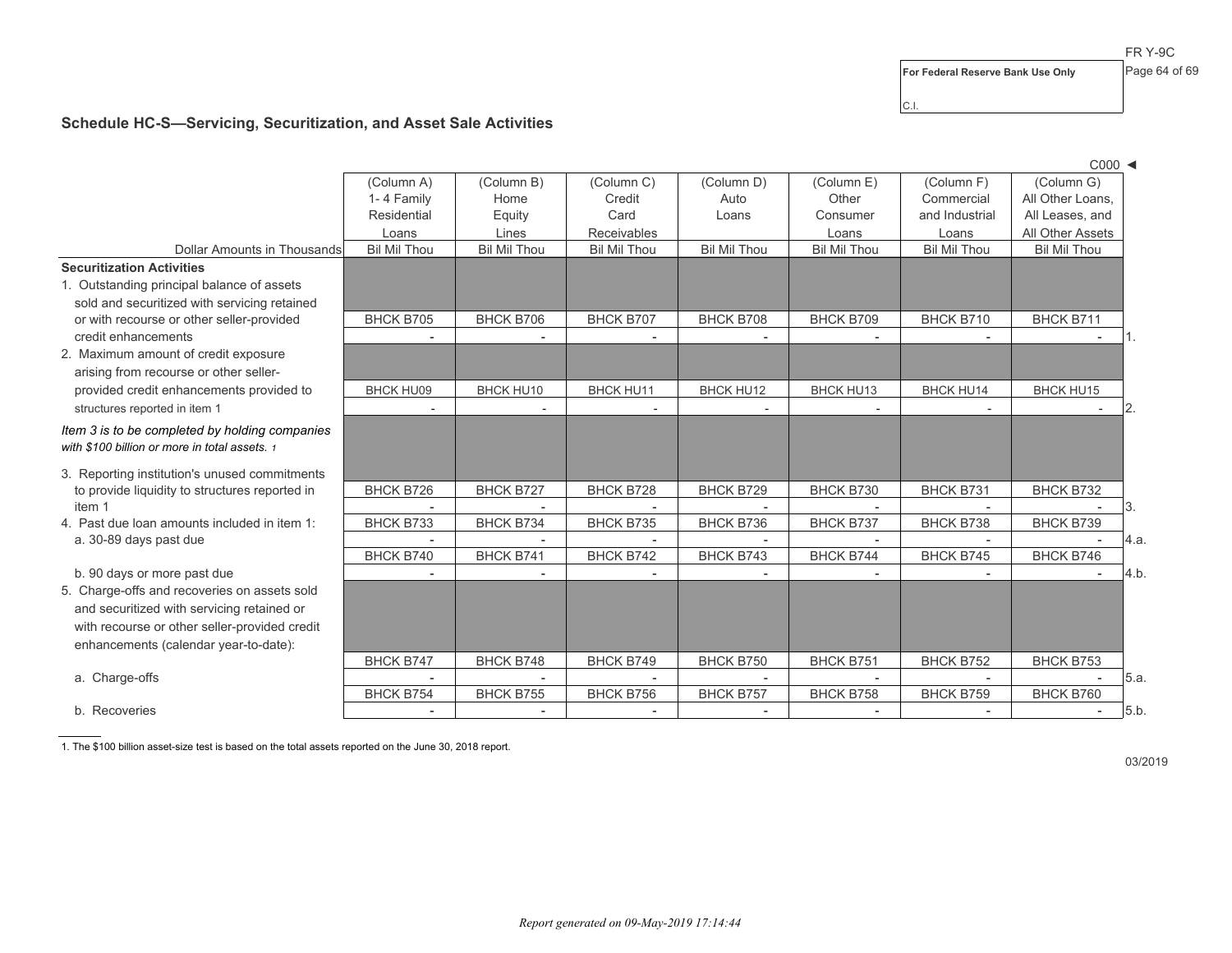For Federal Reserve Bank Use Only

C.I.

## Schedule HC-S—Servicing, Securitization, and Asset Sale Activities

C000 ◄

| Dollar Amounts in Thousands | (Column A) 1- 4 Family Residential Loans | (Column B) Home Equity Lines | (Column C) Credit Card Receivables | (Column D) Auto Loans | (Column E) Other Consumer Loans | (Column F) Commercial and Industrial Loans | (Column G) All Other Loans, All Leases, and All Other Assets | |
|---|---|---|---|---|---|---|---|---|
| | Bil Mil Thou | Bil Mil Thou | Bil Mil Thou | Bil Mil Thou | Bil Mil Thou | Bil Mil Thou | Bil Mil Thou | |
| **Securitization Activities** | | | | | | | | |
| 1. Outstanding principal balance of assets sold and securitized with servicing retained or with recourse or other seller-provided credit enhancements | BHCK B705 - | BHCK B706 - | BHCK B707 - | BHCK B708 - | BHCK B709 - | BHCK B710 - | BHCK B711 - | 1. |
| 2. Maximum amount of credit exposure arising from recourse or other seller-provided credit enhancements provided to structures reported in item 1 | BHCK HU09 - | BHCK HU10 - | BHCK HU11 - | BHCK HU12 - | BHCK HU13 - | BHCK HU14 - | BHCK HU15 - | 2. |
| *Item 3 is to be completed by holding companies with $100 billion or more in total assets.* [1] | | | | | | | | |
| 3. Reporting institution's unused commitments to provide liquidity to structures reported in item 1 | BHCK B726 - | BHCK B727 - | BHCK B728 - | BHCK B729 - | BHCK B730 - | BHCK B731 - | BHCK B732 - | 3. |
| 4. Past due loan amounts included in item 1: | | | | | | | | |
| a. 30-89 days past due | BHCK B733 - | BHCK B734 - | BHCK B735 - | BHCK B736 - | BHCK B737 - | BHCK B738 - | BHCK B739 - | 4.a. |
| b. 90 days or more past due | BHCK B740 - | BHCK B741 - | BHCK B742 - | BHCK B743 - | BHCK B744 - | BHCK B745 - | BHCK B746 - | 4.b. |
| 5. Charge-offs and recoveries on assets sold and securitized with servicing retained or with recourse or other seller-provided credit enhancements (calendar year-to-date): | | | | | | | | |
| a. Charge-offs | BHCK B747 - | BHCK B748 - | BHCK B749 - | BHCK B750 - | BHCK B751 - | BHCK B752 - | BHCK B753 - | 5.a. |
| b. Recoveries | BHCK B754 - | BHCK B755 - | BHCK B756 - | BHCK B757 - | BHCK B758 - | BHCK B759 - | BHCK B760 - | 5.b. |

1. The $100 billion asset-size test is based on the total assets reported on the June 30, 2018 report.

03/2019

*Report generated on 09-May-2019 17:14:44*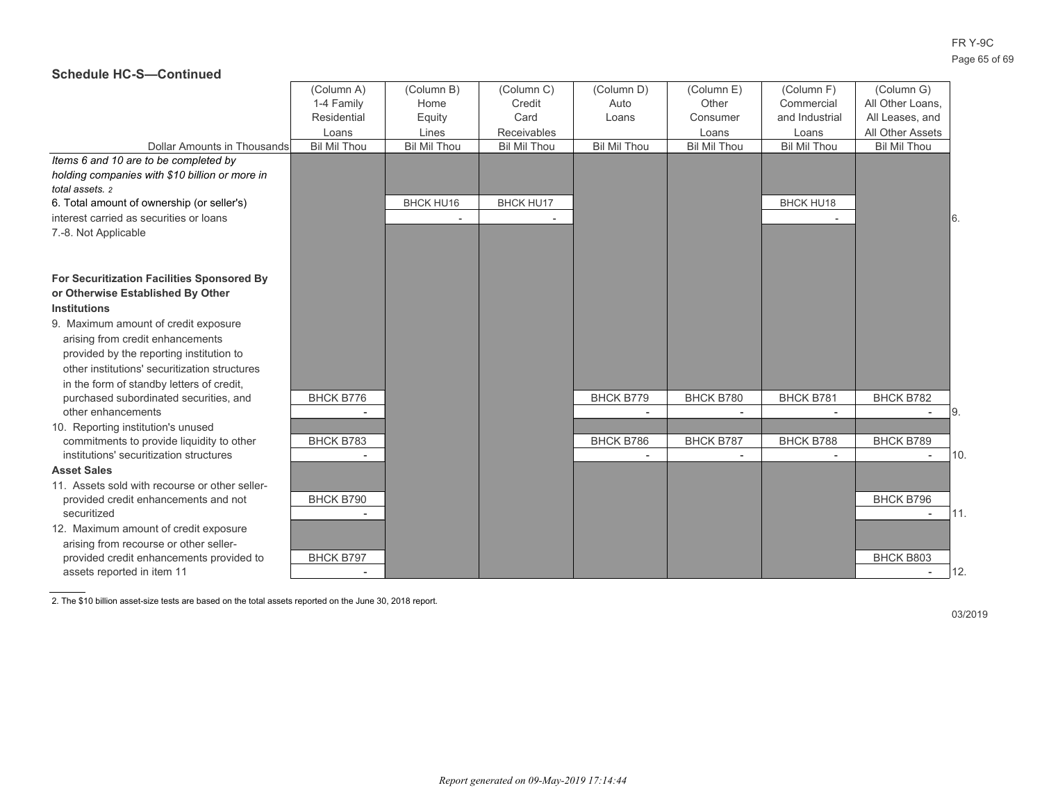## Schedule HC-S—Continued

| Dollar Amounts in Thousands | (Column A) 1-4 Family Residential Loans | (Column B) Home Equity Lines | (Column C) Credit Card Receivables | (Column D) Auto Loans | (Column E) Other Consumer Loans | (Column F) Commercial and Industrial Loans | (Column G) All Other Loans, All Leases, and All Other Assets | |
|---|---|---|---|---|---|---|---|---|
| | Bil Mil Thou | Bil Mil Thou | Bil Mil Thou | Bil Mil Thou | Bil Mil Thou | Bil Mil Thou | Bil Mil Thou | |
| *Items 6 and 10 are to be completed by holding companies with $10 billion or more in total assets.* 2 | | | | | | | | |
| 6. Total amount of ownership (or seller's) interest carried as securities or loans | | BHCK HU16 - | BHCK HU17 - | | | BHCK HU18 - | | 6. |
| 7.-8. Not Applicable | | | | | | | | |
| **For Securitization Facilities Sponsored By or Otherwise Established By Other Institutions** | | | | | | | | |
| 9. Maximum amount of credit exposure arising from credit enhancements provided by the reporting institution to other institutions' securitization structures in the form of standby letters of credit, purchased subordinated securities, and other enhancements | BHCK B776 - | | | BHCK B779 - | BHCK B780 - | BHCK B781 - | BHCK B782 - | 9. |
| 10. Reporting institution's unused commitments to provide liquidity to other institutions' securitization structures | BHCK B783 - | | | BHCK B786 - | BHCK B787 - | BHCK B788 - | BHCK B789 - | 10. |
| **Asset Sales** | | | | | | | | |
| 11. Assets sold with recourse or other seller-provided credit enhancements and not securitized | BHCK B790 - | | | | | | BHCK B796 - | 11. |
| 12. Maximum amount of credit exposure arising from recourse or other seller-provided credit enhancements provided to assets reported in item 11 | BHCK B797 - | | | | | | BHCK B803 - | 12. |

2. The $10 billion asset-size tests are based on the total assets reported on the June 30, 2018 report.

03/2019

*Report generated on 09-May-2019 17:14:44*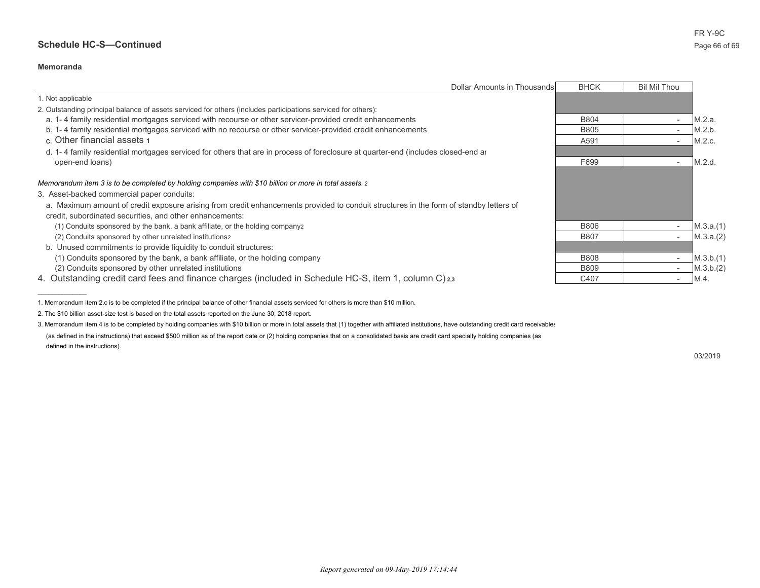## Schedule HC-S—Continued

### Memoranda

| Dollar Amounts in Thousands | BHCK | Bil Mil Thou | |
|---|---|---|---|
| 1. Not applicable | | | |
| 2. Outstanding principal balance of assets serviced for others (includes participations serviced for others): | | | |
| a. 1- 4 family residential mortgages serviced with recourse or other servicer-provided credit enhancements | B804 | - | M.2.a. |
| b. 1- 4 family residential mortgages serviced with no recourse or other servicer-provided credit enhancements | B805 | - | M.2.b. |
| c. Other financial assets [1] | A591 | - | M.2.c. |
| d. 1- 4 family residential mortgages serviced for others that are in process of foreclosure at quarter-end (includes closed-end ar open-end loans) | F699 | - | M.2.d. |
| *Memorandum item 3 is to be completed by holding companies with $10 billion or more in total assets.* [2] | | | |
| 3. Asset-backed commercial paper conduits: | | | |
| a. Maximum amount of credit exposure arising from credit enhancements provided to conduit structures in the form of standby letters of credit, subordinated securities, and other enhancements: | | | |
| (1) Conduits sponsored by the bank, a bank affiliate, or the holding company[2] | B806 | - | M.3.a.(1) |
| (2) Conduits sponsored by other unrelated institutions[2] | B807 | - | M.3.a.(2) |
| b. Unused commitments to provide liquidity to conduit structures: | | | |
| (1) Conduits sponsored by the bank, a bank affiliate, or the holding company | B808 | - | M.3.b.(1) |
| (2) Conduits sponsored by other unrelated institutions | B809 | - | M.3.b.(2) |
| 4. Outstanding credit card fees and finance charges (included in Schedule HC-S, item 1, column C) [2,3] | C407 | - | M.4. |

---

1. Memorandum item 2.c is to be completed if the principal balance of other financial assets serviced for others is more than $10 million.

2. The $10 billion asset-size test is based on the total assets reported on the June 30, 2018 report.

3. Memorandum item 4 is to be completed by holding companies with $10 billion or more in total assets that (1) together with affiliated institutions, have outstanding credit card receivables (as defined in the instructions) that exceed $500 million as of the report date or (2) holding companies that on a consolidated basis are credit card specialty holding companies (as defined in the instructions).

03/2019

*Report generated on 09-May-2019 17:14:44*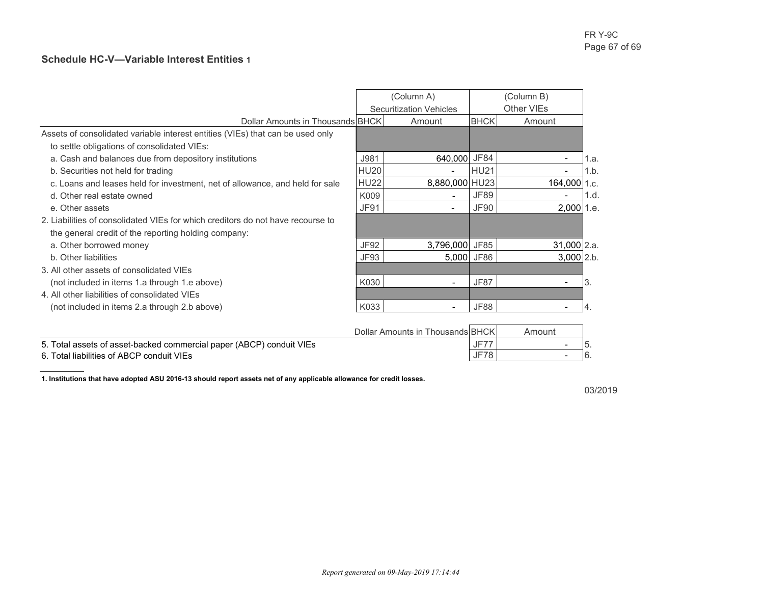## Schedule HC-V—Variable Interest Entities [1]

| Dollar Amounts in Thousands | BHCK | (Column A) Securitization Vehicles Amount | BHCK | (Column B) Other VIEs Amount | |
|---|---|---|---|---|---|
| Assets of consolidated variable interest entities (VIEs) that can be used only to settle obligations of consolidated VIEs: | | | | | |
| a. Cash and balances due from depository institutions | J981 | 640,000 | JF84 | - | 1.a. |
| b. Securities not held for trading | HU20 | - | HU21 | - | 1.b. |
| c. Loans and leases held for investment, net of allowance, and held for sale | HU22 | 8,880,000 | HU23 | 164,000 | 1.c. |
| d. Other real estate owned | K009 | - | JF89 | - | 1.d. |
| e. Other assets | JF91 | - | JF90 | 2,000 | 1.e. |
| 2. Liabilities of consolidated VIEs for which creditors do not have recourse to the general credit of the reporting holding company: | | | | | |
| a. Other borrowed money | JF92 | 3,796,000 | JF85 | 31,000 | 2.a. |
| b. Other liabilities | JF93 | 5,000 | JF86 | 3,000 | 2.b. |
| 3. All other assets of consolidated VIEs (not included in items 1.a through 1.e above) | K030 | - | JF87 | - | 3. |
| 4. All other liabilities of consolidated VIEs (not included in items 2.a through 2.b above) | K033 | - | JF88 | - | 4. |

| Dollar Amounts in Thousands | BHCK | Amount | |
|---|---|---|---|
| 5. Total assets of asset-backed commercial paper (ABCP) conduit VIEs | JF77 | - | 5. |
| 6. Total liabilities of ABCP conduit VIEs | JF78 | - | 6. |

**1. Institutions that have adopted ASU 2016-13 should report assets net of any applicable allowance for credit losses.**

03/2019

*Report generated on 09-May-2019 17:14:44*